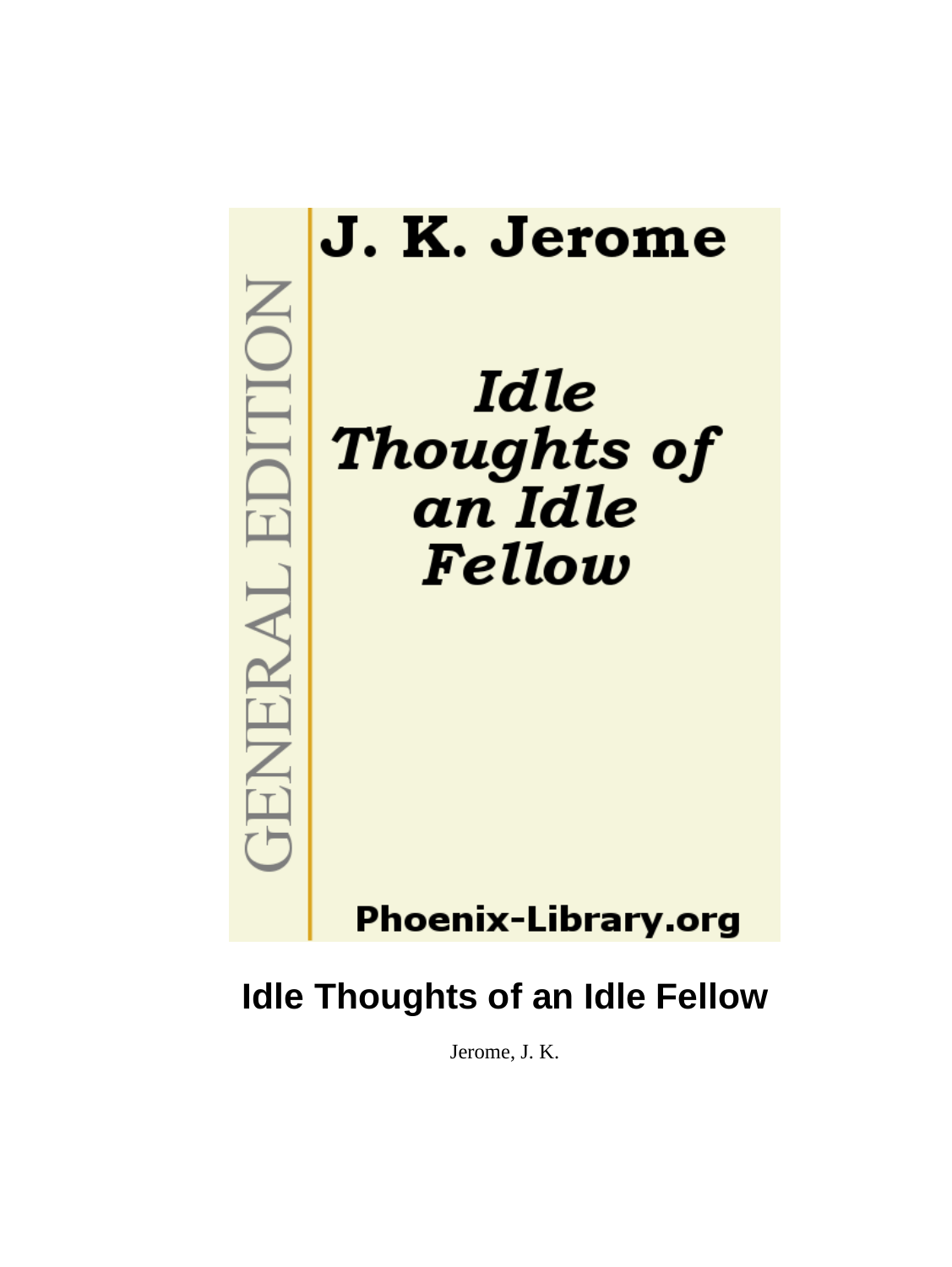J. K. Jerome

GENERAL EDITION

*Idle Thoughts of an Idle Fellow*

Phoenix-Library.org

# Idle Thoughts of an Idle Fellow

Jerome, J. K.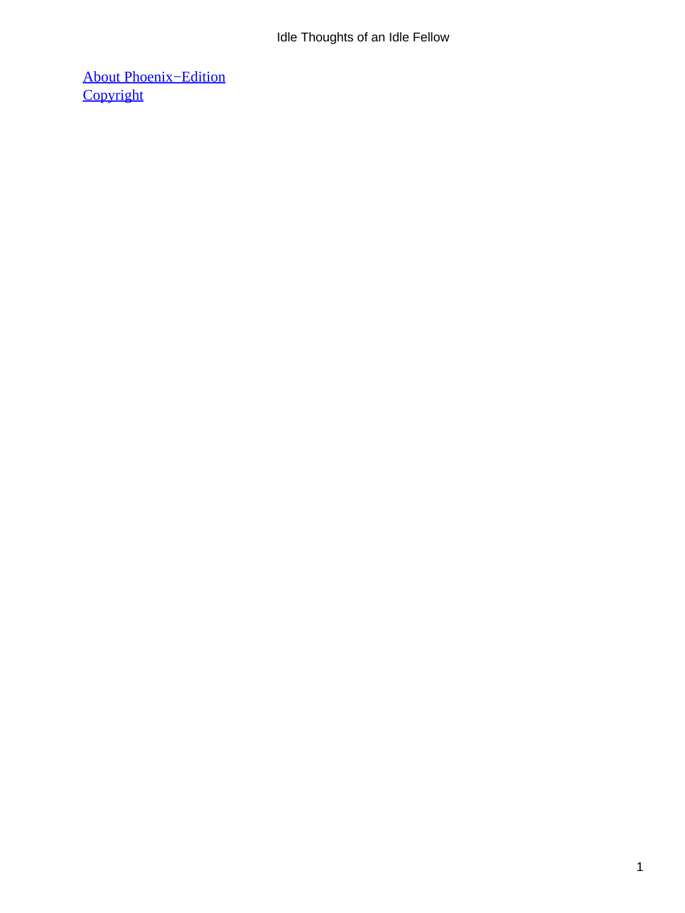About Phoenix−Edition
Copyright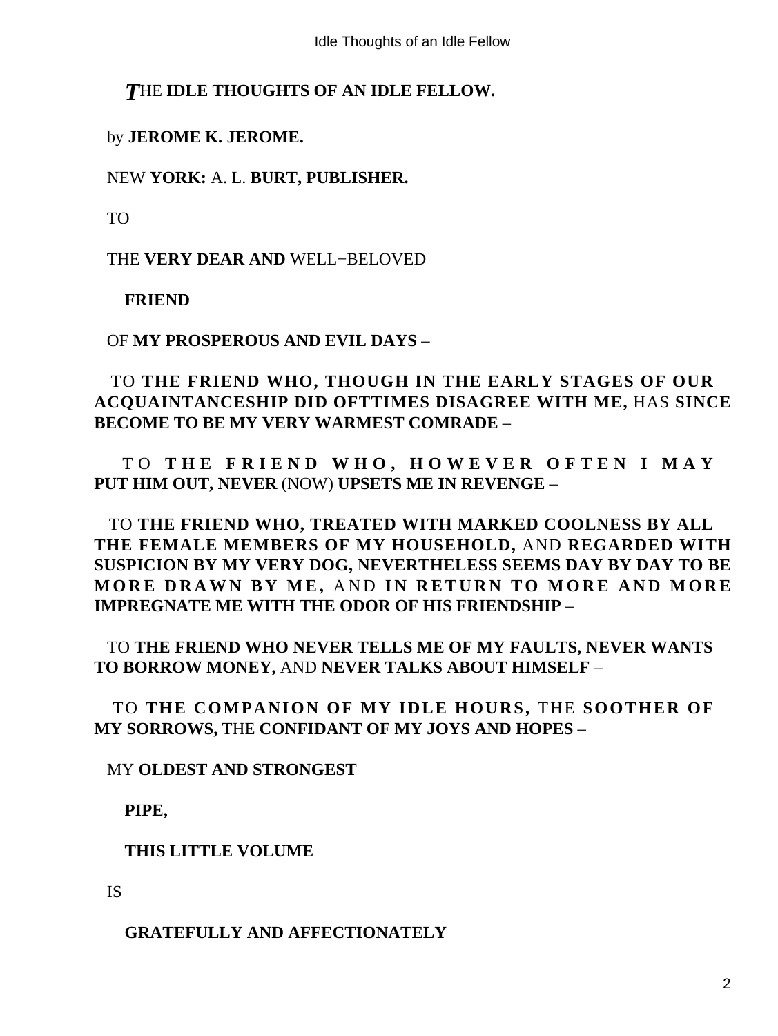# THE IDLE THOUGHTS OF AN IDLE FELLOW.

by **JEROME K. JEROME.**

NEW **YORK:** A. L. **BURT, PUBLISHER.**

TO

THE **VERY DEAR AND** WELL−BELOVED

**FRIEND**

OF **MY PROSPEROUS AND EVIL DAYS** –

TO **THE FRIEND WHO, THOUGH IN THE EARLY STAGES OF OUR ACQUAINTANCESHIP DID OFTTIMES DISAGREE WITH ME,** HAS **SINCE BECOME TO BE MY VERY WARMEST COMRADE** –

TO **THE FRIEND WHO, HOWEVER OFTEN I MAY PUT HIM OUT, NEVER** (NOW) **UPSETS ME IN REVENGE** –

TO **THE FRIEND WHO, TREATED WITH MARKED COOLNESS BY ALL THE FEMALE MEMBERS OF MY HOUSEHOLD,** AND **REGARDED WITH SUSPICION BY MY VERY DOG, NEVERTHELESS SEEMS DAY BY DAY TO BE MORE DRAWN BY ME,** AND **IN RETURN TO MORE AND MORE IMPREGNATE ME WITH THE ODOR OF HIS FRIENDSHIP** –

TO **THE FRIEND WHO NEVER TELLS ME OF MY FAULTS, NEVER WANTS TO BORROW MONEY,** AND **NEVER TALKS ABOUT HIMSELF** –

TO **THE COMPANION OF MY IDLE HOURS,** THE **SOOTHER OF MY SORROWS,** THE **CONFIDANT OF MY JOYS AND HOPES** –

MY **OLDEST AND STRONGEST**

**PIPE,**

**THIS LITTLE VOLUME**

IS

**GRATEFULLY AND AFFECTIONATELY**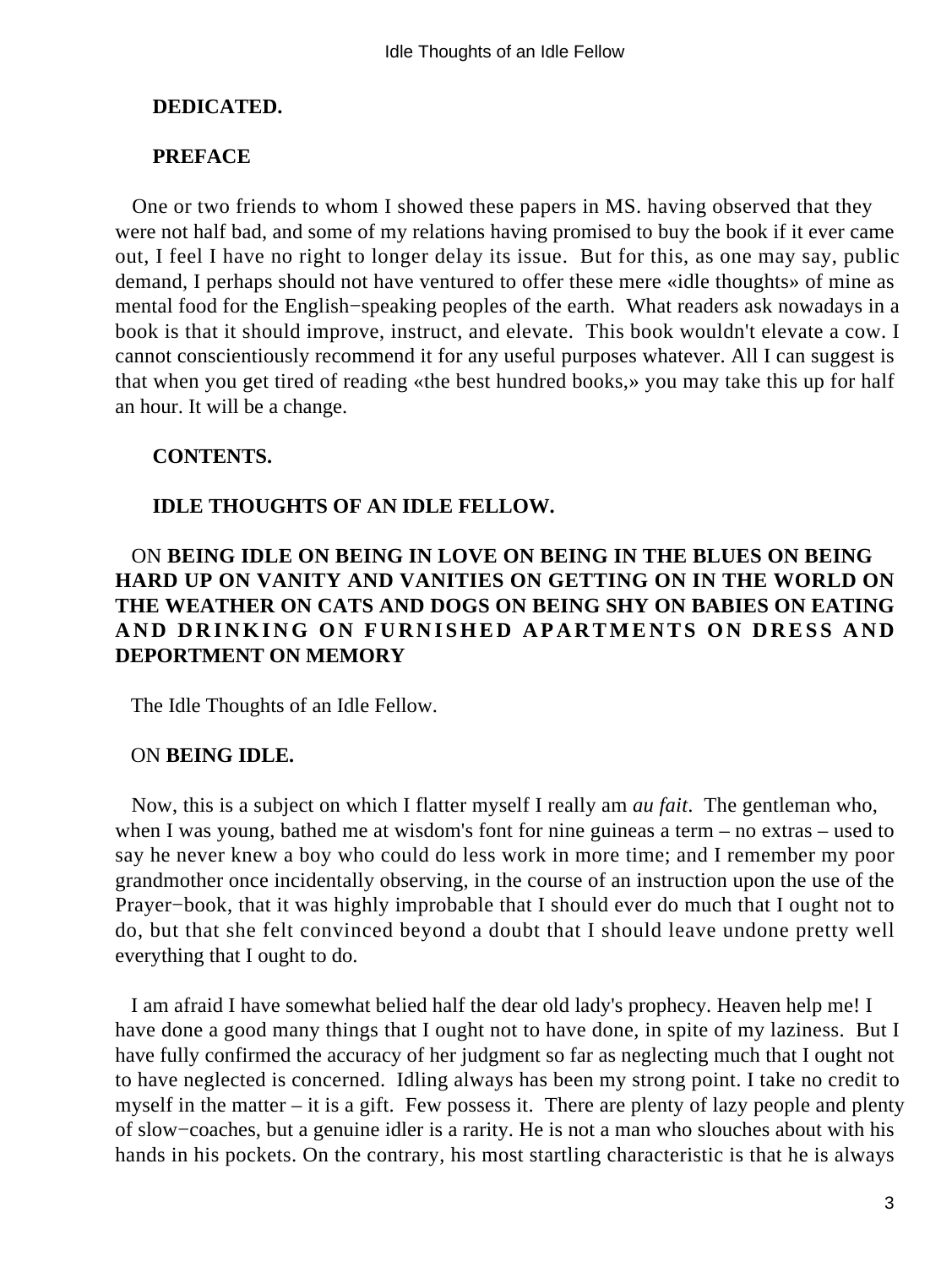**DEDICATED.**

**PREFACE**

One or two friends to whom I showed these papers in MS. having observed that they were not half bad, and some of my relations having promised to buy the book if it ever came out, I feel I have no right to longer delay its issue. But for this, as one may say, public demand, I perhaps should not have ventured to offer these mere «idle thoughts» of mine as mental food for the English−speaking peoples of the earth. What readers ask nowadays in a book is that it should improve, instruct, and elevate. This book wouldn't elevate a cow. I cannot conscientiously recommend it for any useful purposes whatever. All I can suggest is that when you get tired of reading «the best hundred books,» you may take this up for half an hour. It will be a change.

**CONTENTS.**

**IDLE THOUGHTS OF AN IDLE FELLOW.**

ON **BEING IDLE ON BEING IN LOVE ON BEING IN THE BLUES ON BEING HARD UP ON VANITY AND VANITIES ON GETTING ON IN THE WORLD ON THE WEATHER ON CATS AND DOGS ON BEING SHY ON BABIES ON EATING AND DRINKING ON FURNISHED APARTMENTS ON DRESS AND DEPORTMENT ON MEMORY**

The Idle Thoughts of an Idle Fellow.

## ON **BEING IDLE.**

Now, this is a subject on which I flatter myself I really am *au fait*. The gentleman who, when I was young, bathed me at wisdom's font for nine guineas a term – no extras – used to say he never knew a boy who could do less work in more time; and I remember my poor grandmother once incidentally observing, in the course of an instruction upon the use of the Prayer−book, that it was highly improbable that I should ever do much that I ought not to do, but that she felt convinced beyond a doubt that I should leave undone pretty well everything that I ought to do.

I am afraid I have somewhat belied half the dear old lady's prophecy. Heaven help me! I have done a good many things that I ought not to have done, in spite of my laziness. But I have fully confirmed the accuracy of her judgment so far as neglecting much that I ought not to have neglected is concerned. Idling always has been my strong point. I take no credit to myself in the matter – it is a gift. Few possess it. There are plenty of lazy people and plenty of slow−coaches, but a genuine idler is a rarity. He is not a man who slouches about with his hands in his pockets. On the contrary, his most startling characteristic is that he is always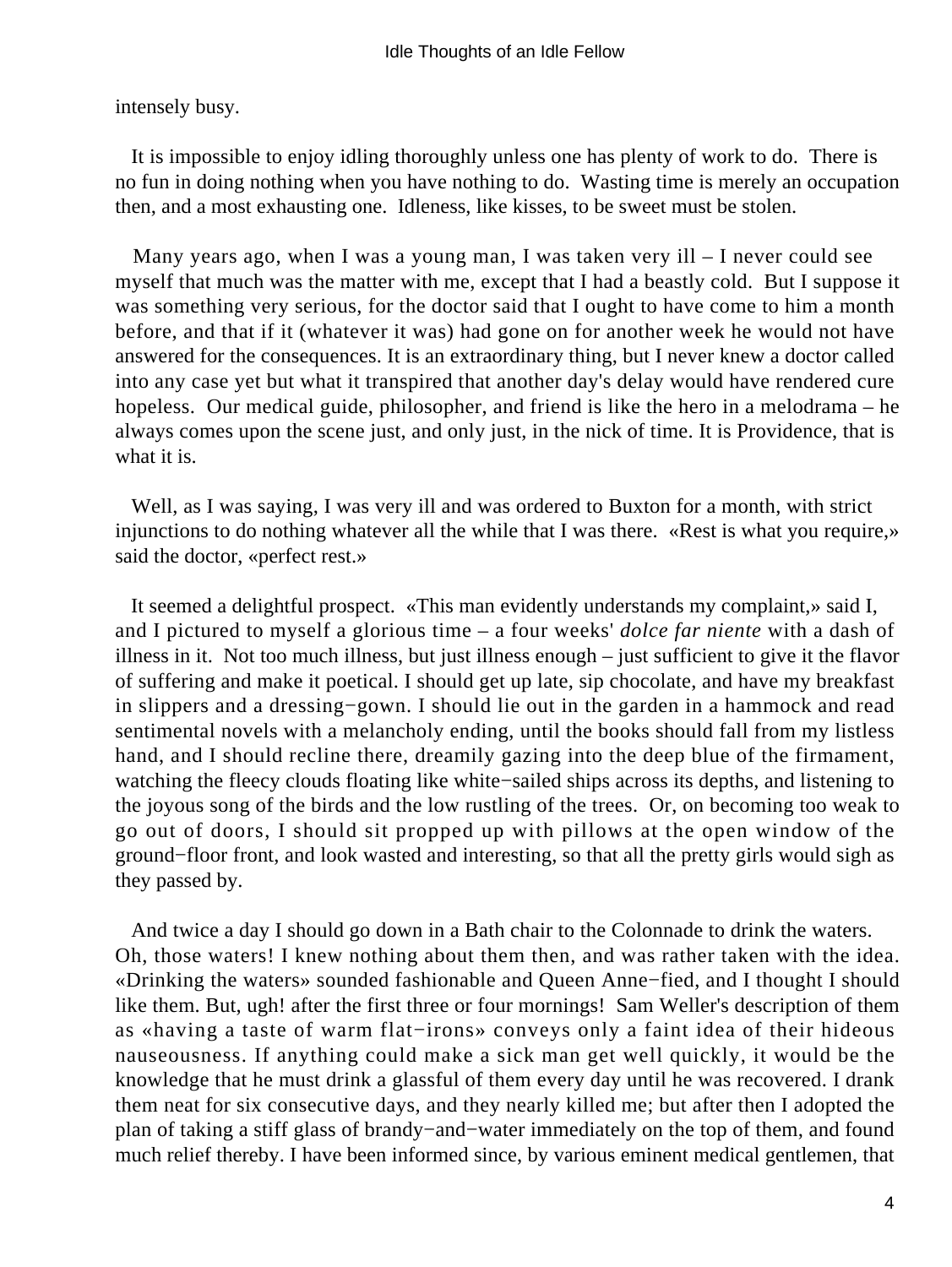intensely busy.

It is impossible to enjoy idling thoroughly unless one has plenty of work to do. There is no fun in doing nothing when you have nothing to do. Wasting time is merely an occupation then, and a most exhausting one. Idleness, like kisses, to be sweet must be stolen.

Many years ago, when I was a young man, I was taken very ill – I never could see myself that much was the matter with me, except that I had a beastly cold. But I suppose it was something very serious, for the doctor said that I ought to have come to him a month before, and that if it (whatever it was) had gone on for another week he would not have answered for the consequences. It is an extraordinary thing, but I never knew a doctor called into any case yet but what it transpired that another day's delay would have rendered cure hopeless. Our medical guide, philosopher, and friend is like the hero in a melodrama – he always comes upon the scene just, and only just, in the nick of time. It is Providence, that is what it is.

Well, as I was saying, I was very ill and was ordered to Buxton for a month, with strict injunctions to do nothing whatever all the while that I was there. «Rest is what you require,» said the doctor, «perfect rest.»

It seemed a delightful prospect. «This man evidently understands my complaint,» said I, and I pictured to myself a glorious time – a four weeks' *dolce far niente* with a dash of illness in it. Not too much illness, but just illness enough – just sufficient to give it the flavor of suffering and make it poetical. I should get up late, sip chocolate, and have my breakfast in slippers and a dressing−gown. I should lie out in the garden in a hammock and read sentimental novels with a melancholy ending, until the books should fall from my listless hand, and I should recline there, dreamily gazing into the deep blue of the firmament, watching the fleecy clouds floating like white−sailed ships across its depths, and listening to the joyous song of the birds and the low rustling of the trees. Or, on becoming too weak to go out of doors, I should sit propped up with pillows at the open window of the ground−floor front, and look wasted and interesting, so that all the pretty girls would sigh as they passed by.

And twice a day I should go down in a Bath chair to the Colonnade to drink the waters. Oh, those waters! I knew nothing about them then, and was rather taken with the idea. «Drinking the waters» sounded fashionable and Queen Anne−fied, and I thought I should like them. But, ugh! after the first three or four mornings! Sam Weller's description of them as «having a taste of warm flat−irons» conveys only a faint idea of their hideous nauseousness. If anything could make a sick man get well quickly, it would be the knowledge that he must drink a glassful of them every day until he was recovered. I drank them neat for six consecutive days, and they nearly killed me; but after then I adopted the plan of taking a stiff glass of brandy−and−water immediately on the top of them, and found much relief thereby. I have been informed since, by various eminent medical gentlemen, that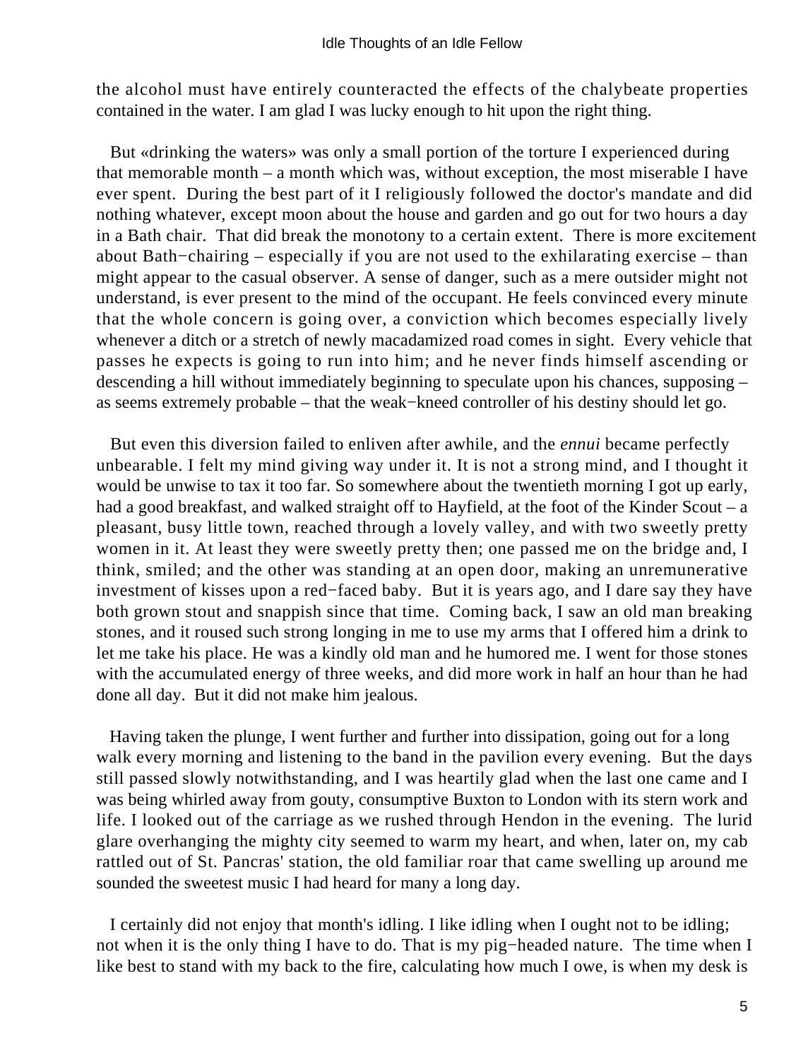the alcohol must have entirely counteracted the effects of the chalybeate properties contained in the water. I am glad I was lucky enough to hit upon the right thing.

But «drinking the waters» was only a small portion of the torture I experienced during that memorable month – a month which was, without exception, the most miserable I have ever spent. During the best part of it I religiously followed the doctor's mandate and did nothing whatever, except moon about the house and garden and go out for two hours a day in a Bath chair. That did break the monotony to a certain extent. There is more excitement about Bath−chairing – especially if you are not used to the exhilarating exercise – than might appear to the casual observer. A sense of danger, such as a mere outsider might not understand, is ever present to the mind of the occupant. He feels convinced every minute that the whole concern is going over, a conviction which becomes especially lively whenever a ditch or a stretch of newly macadamized road comes in sight. Every vehicle that passes he expects is going to run into him; and he never finds himself ascending or descending a hill without immediately beginning to speculate upon his chances, supposing – as seems extremely probable – that the weak−kneed controller of his destiny should let go.

But even this diversion failed to enliven after awhile, and the *ennui* became perfectly unbearable. I felt my mind giving way under it. It is not a strong mind, and I thought it would be unwise to tax it too far. So somewhere about the twentieth morning I got up early, had a good breakfast, and walked straight off to Hayfield, at the foot of the Kinder Scout – a pleasant, busy little town, reached through a lovely valley, and with two sweetly pretty women in it. At least they were sweetly pretty then; one passed me on the bridge and, I think, smiled; and the other was standing at an open door, making an unremunerative investment of kisses upon a red−faced baby. But it is years ago, and I dare say they have both grown stout and snappish since that time. Coming back, I saw an old man breaking stones, and it roused such strong longing in me to use my arms that I offered him a drink to let me take his place. He was a kindly old man and he humored me. I went for those stones with the accumulated energy of three weeks, and did more work in half an hour than he had done all day. But it did not make him jealous.

Having taken the plunge, I went further and further into dissipation, going out for a long walk every morning and listening to the band in the pavilion every evening. But the days still passed slowly notwithstanding, and I was heartily glad when the last one came and I was being whirled away from gouty, consumptive Buxton to London with its stern work and life. I looked out of the carriage as we rushed through Hendon in the evening. The lurid glare overhanging the mighty city seemed to warm my heart, and when, later on, my cab rattled out of St. Pancras' station, the old familiar roar that came swelling up around me sounded the sweetest music I had heard for many a long day.

I certainly did not enjoy that month's idling. I like idling when I ought not to be idling; not when it is the only thing I have to do. That is my pig−headed nature. The time when I like best to stand with my back to the fire, calculating how much I owe, is when my desk is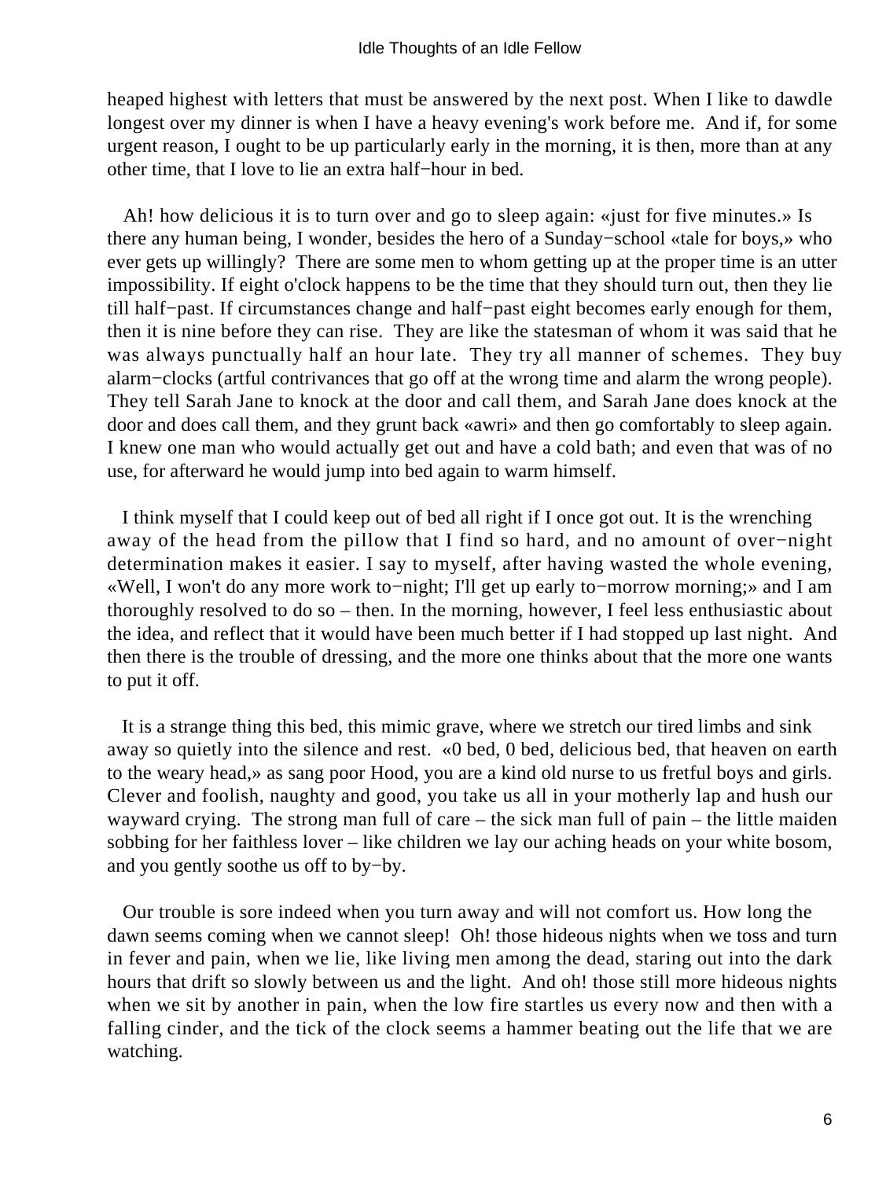heaped highest with letters that must be answered by the next post. When I like to dawdle longest over my dinner is when I have a heavy evening's work before me. And if, for some urgent reason, I ought to be up particularly early in the morning, it is then, more than at any other time, that I love to lie an extra half−hour in bed.

Ah! how delicious it is to turn over and go to sleep again: «just for five minutes.» Is there any human being, I wonder, besides the hero of a Sunday−school «tale for boys,» who ever gets up willingly? There are some men to whom getting up at the proper time is an utter impossibility. If eight o'clock happens to be the time that they should turn out, then they lie till half−past. If circumstances change and half−past eight becomes early enough for them, then it is nine before they can rise. They are like the statesman of whom it was said that he was always punctually half an hour late. They try all manner of schemes. They buy alarm−clocks (artful contrivances that go off at the wrong time and alarm the wrong people). They tell Sarah Jane to knock at the door and call them, and Sarah Jane does knock at the door and does call them, and they grunt back «awri» and then go comfortably to sleep again. I knew one man who would actually get out and have a cold bath; and even that was of no use, for afterward he would jump into bed again to warm himself.

I think myself that I could keep out of bed all right if I once got out. It is the wrenching away of the head from the pillow that I find so hard, and no amount of over−night determination makes it easier. I say to myself, after having wasted the whole evening, «Well, I won't do any more work to−night; I'll get up early to−morrow morning;» and I am thoroughly resolved to do so – then. In the morning, however, I feel less enthusiastic about the idea, and reflect that it would have been much better if I had stopped up last night. And then there is the trouble of dressing, and the more one thinks about that the more one wants to put it off.

It is a strange thing this bed, this mimic grave, where we stretch our tired limbs and sink away so quietly into the silence and rest. «0 bed, 0 bed, delicious bed, that heaven on earth to the weary head,» as sang poor Hood, you are a kind old nurse to us fretful boys and girls. Clever and foolish, naughty and good, you take us all in your motherly lap and hush our wayward crying. The strong man full of care – the sick man full of pain – the little maiden sobbing for her faithless lover – like children we lay our aching heads on your white bosom, and you gently soothe us off to by−by.

Our trouble is sore indeed when you turn away and will not comfort us. How long the dawn seems coming when we cannot sleep! Oh! those hideous nights when we toss and turn in fever and pain, when we lie, like living men among the dead, staring out into the dark hours that drift so slowly between us and the light. And oh! those still more hideous nights when we sit by another in pain, when the low fire startles us every now and then with a falling cinder, and the tick of the clock seems a hammer beating out the life that we are watching.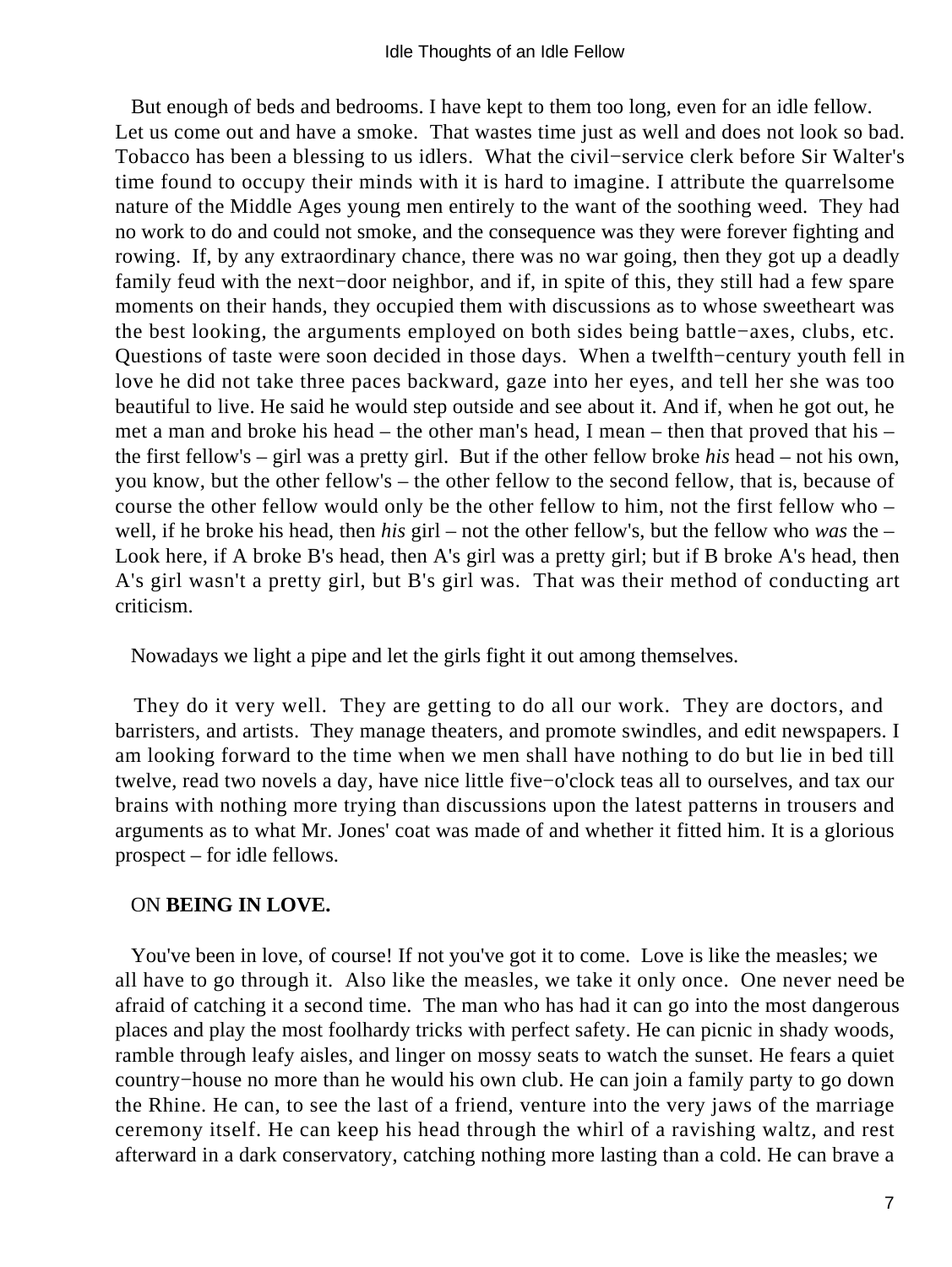But enough of beds and bedrooms. I have kept to them too long, even for an idle fellow. Let us come out and have a smoke. That wastes time just as well and does not look so bad. Tobacco has been a blessing to us idlers. What the civil−service clerk before Sir Walter's time found to occupy their minds with it is hard to imagine. I attribute the quarrelsome nature of the Middle Ages young men entirely to the want of the soothing weed. They had no work to do and could not smoke, and the consequence was they were forever fighting and rowing. If, by any extraordinary chance, there was no war going, then they got up a deadly family feud with the next−door neighbor, and if, in spite of this, they still had a few spare moments on their hands, they occupied them with discussions as to whose sweetheart was the best looking, the arguments employed on both sides being battle−axes, clubs, etc. Questions of taste were soon decided in those days. When a twelfth−century youth fell in love he did not take three paces backward, gaze into her eyes, and tell her she was too beautiful to live. He said he would step outside and see about it. And if, when he got out, he met a man and broke his head – the other man's head, I mean – then that proved that his – the first fellow's – girl was a pretty girl. But if the other fellow broke *his* head – not his own, you know, but the other fellow's – the other fellow to the second fellow, that is, because of course the other fellow would only be the other fellow to him, not the first fellow who – well, if he broke his head, then *his* girl – not the other fellow's, but the fellow who *was* the – Look here, if A broke B's head, then A's girl was a pretty girl; but if B broke A's head, then A's girl wasn't a pretty girl, but B's girl was. That was their method of conducting art criticism.

Nowadays we light a pipe and let the girls fight it out among themselves.

They do it very well. They are getting to do all our work. They are doctors, and barristers, and artists. They manage theaters, and promote swindles, and edit newspapers. I am looking forward to the time when we men shall have nothing to do but lie in bed till twelve, read two novels a day, have nice little five−o'clock teas all to ourselves, and tax our brains with nothing more trying than discussions upon the latest patterns in trousers and arguments as to what Mr. Jones' coat was made of and whether it fitted him. It is a glorious prospect – for idle fellows.

## ON **BEING IN LOVE.**

You've been in love, of course! If not you've got it to come. Love is like the measles; we all have to go through it. Also like the measles, we take it only once. One never need be afraid of catching it a second time. The man who has had it can go into the most dangerous places and play the most foolhardy tricks with perfect safety. He can picnic in shady woods, ramble through leafy aisles, and linger on mossy seats to watch the sunset. He fears a quiet country−house no more than he would his own club. He can join a family party to go down the Rhine. He can, to see the last of a friend, venture into the very jaws of the marriage ceremony itself. He can keep his head through the whirl of a ravishing waltz, and rest afterward in a dark conservatory, catching nothing more lasting than a cold. He can brave a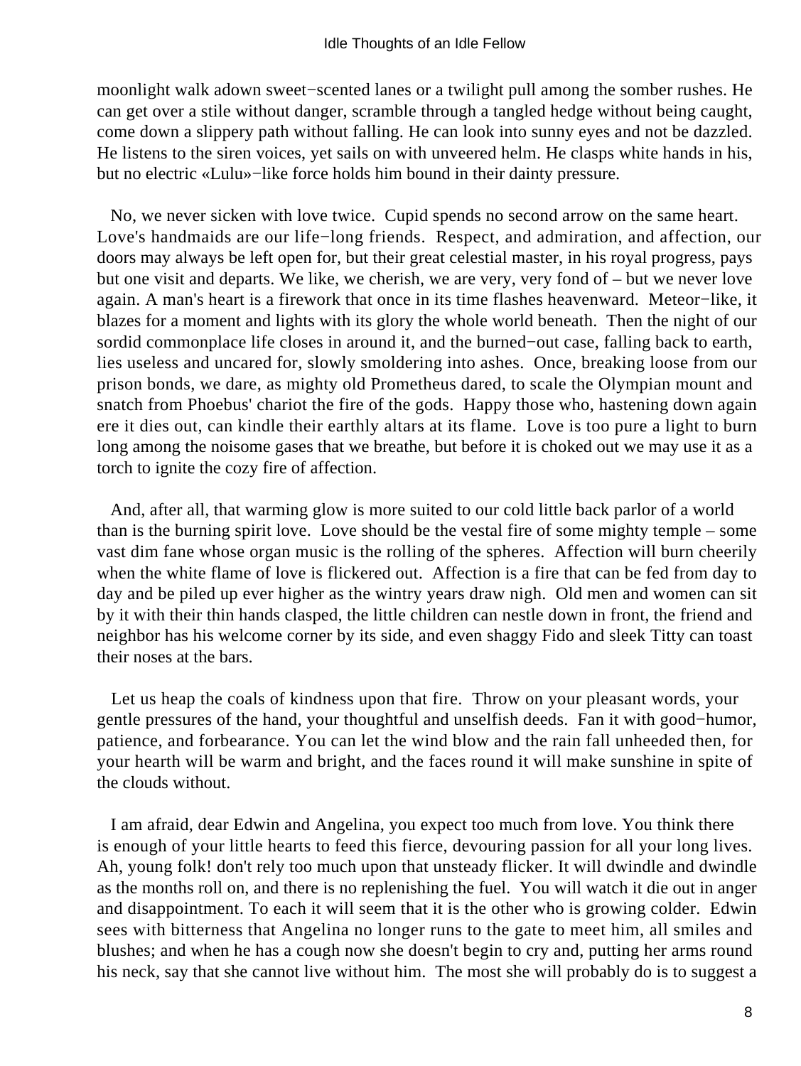moonlight walk adown sweet−scented lanes or a twilight pull among the somber rushes. He can get over a stile without danger, scramble through a tangled hedge without being caught, come down a slippery path without falling. He can look into sunny eyes and not be dazzled. He listens to the siren voices, yet sails on with unveered helm. He clasps white hands in his, but no electric «Lulu»−like force holds him bound in their dainty pressure.

No, we never sicken with love twice. Cupid spends no second arrow on the same heart. Love's handmaids are our life−long friends. Respect, and admiration, and affection, our doors may always be left open for, but their great celestial master, in his royal progress, pays but one visit and departs. We like, we cherish, we are very, very fond of – but we never love again. A man's heart is a firework that once in its time flashes heavenward. Meteor−like, it blazes for a moment and lights with its glory the whole world beneath. Then the night of our sordid commonplace life closes in around it, and the burned−out case, falling back to earth, lies useless and uncared for, slowly smoldering into ashes. Once, breaking loose from our prison bonds, we dare, as mighty old Prometheus dared, to scale the Olympian mount and snatch from Phoebus' chariot the fire of the gods. Happy those who, hastening down again ere it dies out, can kindle their earthly altars at its flame. Love is too pure a light to burn long among the noisome gases that we breathe, but before it is choked out we may use it as a torch to ignite the cozy fire of affection.

And, after all, that warming glow is more suited to our cold little back parlor of a world than is the burning spirit love. Love should be the vestal fire of some mighty temple – some vast dim fane whose organ music is the rolling of the spheres. Affection will burn cheerily when the white flame of love is flickered out. Affection is a fire that can be fed from day to day and be piled up ever higher as the wintry years draw nigh. Old men and women can sit by it with their thin hands clasped, the little children can nestle down in front, the friend and neighbor has his welcome corner by its side, and even shaggy Fido and sleek Titty can toast their noses at the bars.

Let us heap the coals of kindness upon that fire. Throw on your pleasant words, your gentle pressures of the hand, your thoughtful and unselfish deeds. Fan it with good−humor, patience, and forbearance. You can let the wind blow and the rain fall unheeded then, for your hearth will be warm and bright, and the faces round it will make sunshine in spite of the clouds without.

I am afraid, dear Edwin and Angelina, you expect too much from love. You think there is enough of your little hearts to feed this fierce, devouring passion for all your long lives. Ah, young folk! don't rely too much upon that unsteady flicker. It will dwindle and dwindle as the months roll on, and there is no replenishing the fuel. You will watch it die out in anger and disappointment. To each it will seem that it is the other who is growing colder. Edwin sees with bitterness that Angelina no longer runs to the gate to meet him, all smiles and blushes; and when he has a cough now she doesn't begin to cry and, putting her arms round his neck, say that she cannot live without him. The most she will probably do is to suggest a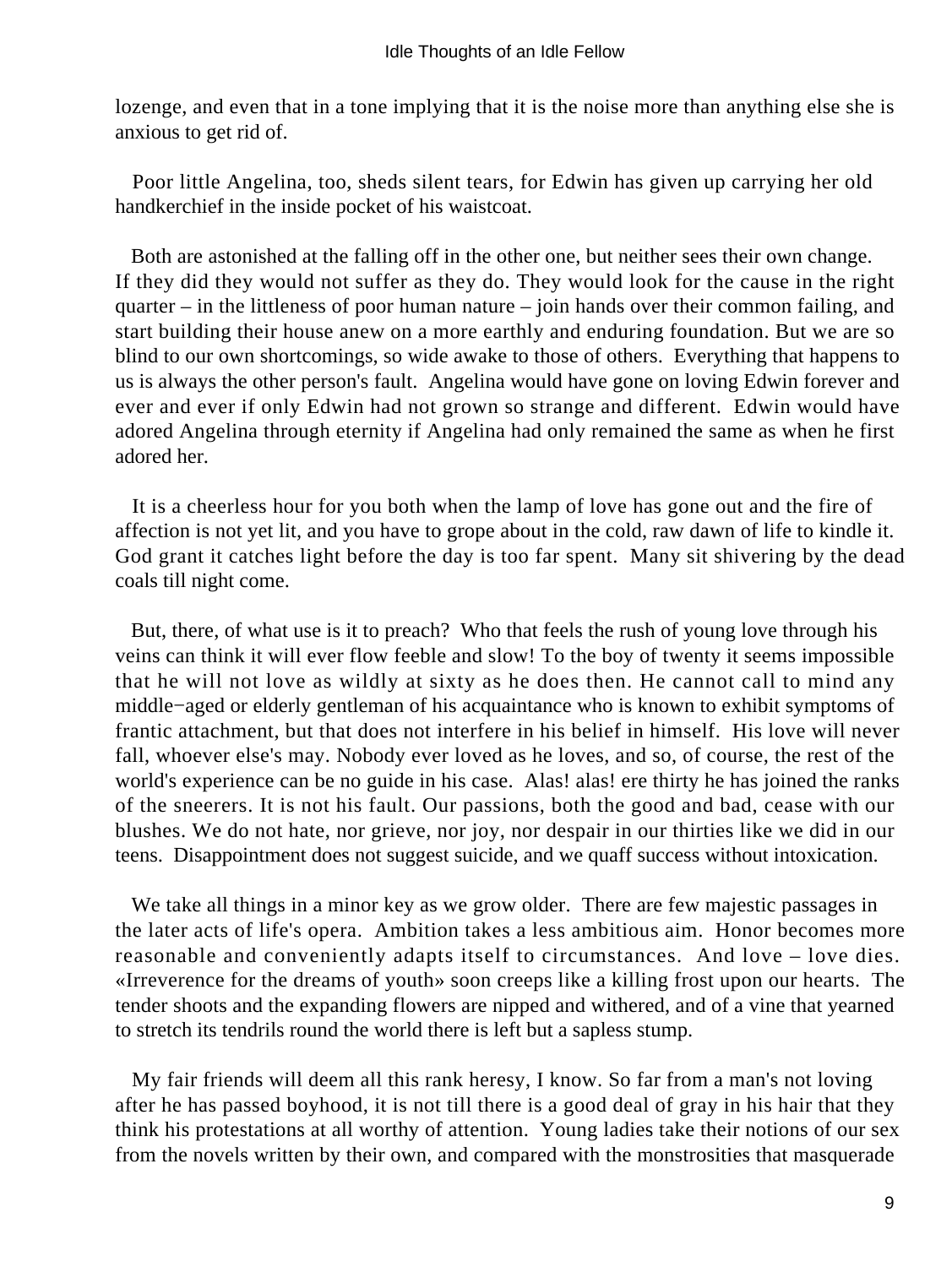lozenge, and even that in a tone implying that it is the noise more than anything else she is anxious to get rid of.

Poor little Angelina, too, sheds silent tears, for Edwin has given up carrying her old handkerchief in the inside pocket of his waistcoat.

Both are astonished at the falling off in the other one, but neither sees their own change. If they did they would not suffer as they do. They would look for the cause in the right quarter – in the littleness of poor human nature – join hands over their common failing, and start building their house anew on a more earthly and enduring foundation. But we are so blind to our own shortcomings, so wide awake to those of others. Everything that happens to us is always the other person's fault. Angelina would have gone on loving Edwin forever and ever and ever if only Edwin had not grown so strange and different. Edwin would have adored Angelina through eternity if Angelina had only remained the same as when he first adored her.

It is a cheerless hour for you both when the lamp of love has gone out and the fire of affection is not yet lit, and you have to grope about in the cold, raw dawn of life to kindle it. God grant it catches light before the day is too far spent. Many sit shivering by the dead coals till night come.

But, there, of what use is it to preach? Who that feels the rush of young love through his veins can think it will ever flow feeble and slow! To the boy of twenty it seems impossible that he will not love as wildly at sixty as he does then. He cannot call to mind any middle−aged or elderly gentleman of his acquaintance who is known to exhibit symptoms of frantic attachment, but that does not interfere in his belief in himself. His love will never fall, whoever else's may. Nobody ever loved as he loves, and so, of course, the rest of the world's experience can be no guide in his case. Alas! alas! ere thirty he has joined the ranks of the sneerers. It is not his fault. Our passions, both the good and bad, cease with our blushes. We do not hate, nor grieve, nor joy, nor despair in our thirties like we did in our teens. Disappointment does not suggest suicide, and we quaff success without intoxication.

We take all things in a minor key as we grow older. There are few majestic passages in the later acts of life's opera. Ambition takes a less ambitious aim. Honor becomes more reasonable and conveniently adapts itself to circumstances. And love – love dies. «Irreverence for the dreams of youth» soon creeps like a killing frost upon our hearts. The tender shoots and the expanding flowers are nipped and withered, and of a vine that yearned to stretch its tendrils round the world there is left but a sapless stump.

My fair friends will deem all this rank heresy, I know. So far from a man's not loving after he has passed boyhood, it is not till there is a good deal of gray in his hair that they think his protestations at all worthy of attention. Young ladies take their notions of our sex from the novels written by their own, and compared with the monstrosities that masquerade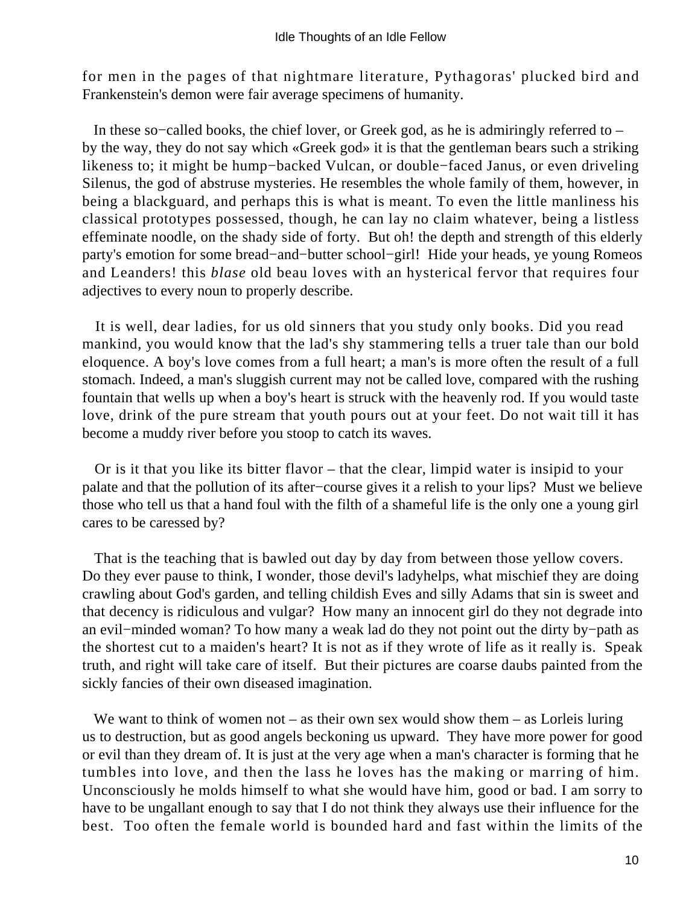for men in the pages of that nightmare literature, Pythagoras' plucked bird and Frankenstein's demon were fair average specimens of humanity.

In these so−called books, the chief lover, or Greek god, as he is admiringly referred to – by the way, they do not say which «Greek god» it is that the gentleman bears such a striking likeness to; it might be hump−backed Vulcan, or double−faced Janus, or even driveling Silenus, the god of abstruse mysteries. He resembles the whole family of them, however, in being a blackguard, and perhaps this is what is meant. To even the little manliness his classical prototypes possessed, though, he can lay no claim whatever, being a listless effeminate noodle, on the shady side of forty. But oh! the depth and strength of this elderly party's emotion for some bread−and−butter school−girl! Hide your heads, ye young Romeos and Leanders! this *blase* old beau loves with an hysterical fervor that requires four adjectives to every noun to properly describe.

It is well, dear ladies, for us old sinners that you study only books. Did you read mankind, you would know that the lad's shy stammering tells a truer tale than our bold eloquence. A boy's love comes from a full heart; a man's is more often the result of a full stomach. Indeed, a man's sluggish current may not be called love, compared with the rushing fountain that wells up when a boy's heart is struck with the heavenly rod. If you would taste love, drink of the pure stream that youth pours out at your feet. Do not wait till it has become a muddy river before you stoop to catch its waves.

Or is it that you like its bitter flavor – that the clear, limpid water is insipid to your palate and that the pollution of its after−course gives it a relish to your lips? Must we believe those who tell us that a hand foul with the filth of a shameful life is the only one a young girl cares to be caressed by?

That is the teaching that is bawled out day by day from between those yellow covers. Do they ever pause to think, I wonder, those devil's ladyhelps, what mischief they are doing crawling about God's garden, and telling childish Eves and silly Adams that sin is sweet and that decency is ridiculous and vulgar? How many an innocent girl do they not degrade into an evil−minded woman? To how many a weak lad do they not point out the dirty by−path as the shortest cut to a maiden's heart? It is not as if they wrote of life as it really is. Speak truth, and right will take care of itself. But their pictures are coarse daubs painted from the sickly fancies of their own diseased imagination.

We want to think of women not – as their own sex would show them – as Lorleis luring us to destruction, but as good angels beckoning us upward. They have more power for good or evil than they dream of. It is just at the very age when a man's character is forming that he tumbles into love, and then the lass he loves has the making or marring of him. Unconsciously he molds himself to what she would have him, good or bad. I am sorry to have to be ungallant enough to say that I do not think they always use their influence for the best. Too often the female world is bounded hard and fast within the limits of the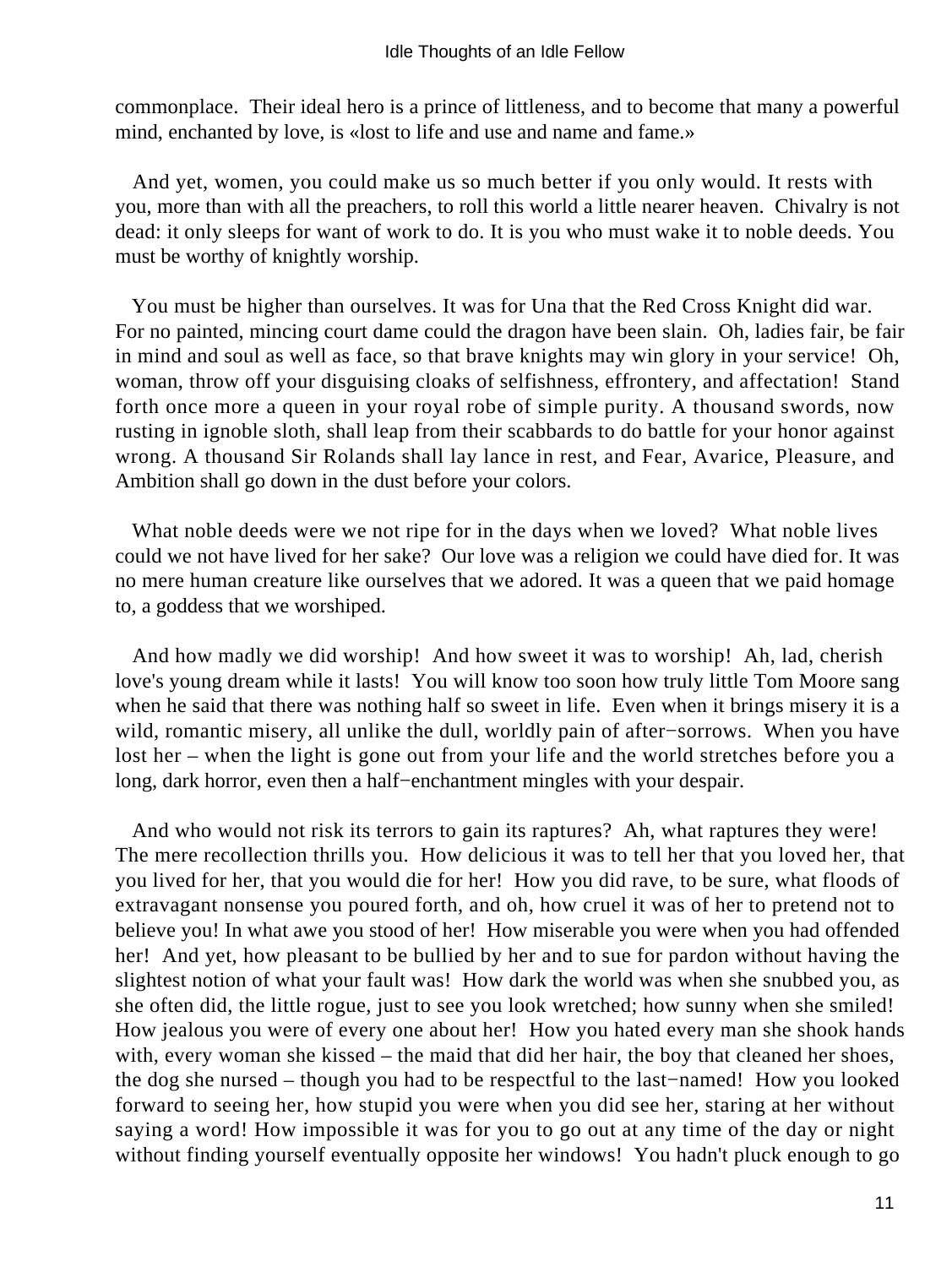commonplace. Their ideal hero is a prince of littleness, and to become that many a powerful mind, enchanted by love, is «lost to life and use and name and fame.»

And yet, women, you could make us so much better if you only would. It rests with you, more than with all the preachers, to roll this world a little nearer heaven. Chivalry is not dead: it only sleeps for want of work to do. It is you who must wake it to noble deeds. You must be worthy of knightly worship.

You must be higher than ourselves. It was for Una that the Red Cross Knight did war. For no painted, mincing court dame could the dragon have been slain. Oh, ladies fair, be fair in mind and soul as well as face, so that brave knights may win glory in your service! Oh, woman, throw off your disguising cloaks of selfishness, effrontery, and affectation! Stand forth once more a queen in your royal robe of simple purity. A thousand swords, now rusting in ignoble sloth, shall leap from their scabbards to do battle for your honor against wrong. A thousand Sir Rolands shall lay lance in rest, and Fear, Avarice, Pleasure, and Ambition shall go down in the dust before your colors.

What noble deeds were we not ripe for in the days when we loved? What noble lives could we not have lived for her sake? Our love was a religion we could have died for. It was no mere human creature like ourselves that we adored. It was a queen that we paid homage to, a goddess that we worshiped.

And how madly we did worship! And how sweet it was to worship! Ah, lad, cherish love's young dream while it lasts! You will know too soon how truly little Tom Moore sang when he said that there was nothing half so sweet in life. Even when it brings misery it is a wild, romantic misery, all unlike the dull, worldly pain of after−sorrows. When you have lost her – when the light is gone out from your life and the world stretches before you a long, dark horror, even then a half−enchantment mingles with your despair.

And who would not risk its terrors to gain its raptures? Ah, what raptures they were! The mere recollection thrills you. How delicious it was to tell her that you loved her, that you lived for her, that you would die for her! How you did rave, to be sure, what floods of extravagant nonsense you poured forth, and oh, how cruel it was of her to pretend not to believe you! In what awe you stood of her! How miserable you were when you had offended her! And yet, how pleasant to be bullied by her and to sue for pardon without having the slightest notion of what your fault was! How dark the world was when she snubbed you, as she often did, the little rogue, just to see you look wretched; how sunny when she smiled! How jealous you were of every one about her! How you hated every man she shook hands with, every woman she kissed – the maid that did her hair, the boy that cleaned her shoes, the dog she nursed – though you had to be respectful to the last−named! How you looked forward to seeing her, how stupid you were when you did see her, staring at her without saying a word! How impossible it was for you to go out at any time of the day or night without finding yourself eventually opposite her windows! You hadn't pluck enough to go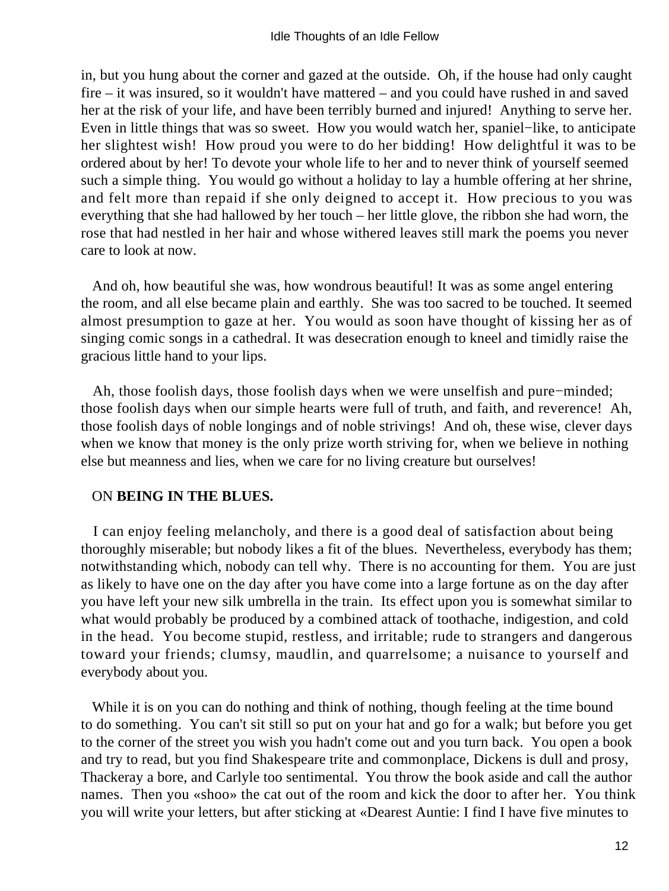in, but you hung about the corner and gazed at the outside. Oh, if the house had only caught fire – it was insured, so it wouldn't have mattered – and you could have rushed in and saved her at the risk of your life, and have been terribly burned and injured! Anything to serve her. Even in little things that was so sweet. How you would watch her, spaniel−like, to anticipate her slightest wish! How proud you were to do her bidding! How delightful it was to be ordered about by her! To devote your whole life to her and to never think of yourself seemed such a simple thing. You would go without a holiday to lay a humble offering at her shrine, and felt more than repaid if she only deigned to accept it. How precious to you was everything that she had hallowed by her touch – her little glove, the ribbon she had worn, the rose that had nestled in her hair and whose withered leaves still mark the poems you never care to look at now.

And oh, how beautiful she was, how wondrous beautiful! It was as some angel entering the room, and all else became plain and earthly. She was too sacred to be touched. It seemed almost presumption to gaze at her. You would as soon have thought of kissing her as of singing comic songs in a cathedral. It was desecration enough to kneel and timidly raise the gracious little hand to your lips.

Ah, those foolish days, those foolish days when we were unselfish and pure−minded; those foolish days when our simple hearts were full of truth, and faith, and reverence! Ah, those foolish days of noble longings and of noble strivings! And oh, these wise, clever days when we know that money is the only prize worth striving for, when we believe in nothing else but meanness and lies, when we care for no living creature but ourselves!

## ON **BEING IN THE BLUES.**

I can enjoy feeling melancholy, and there is a good deal of satisfaction about being thoroughly miserable; but nobody likes a fit of the blues. Nevertheless, everybody has them; notwithstanding which, nobody can tell why. There is no accounting for them. You are just as likely to have one on the day after you have come into a large fortune as on the day after you have left your new silk umbrella in the train. Its effect upon you is somewhat similar to what would probably be produced by a combined attack of toothache, indigestion, and cold in the head. You become stupid, restless, and irritable; rude to strangers and dangerous toward your friends; clumsy, maudlin, and quarrelsome; a nuisance to yourself and everybody about you.

While it is on you can do nothing and think of nothing, though feeling at the time bound to do something. You can't sit still so put on your hat and go for a walk; but before you get to the corner of the street you wish you hadn't come out and you turn back. You open a book and try to read, but you find Shakespeare trite and commonplace, Dickens is dull and prosy, Thackeray a bore, and Carlyle too sentimental. You throw the book aside and call the author names. Then you «shoo» the cat out of the room and kick the door to after her. You think you will write your letters, but after sticking at «Dearest Auntie: I find I have five minutes to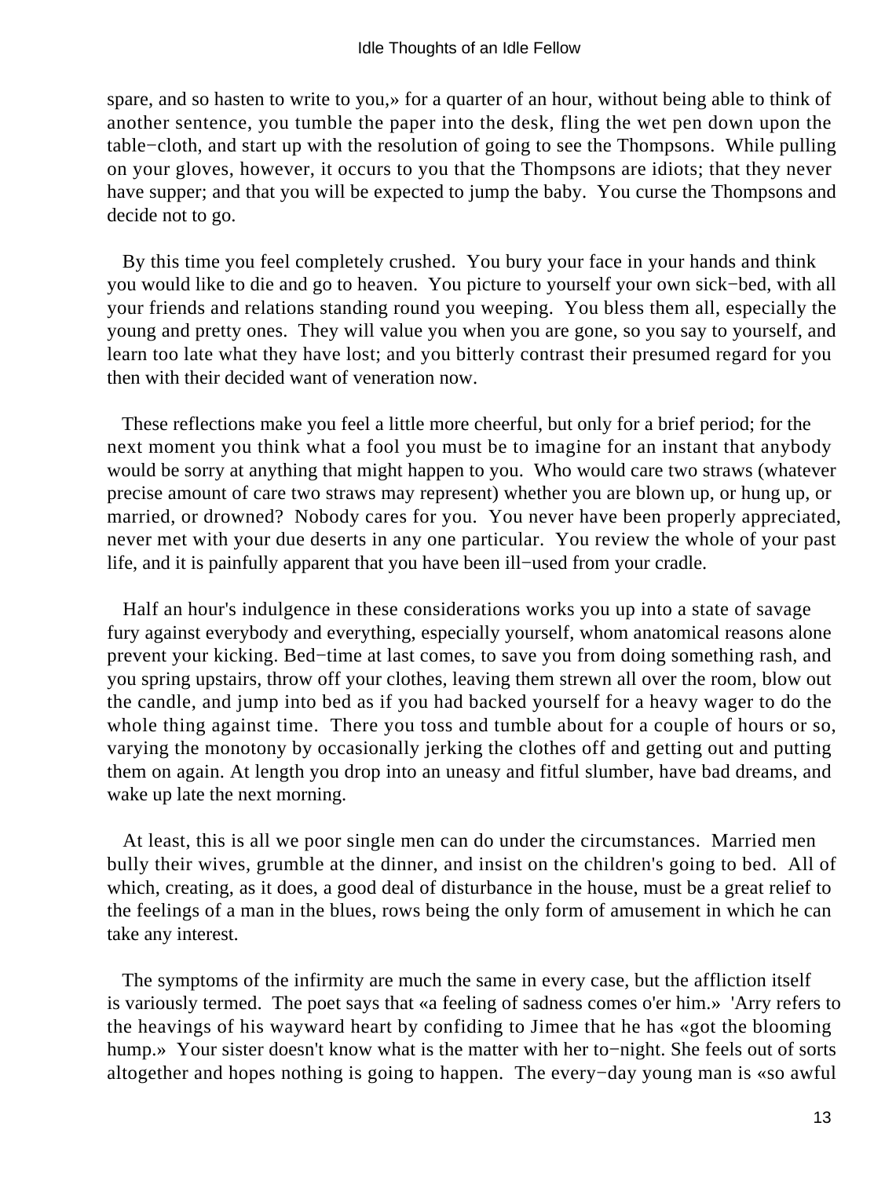spare, and so hasten to write to you,» for a quarter of an hour, without being able to think of another sentence, you tumble the paper into the desk, fling the wet pen down upon the table−cloth, and start up with the resolution of going to see the Thompsons. While pulling on your gloves, however, it occurs to you that the Thompsons are idiots; that they never have supper; and that you will be expected to jump the baby. You curse the Thompsons and decide not to go.

By this time you feel completely crushed. You bury your face in your hands and think you would like to die and go to heaven. You picture to yourself your own sick−bed, with all your friends and relations standing round you weeping. You bless them all, especially the young and pretty ones. They will value you when you are gone, so you say to yourself, and learn too late what they have lost; and you bitterly contrast their presumed regard for you then with their decided want of veneration now.

These reflections make you feel a little more cheerful, but only for a brief period; for the next moment you think what a fool you must be to imagine for an instant that anybody would be sorry at anything that might happen to you. Who would care two straws (whatever precise amount of care two straws may represent) whether you are blown up, or hung up, or married, or drowned? Nobody cares for you. You never have been properly appreciated, never met with your due deserts in any one particular. You review the whole of your past life, and it is painfully apparent that you have been ill−used from your cradle.

Half an hour's indulgence in these considerations works you up into a state of savage fury against everybody and everything, especially yourself, whom anatomical reasons alone prevent your kicking. Bed−time at last comes, to save you from doing something rash, and you spring upstairs, throw off your clothes, leaving them strewn all over the room, blow out the candle, and jump into bed as if you had backed yourself for a heavy wager to do the whole thing against time. There you toss and tumble about for a couple of hours or so, varying the monotony by occasionally jerking the clothes off and getting out and putting them on again. At length you drop into an uneasy and fitful slumber, have bad dreams, and wake up late the next morning.

At least, this is all we poor single men can do under the circumstances. Married men bully their wives, grumble at the dinner, and insist on the children's going to bed. All of which, creating, as it does, a good deal of disturbance in the house, must be a great relief to the feelings of a man in the blues, rows being the only form of amusement in which he can take any interest.

The symptoms of the infirmity are much the same in every case, but the affliction itself is variously termed. The poet says that «a feeling of sadness comes o'er him.» 'Arry refers to the heavings of his wayward heart by confiding to Jimee that he has «got the blooming hump.» Your sister doesn't know what is the matter with her to−night. She feels out of sorts altogether and hopes nothing is going to happen. The every−day young man is «so awful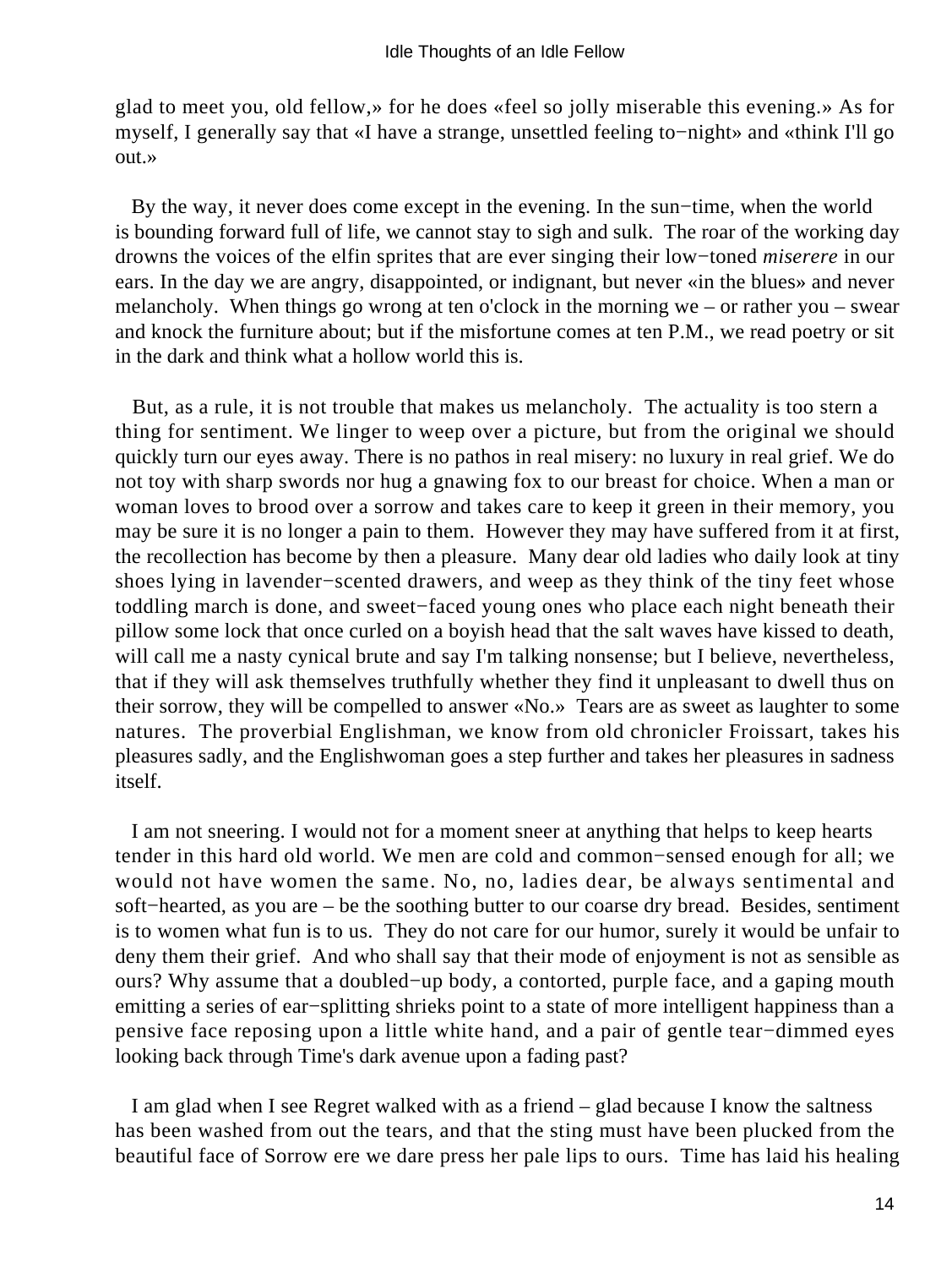glad to meet you, old fellow,» for he does «feel so jolly miserable this evening.» As for myself, I generally say that «I have a strange, unsettled feeling to−night» and «think I'll go out.»

By the way, it never does come except in the evening. In the sun−time, when the world is bounding forward full of life, we cannot stay to sigh and sulk. The roar of the working day drowns the voices of the elfin sprites that are ever singing their low−toned *miserere* in our ears. In the day we are angry, disappointed, or indignant, but never «in the blues» and never melancholy. When things go wrong at ten o'clock in the morning we – or rather you – swear and knock the furniture about; but if the misfortune comes at ten P.M., we read poetry or sit in the dark and think what a hollow world this is.

But, as a rule, it is not trouble that makes us melancholy. The actuality is too stern a thing for sentiment. We linger to weep over a picture, but from the original we should quickly turn our eyes away. There is no pathos in real misery: no luxury in real grief. We do not toy with sharp swords nor hug a gnawing fox to our breast for choice. When a man or woman loves to brood over a sorrow and takes care to keep it green in their memory, you may be sure it is no longer a pain to them. However they may have suffered from it at first, the recollection has become by then a pleasure. Many dear old ladies who daily look at tiny shoes lying in lavender−scented drawers, and weep as they think of the tiny feet whose toddling march is done, and sweet−faced young ones who place each night beneath their pillow some lock that once curled on a boyish head that the salt waves have kissed to death, will call me a nasty cynical brute and say I'm talking nonsense; but I believe, nevertheless, that if they will ask themselves truthfully whether they find it unpleasant to dwell thus on their sorrow, they will be compelled to answer «No.» Tears are as sweet as laughter to some natures. The proverbial Englishman, we know from old chronicler Froissart, takes his pleasures sadly, and the Englishwoman goes a step further and takes her pleasures in sadness itself.

I am not sneering. I would not for a moment sneer at anything that helps to keep hearts tender in this hard old world. We men are cold and common−sensed enough for all; we would not have women the same. No, no, ladies dear, be always sentimental and soft−hearted, as you are – be the soothing butter to our coarse dry bread. Besides, sentiment is to women what fun is to us. They do not care for our humor, surely it would be unfair to deny them their grief. And who shall say that their mode of enjoyment is not as sensible as ours? Why assume that a doubled−up body, a contorted, purple face, and a gaping mouth emitting a series of ear−splitting shrieks point to a state of more intelligent happiness than a pensive face reposing upon a little white hand, and a pair of gentle tear−dimmed eyes looking back through Time's dark avenue upon a fading past?

I am glad when I see Regret walked with as a friend – glad because I know the saltness has been washed from out the tears, and that the sting must have been plucked from the beautiful face of Sorrow ere we dare press her pale lips to ours. Time has laid his healing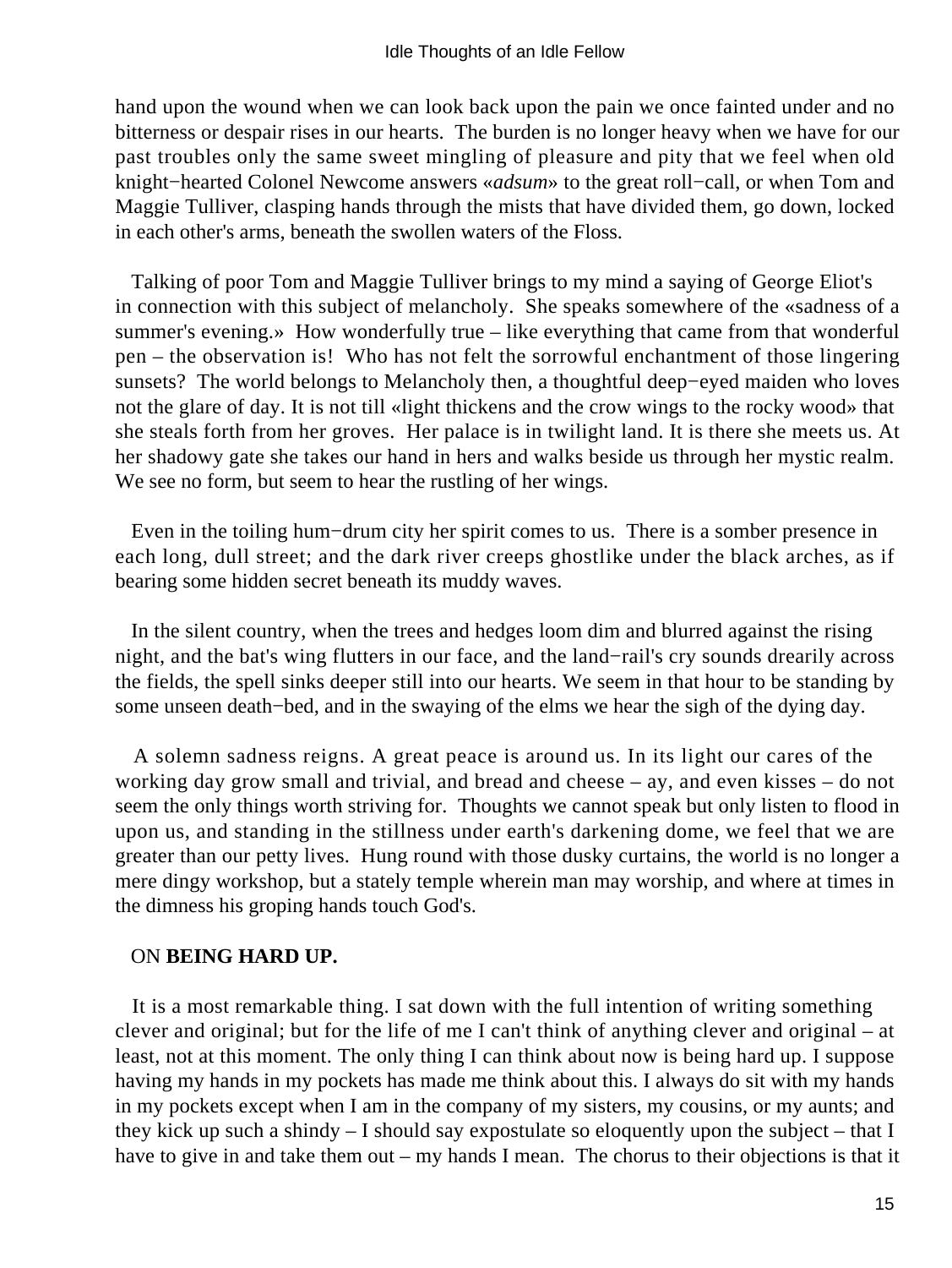hand upon the wound when we can look back upon the pain we once fainted under and no bitterness or despair rises in our hearts. The burden is no longer heavy when we have for our past troubles only the same sweet mingling of pleasure and pity that we feel when old knight−hearted Colonel Newcome answers «*adsum*» to the great roll−call, or when Tom and Maggie Tulliver, clasping hands through the mists that have divided them, go down, locked in each other's arms, beneath the swollen waters of the Floss.

Talking of poor Tom and Maggie Tulliver brings to my mind a saying of George Eliot's in connection with this subject of melancholy. She speaks somewhere of the «sadness of a summer's evening.» How wonderfully true – like everything that came from that wonderful pen – the observation is! Who has not felt the sorrowful enchantment of those lingering sunsets? The world belongs to Melancholy then, a thoughtful deep−eyed maiden who loves not the glare of day. It is not till «light thickens and the crow wings to the rocky wood» that she steals forth from her groves. Her palace is in twilight land. It is there she meets us. At her shadowy gate she takes our hand in hers and walks beside us through her mystic realm. We see no form, but seem to hear the rustling of her wings.

Even in the toiling hum−drum city her spirit comes to us. There is a somber presence in each long, dull street; and the dark river creeps ghostlike under the black arches, as if bearing some hidden secret beneath its muddy waves.

In the silent country, when the trees and hedges loom dim and blurred against the rising night, and the bat's wing flutters in our face, and the land−rail's cry sounds drearily across the fields, the spell sinks deeper still into our hearts. We seem in that hour to be standing by some unseen death−bed, and in the swaying of the elms we hear the sigh of the dying day.

A solemn sadness reigns. A great peace is around us. In its light our cares of the working day grow small and trivial, and bread and cheese – ay, and even kisses – do not seem the only things worth striving for. Thoughts we cannot speak but only listen to flood in upon us, and standing in the stillness under earth's darkening dome, we feel that we are greater than our petty lives. Hung round with those dusky curtains, the world is no longer a mere dingy workshop, but a stately temple wherein man may worship, and where at times in the dimness his groping hands touch God's.

## ON **BEING HARD UP.**

It is a most remarkable thing. I sat down with the full intention of writing something clever and original; but for the life of me I can't think of anything clever and original – at least, not at this moment. The only thing I can think about now is being hard up. I suppose having my hands in my pockets has made me think about this. I always do sit with my hands in my pockets except when I am in the company of my sisters, my cousins, or my aunts; and they kick up such a shindy – I should say expostulate so eloquently upon the subject – that I have to give in and take them out – my hands I mean. The chorus to their objections is that it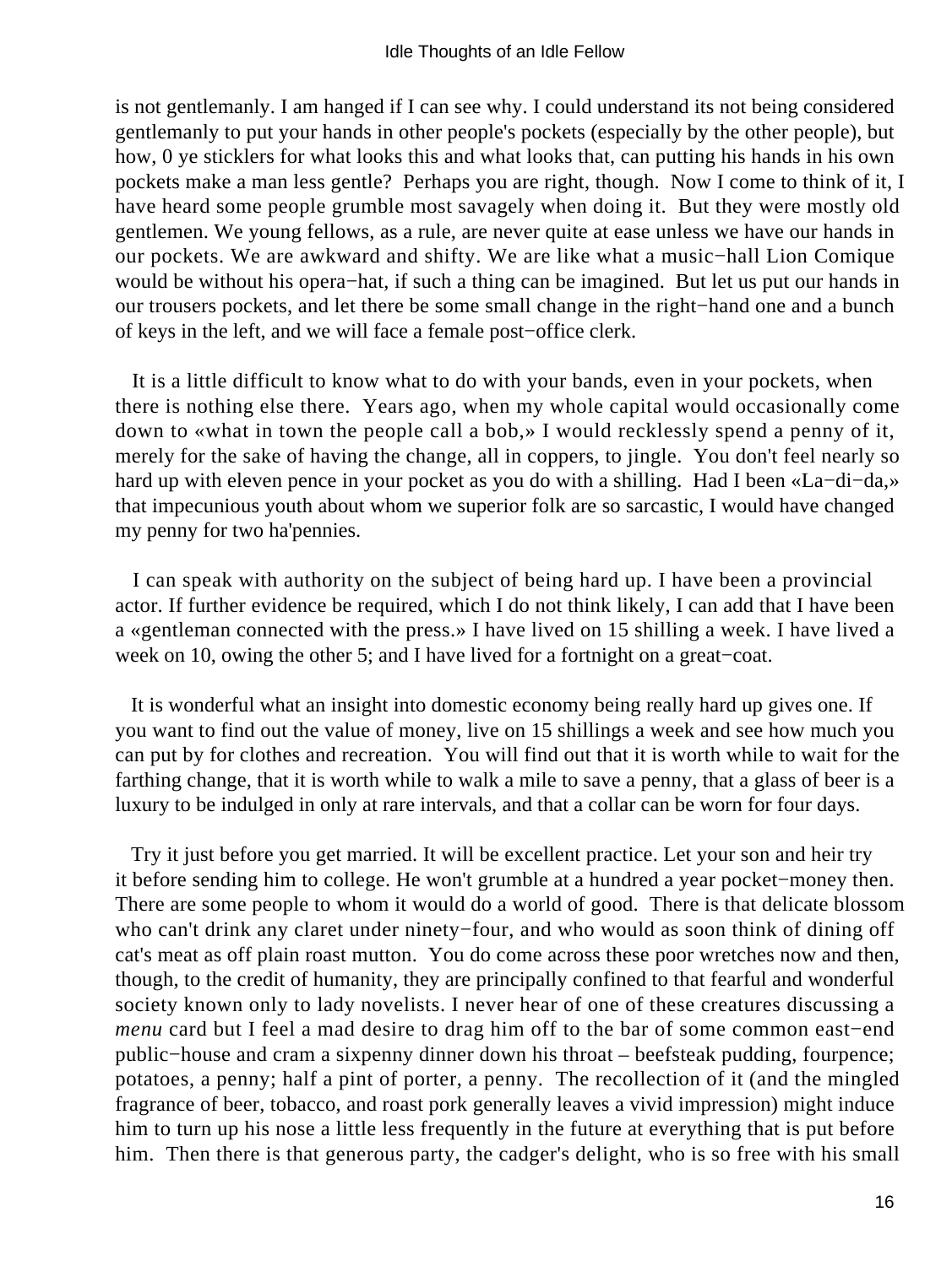is not gentlemanly. I am hanged if I can see why. I could understand its not being considered gentlemanly to put your hands in other people's pockets (especially by the other people), but how, 0 ye sticklers for what looks this and what looks that, can putting his hands in his own pockets make a man less gentle? Perhaps you are right, though. Now I come to think of it, I have heard some people grumble most savagely when doing it. But they were mostly old gentlemen. We young fellows, as a rule, are never quite at ease unless we have our hands in our pockets. We are awkward and shifty. We are like what a music−hall Lion Comique would be without his opera−hat, if such a thing can be imagined. But let us put our hands in our trousers pockets, and let there be some small change in the right−hand one and a bunch of keys in the left, and we will face a female post−office clerk.

It is a little difficult to know what to do with your bands, even in your pockets, when there is nothing else there. Years ago, when my whole capital would occasionally come down to «what in town the people call a bob,» I would recklessly spend a penny of it, merely for the sake of having the change, all in coppers, to jingle. You don't feel nearly so hard up with eleven pence in your pocket as you do with a shilling. Had I been «La−di−da,» that impecunious youth about whom we superior folk are so sarcastic, I would have changed my penny for two ha'pennies.

I can speak with authority on the subject of being hard up. I have been a provincial actor. If further evidence be required, which I do not think likely, I can add that I have been a «gentleman connected with the press.» I have lived on 15 shilling a week. I have lived a week on 10, owing the other 5; and I have lived for a fortnight on a great−coat.

It is wonderful what an insight into domestic economy being really hard up gives one. If you want to find out the value of money, live on 15 shillings a week and see how much you can put by for clothes and recreation. You will find out that it is worth while to wait for the farthing change, that it is worth while to walk a mile to save a penny, that a glass of beer is a luxury to be indulged in only at rare intervals, and that a collar can be worn for four days.

Try it just before you get married. It will be excellent practice. Let your son and heir try it before sending him to college. He won't grumble at a hundred a year pocket−money then. There are some people to whom it would do a world of good. There is that delicate blossom who can't drink any claret under ninety−four, and who would as soon think of dining off cat's meat as off plain roast mutton. You do come across these poor wretches now and then, though, to the credit of humanity, they are principally confined to that fearful and wonderful society known only to lady novelists. I never hear of one of these creatures discussing a *menu* card but I feel a mad desire to drag him off to the bar of some common east−end public−house and cram a sixpenny dinner down his throat – beefsteak pudding, fourpence; potatoes, a penny; half a pint of porter, a penny. The recollection of it (and the mingled fragrance of beer, tobacco, and roast pork generally leaves a vivid impression) might induce him to turn up his nose a little less frequently in the future at everything that is put before him. Then there is that generous party, the cadger's delight, who is so free with his small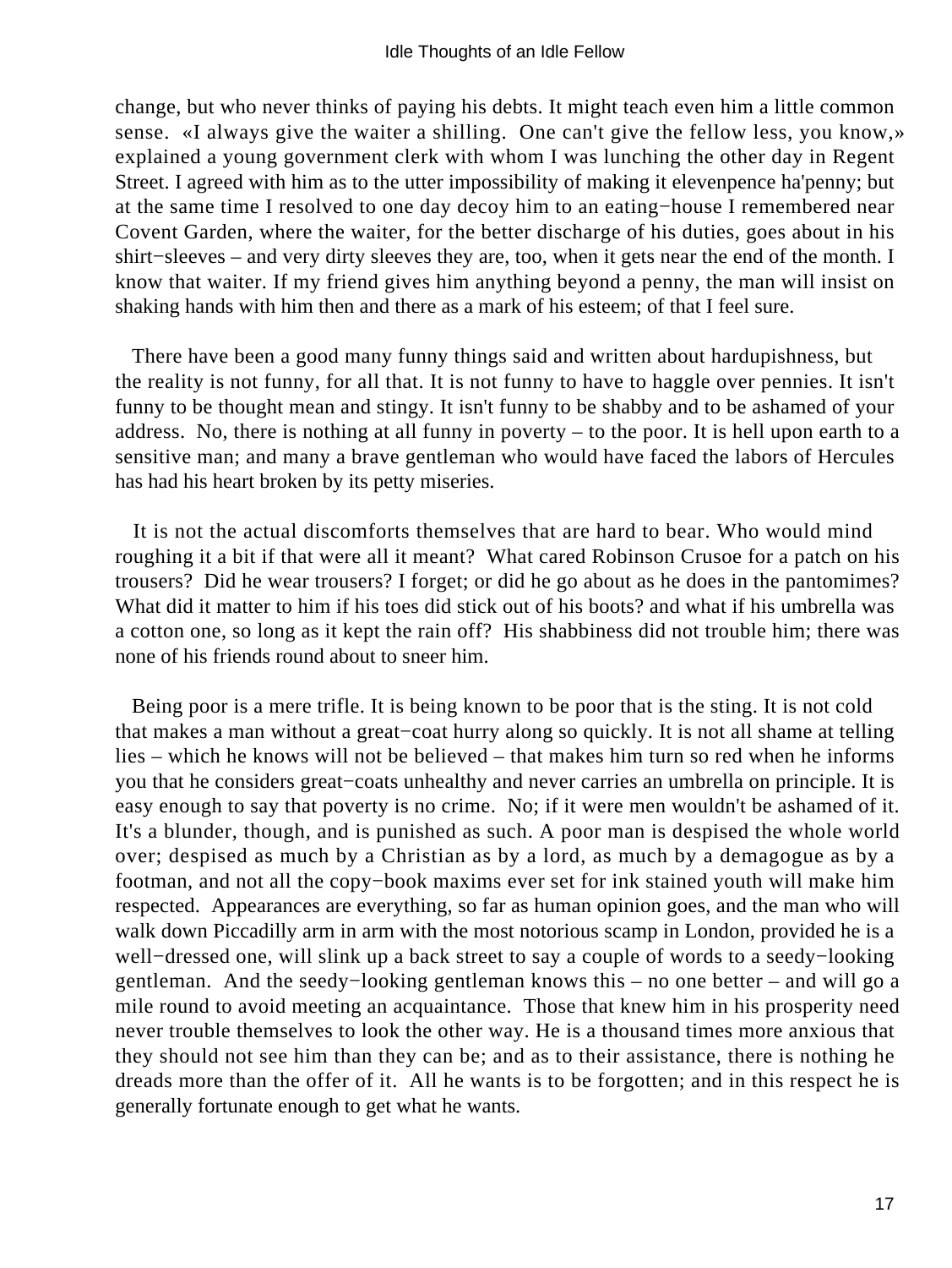change, but who never thinks of paying his debts. It might teach even him a little common sense. «I always give the waiter a shilling. One can't give the fellow less, you know,» explained a young government clerk with whom I was lunching the other day in Regent Street. I agreed with him as to the utter impossibility of making it elevenpence ha'penny; but at the same time I resolved to one day decoy him to an eating−house I remembered near Covent Garden, where the waiter, for the better discharge of his duties, goes about in his shirt−sleeves – and very dirty sleeves they are, too, when it gets near the end of the month. I know that waiter. If my friend gives him anything beyond a penny, the man will insist on shaking hands with him then and there as a mark of his esteem; of that I feel sure.

There have been a good many funny things said and written about hardupishness, but the reality is not funny, for all that. It is not funny to have to haggle over pennies. It isn't funny to be thought mean and stingy. It isn't funny to be shabby and to be ashamed of your address. No, there is nothing at all funny in poverty – to the poor. It is hell upon earth to a sensitive man; and many a brave gentleman who would have faced the labors of Hercules has had his heart broken by its petty miseries.

It is not the actual discomforts themselves that are hard to bear. Who would mind roughing it a bit if that were all it meant? What cared Robinson Crusoe for a patch on his trousers? Did he wear trousers? I forget; or did he go about as he does in the pantomimes? What did it matter to him if his toes did stick out of his boots? and what if his umbrella was a cotton one, so long as it kept the rain off? His shabbiness did not trouble him; there was none of his friends round about to sneer him.

Being poor is a mere trifle. It is being known to be poor that is the sting. It is not cold that makes a man without a great−coat hurry along so quickly. It is not all shame at telling lies – which he knows will not be believed – that makes him turn so red when he informs you that he considers great−coats unhealthy and never carries an umbrella on principle. It is easy enough to say that poverty is no crime. No; if it were men wouldn't be ashamed of it. It's a blunder, though, and is punished as such. A poor man is despised the whole world over; despised as much by a Christian as by a lord, as much by a demagogue as by a footman, and not all the copy−book maxims ever set for ink stained youth will make him respected. Appearances are everything, so far as human opinion goes, and the man who will walk down Piccadilly arm in arm with the most notorious scamp in London, provided he is a well−dressed one, will slink up a back street to say a couple of words to a seedy−looking gentleman. And the seedy−looking gentleman knows this – no one better – and will go a mile round to avoid meeting an acquaintance. Those that knew him in his prosperity need never trouble themselves to look the other way. He is a thousand times more anxious that they should not see him than they can be; and as to their assistance, there is nothing he dreads more than the offer of it. All he wants is to be forgotten; and in this respect he is generally fortunate enough to get what he wants.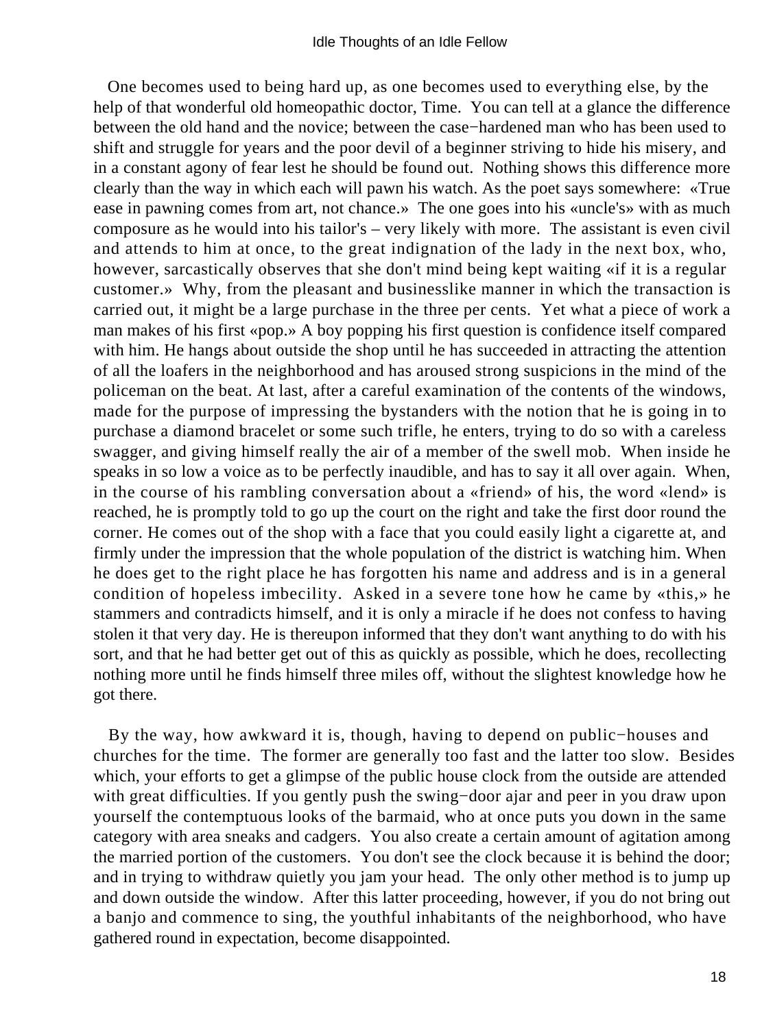One becomes used to being hard up, as one becomes used to everything else, by the help of that wonderful old homeopathic doctor, Time. You can tell at a glance the difference between the old hand and the novice; between the case−hardened man who has been used to shift and struggle for years and the poor devil of a beginner striving to hide his misery, and in a constant agony of fear lest he should be found out. Nothing shows this difference more clearly than the way in which each will pawn his watch. As the poet says somewhere: «True ease in pawning comes from art, not chance.» The one goes into his «uncle's» with as much composure as he would into his tailor's – very likely with more. The assistant is even civil and attends to him at once, to the great indignation of the lady in the next box, who, however, sarcastically observes that she don't mind being kept waiting «if it is a regular customer.» Why, from the pleasant and businesslike manner in which the transaction is carried out, it might be a large purchase in the three per cents. Yet what a piece of work a man makes of his first «pop.» A boy popping his first question is confidence itself compared with him. He hangs about outside the shop until he has succeeded in attracting the attention of all the loafers in the neighborhood and has aroused strong suspicions in the mind of the policeman on the beat. At last, after a careful examination of the contents of the windows, made for the purpose of impressing the bystanders with the notion that he is going in to purchase a diamond bracelet or some such trifle, he enters, trying to do so with a careless swagger, and giving himself really the air of a member of the swell mob. When inside he speaks in so low a voice as to be perfectly inaudible, and has to say it all over again. When, in the course of his rambling conversation about a «friend» of his, the word «lend» is reached, he is promptly told to go up the court on the right and take the first door round the corner. He comes out of the shop with a face that you could easily light a cigarette at, and firmly under the impression that the whole population of the district is watching him. When he does get to the right place he has forgotten his name and address and is in a general condition of hopeless imbecility. Asked in a severe tone how he came by «this,» he stammers and contradicts himself, and it is only a miracle if he does not confess to having stolen it that very day. He is thereupon informed that they don't want anything to do with his sort, and that he had better get out of this as quickly as possible, which he does, recollecting nothing more until he finds himself three miles off, without the slightest knowledge how he got there.

By the way, how awkward it is, though, having to depend on public−houses and churches for the time. The former are generally too fast and the latter too slow. Besides which, your efforts to get a glimpse of the public house clock from the outside are attended with great difficulties. If you gently push the swing−door ajar and peer in you draw upon yourself the contemptuous looks of the barmaid, who at once puts you down in the same category with area sneaks and cadgers. You also create a certain amount of agitation among the married portion of the customers. You don't see the clock because it is behind the door; and in trying to withdraw quietly you jam your head. The only other method is to jump up and down outside the window. After this latter proceeding, however, if you do not bring out a banjo and commence to sing, the youthful inhabitants of the neighborhood, who have gathered round in expectation, become disappointed.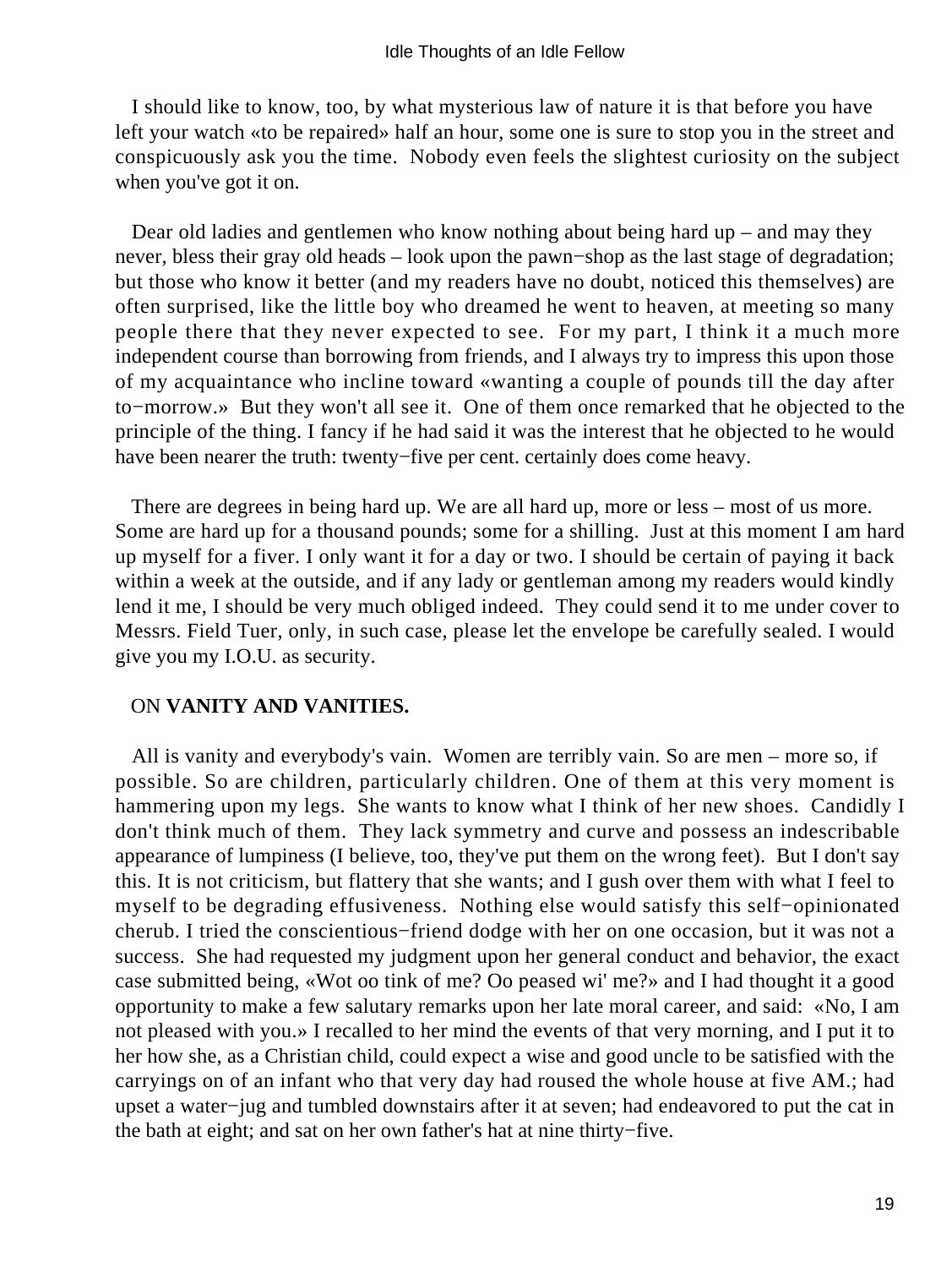I should like to know, too, by what mysterious law of nature it is that before you have left your watch «to be repaired» half an hour, some one is sure to stop you in the street and conspicuously ask you the time. Nobody even feels the slightest curiosity on the subject when you've got it on.

Dear old ladies and gentlemen who know nothing about being hard up – and may they never, bless their gray old heads – look upon the pawn−shop as the last stage of degradation; but those who know it better (and my readers have no doubt, noticed this themselves) are often surprised, like the little boy who dreamed he went to heaven, at meeting so many people there that they never expected to see. For my part, I think it a much more independent course than borrowing from friends, and I always try to impress this upon those of my acquaintance who incline toward «wanting a couple of pounds till the day after to−morrow.» But they won't all see it. One of them once remarked that he objected to the principle of the thing. I fancy if he had said it was the interest that he objected to he would have been nearer the truth: twenty−five per cent. certainly does come heavy.

There are degrees in being hard up. We are all hard up, more or less – most of us more. Some are hard up for a thousand pounds; some for a shilling. Just at this moment I am hard up myself for a fiver. I only want it for a day or two. I should be certain of paying it back within a week at the outside, and if any lady or gentleman among my readers would kindly lend it me, I should be very much obliged indeed. They could send it to me under cover to Messrs. Field Tuer, only, in such case, please let the envelope be carefully sealed. I would give you my I.O.U. as security.

## ON **VANITY AND VANITIES.**

All is vanity and everybody's vain. Women are terribly vain. So are men – more so, if possible. So are children, particularly children. One of them at this very moment is hammering upon my legs. She wants to know what I think of her new shoes. Candidly I don't think much of them. They lack symmetry and curve and possess an indescribable appearance of lumpiness (I believe, too, they've put them on the wrong feet). But I don't say this. It is not criticism, but flattery that she wants; and I gush over them with what I feel to myself to be degrading effusiveness. Nothing else would satisfy this self−opinionated cherub. I tried the conscientious−friend dodge with her on one occasion, but it was not a success. She had requested my judgment upon her general conduct and behavior, the exact case submitted being, «Wot oo tink of me? Oo peased wi' me?» and I had thought it a good opportunity to make a few salutary remarks upon her late moral career, and said: «No, I am not pleased with you.» I recalled to her mind the events of that very morning, and I put it to her how she, as a Christian child, could expect a wise and good uncle to be satisfied with the carryings on of an infant who that very day had roused the whole house at five AM.; had upset a water−jug and tumbled downstairs after it at seven; had endeavored to put the cat in the bath at eight; and sat on her own father's hat at nine thirty−five.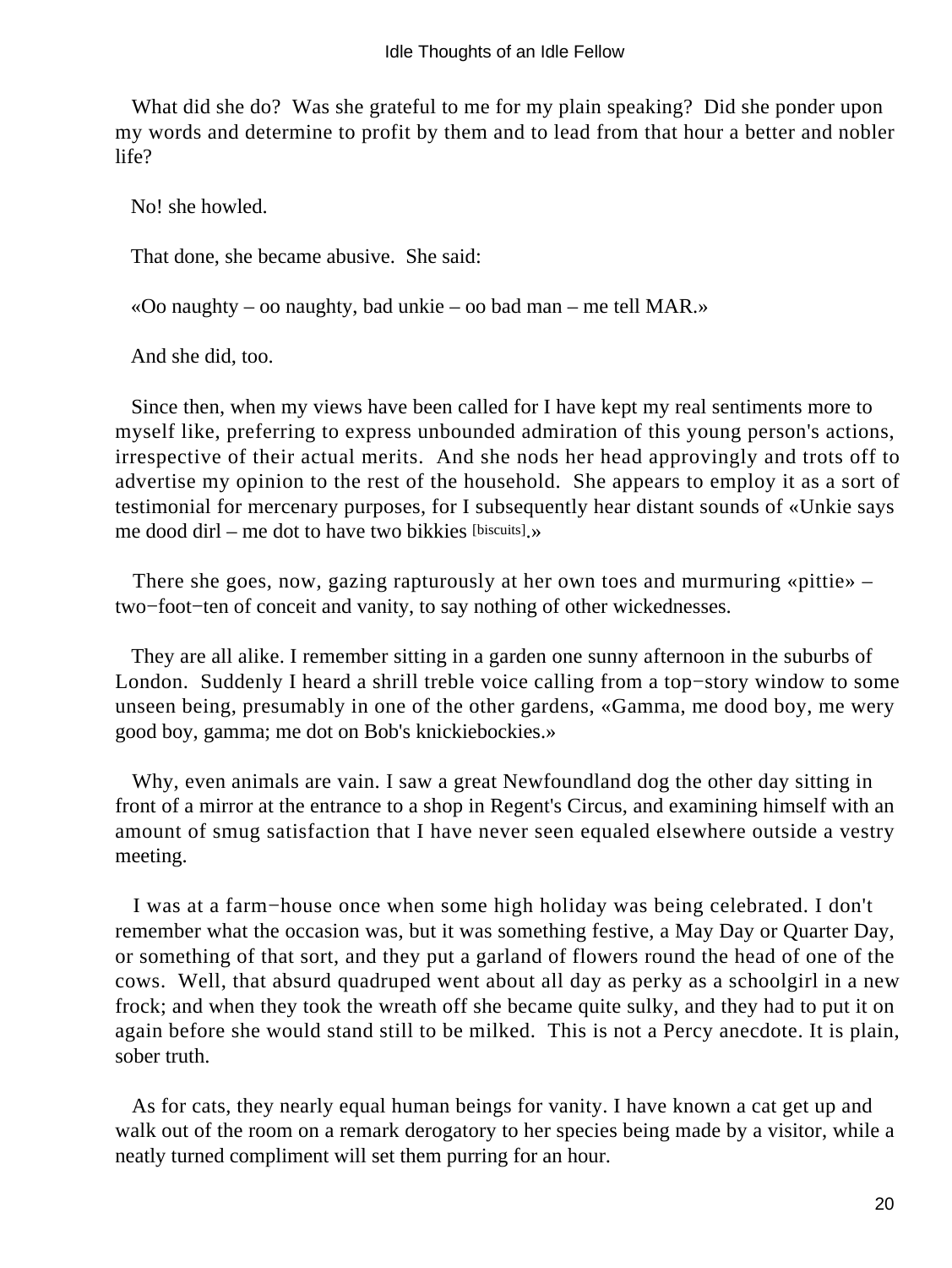What did she do? Was she grateful to me for my plain speaking? Did she ponder upon my words and determine to profit by them and to lead from that hour a better and nobler life?

No! she howled.

That done, she became abusive. She said:

«Oo naughty – oo naughty, bad unkie – oo bad man – me tell MAR.»

And she did, too.

Since then, when my views have been called for I have kept my real sentiments more to myself like, preferring to express unbounded admiration of this young person's actions, irrespective of their actual merits. And she nods her head approvingly and trots off to advertise my opinion to the rest of the household. She appears to employ it as a sort of testimonial for mercenary purposes, for I subsequently hear distant sounds of «Unkie says me dood dirl – me dot to have two bikkies [biscuits].»

There she goes, now, gazing rapturously at her own toes and murmuring «pittie» – two−foot−ten of conceit and vanity, to say nothing of other wickednesses.

They are all alike. I remember sitting in a garden one sunny afternoon in the suburbs of London. Suddenly I heard a shrill treble voice calling from a top−story window to some unseen being, presumably in one of the other gardens, «Gamma, me dood boy, me wery good boy, gamma; me dot on Bob's knickiebockies.»

Why, even animals are vain. I saw a great Newfoundland dog the other day sitting in front of a mirror at the entrance to a shop in Regent's Circus, and examining himself with an amount of smug satisfaction that I have never seen equaled elsewhere outside a vestry meeting.

I was at a farm−house once when some high holiday was being celebrated. I don't remember what the occasion was, but it was something festive, a May Day or Quarter Day, or something of that sort, and they put a garland of flowers round the head of one of the cows. Well, that absurd quadruped went about all day as perky as a schoolgirl in a new frock; and when they took the wreath off she became quite sulky, and they had to put it on again before she would stand still to be milked. This is not a Percy anecdote. It is plain, sober truth.

As for cats, they nearly equal human beings for vanity. I have known a cat get up and walk out of the room on a remark derogatory to her species being made by a visitor, while a neatly turned compliment will set them purring for an hour.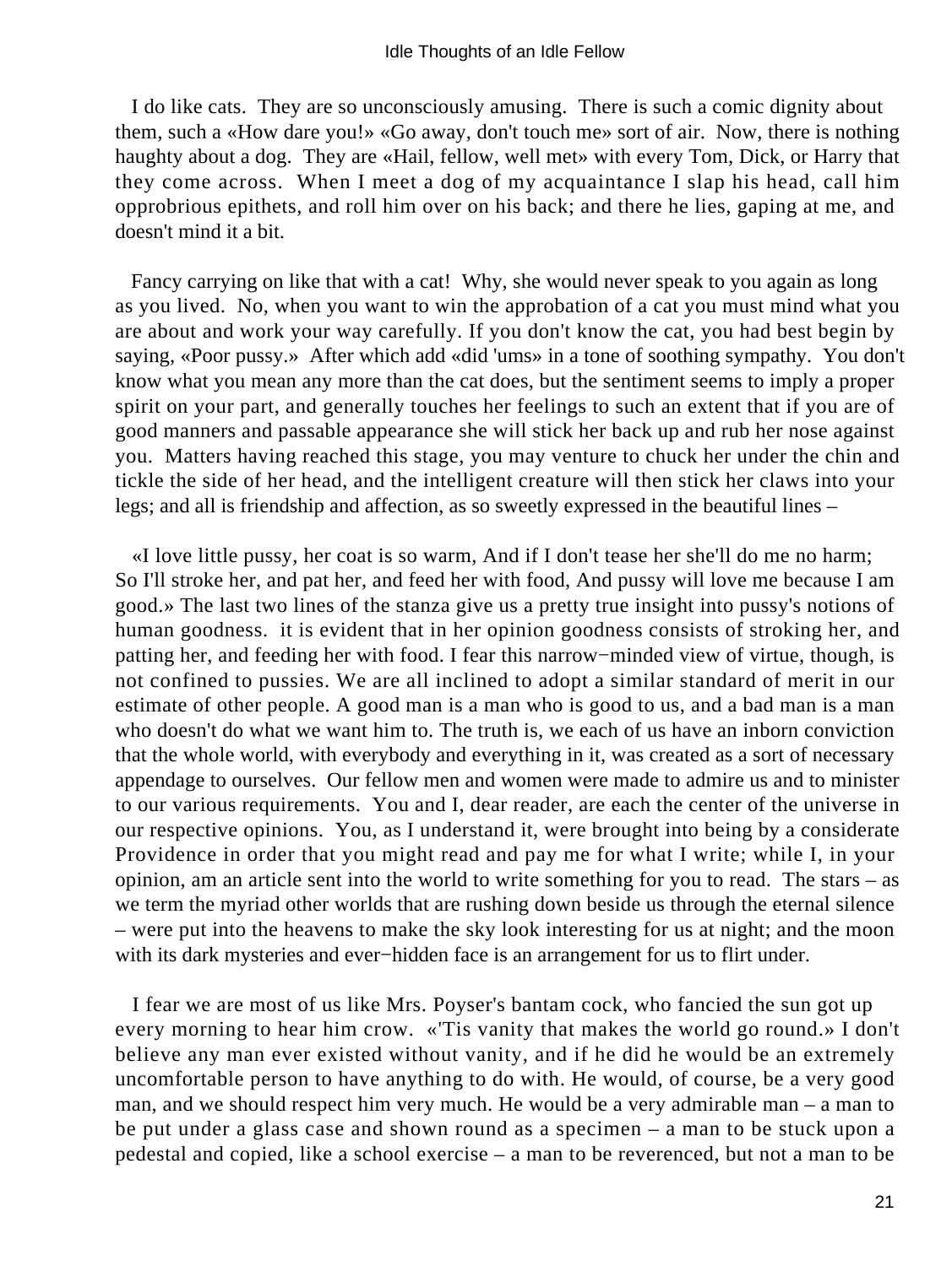I do like cats. They are so unconsciously amusing. There is such a comic dignity about them, such a «How dare you!» «Go away, don't touch me» sort of air. Now, there is nothing haughty about a dog. They are «Hail, fellow, well met» with every Tom, Dick, or Harry that they come across. When I meet a dog of my acquaintance I slap his head, call him opprobrious epithets, and roll him over on his back; and there he lies, gaping at me, and doesn't mind it a bit.

Fancy carrying on like that with a cat! Why, she would never speak to you again as long as you lived. No, when you want to win the approbation of a cat you must mind what you are about and work your way carefully. If you don't know the cat, you had best begin by saying, «Poor pussy.» After which add «did 'ums» in a tone of soothing sympathy. You don't know what you mean any more than the cat does, but the sentiment seems to imply a proper spirit on your part, and generally touches her feelings to such an extent that if you are of good manners and passable appearance she will stick her back up and rub her nose against you. Matters having reached this stage, you may venture to chuck her under the chin and tickle the side of her head, and the intelligent creature will then stick her claws into your legs; and all is friendship and affection, as so sweetly expressed in the beautiful lines –

«I love little pussy, her coat is so warm, And if I don't tease her she'll do me no harm; So I'll stroke her, and pat her, and feed her with food, And pussy will love me because I am good.» The last two lines of the stanza give us a pretty true insight into pussy's notions of human goodness. it is evident that in her opinion goodness consists of stroking her, and patting her, and feeding her with food. I fear this narrow−minded view of virtue, though, is not confined to pussies. We are all inclined to adopt a similar standard of merit in our estimate of other people. A good man is a man who is good to us, and a bad man is a man who doesn't do what we want him to. The truth is, we each of us have an inborn conviction that the whole world, with everybody and everything in it, was created as a sort of necessary appendage to ourselves. Our fellow men and women were made to admire us and to minister to our various requirements. You and I, dear reader, are each the center of the universe in our respective opinions. You, as I understand it, were brought into being by a considerate Providence in order that you might read and pay me for what I write; while I, in your opinion, am an article sent into the world to write something for you to read. The stars – as we term the myriad other worlds that are rushing down beside us through the eternal silence – were put into the heavens to make the sky look interesting for us at night; and the moon with its dark mysteries and ever−hidden face is an arrangement for us to flirt under.

I fear we are most of us like Mrs. Poyser's bantam cock, who fancied the sun got up every morning to hear him crow. «'Tis vanity that makes the world go round.» I don't believe any man ever existed without vanity, and if he did he would be an extremely uncomfortable person to have anything to do with. He would, of course, be a very good man, and we should respect him very much. He would be a very admirable man – a man to be put under a glass case and shown round as a specimen – a man to be stuck upon a pedestal and copied, like a school exercise – a man to be reverenced, but not a man to be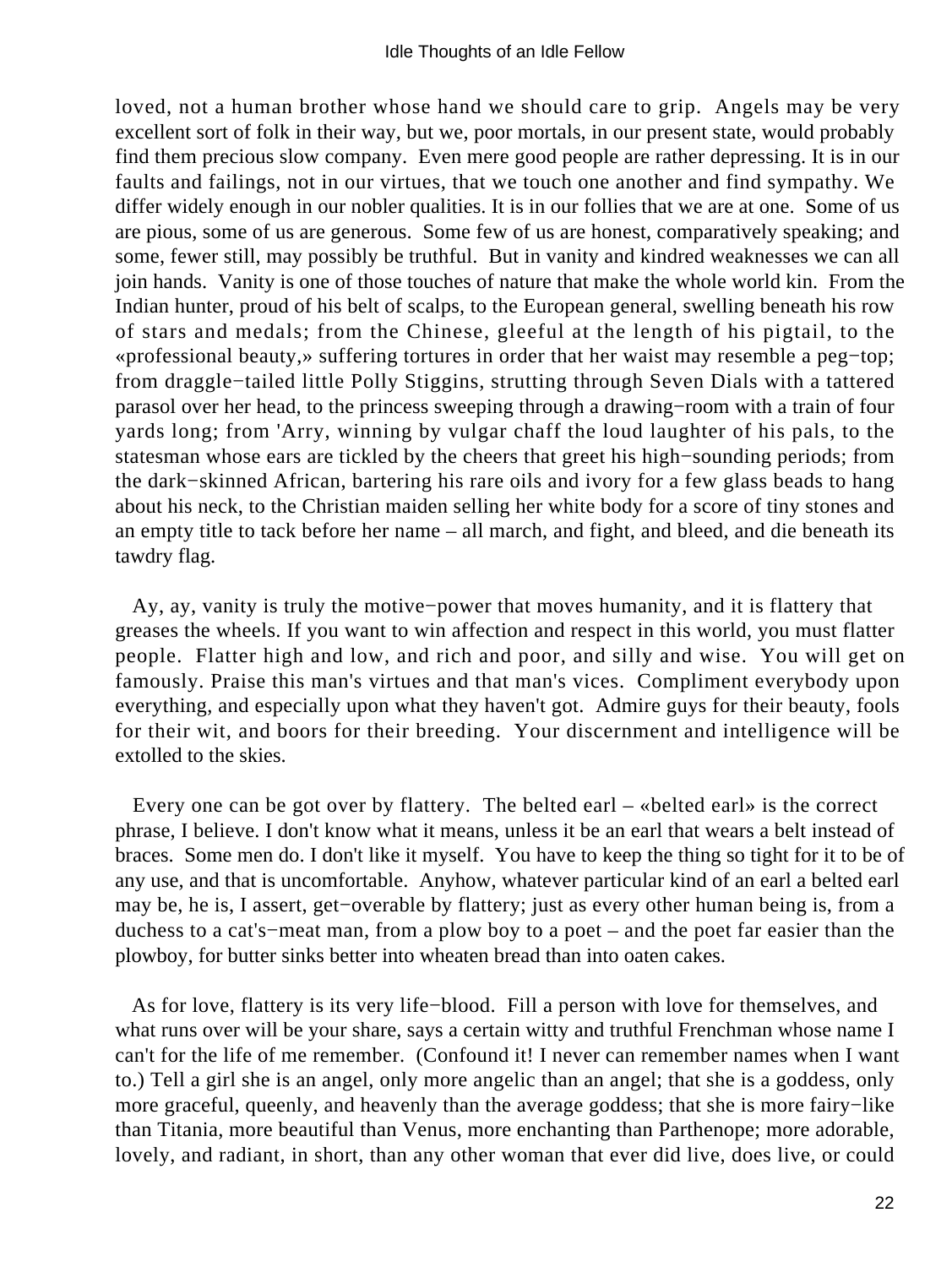loved, not a human brother whose hand we should care to grip. Angels may be very excellent sort of folk in their way, but we, poor mortals, in our present state, would probably find them precious slow company. Even mere good people are rather depressing. It is in our faults and failings, not in our virtues, that we touch one another and find sympathy. We differ widely enough in our nobler qualities. It is in our follies that we are at one. Some of us are pious, some of us are generous. Some few of us are honest, comparatively speaking; and some, fewer still, may possibly be truthful. But in vanity and kindred weaknesses we can all join hands. Vanity is one of those touches of nature that make the whole world kin. From the Indian hunter, proud of his belt of scalps, to the European general, swelling beneath his row of stars and medals; from the Chinese, gleeful at the length of his pigtail, to the «professional beauty,» suffering tortures in order that her waist may resemble a peg−top; from draggle−tailed little Polly Stiggins, strutting through Seven Dials with a tattered parasol over her head, to the princess sweeping through a drawing−room with a train of four yards long; from 'Arry, winning by vulgar chaff the loud laughter of his pals, to the statesman whose ears are tickled by the cheers that greet his high−sounding periods; from the dark−skinned African, bartering his rare oils and ivory for a few glass beads to hang about his neck, to the Christian maiden selling her white body for a score of tiny stones and an empty title to tack before her name – all march, and fight, and bleed, and die beneath its tawdry flag.

Ay, ay, vanity is truly the motive−power that moves humanity, and it is flattery that greases the wheels. If you want to win affection and respect in this world, you must flatter people. Flatter high and low, and rich and poor, and silly and wise. You will get on famously. Praise this man's virtues and that man's vices. Compliment everybody upon everything, and especially upon what they haven't got. Admire guys for their beauty, fools for their wit, and boors for their breeding. Your discernment and intelligence will be extolled to the skies.

Every one can be got over by flattery. The belted earl – «belted earl» is the correct phrase, I believe. I don't know what it means, unless it be an earl that wears a belt instead of braces. Some men do. I don't like it myself. You have to keep the thing so tight for it to be of any use, and that is uncomfortable. Anyhow, whatever particular kind of an earl a belted earl may be, he is, I assert, get−overable by flattery; just as every other human being is, from a duchess to a cat's−meat man, from a plow boy to a poet – and the poet far easier than the plowboy, for butter sinks better into wheaten bread than into oaten cakes.

As for love, flattery is its very life−blood. Fill a person with love for themselves, and what runs over will be your share, says a certain witty and truthful Frenchman whose name I can't for the life of me remember. (Confound it! I never can remember names when I want to.) Tell a girl she is an angel, only more angelic than an angel; that she is a goddess, only more graceful, queenly, and heavenly than the average goddess; that she is more fairy−like than Titania, more beautiful than Venus, more enchanting than Parthenope; more adorable, lovely, and radiant, in short, than any other woman that ever did live, does live, or could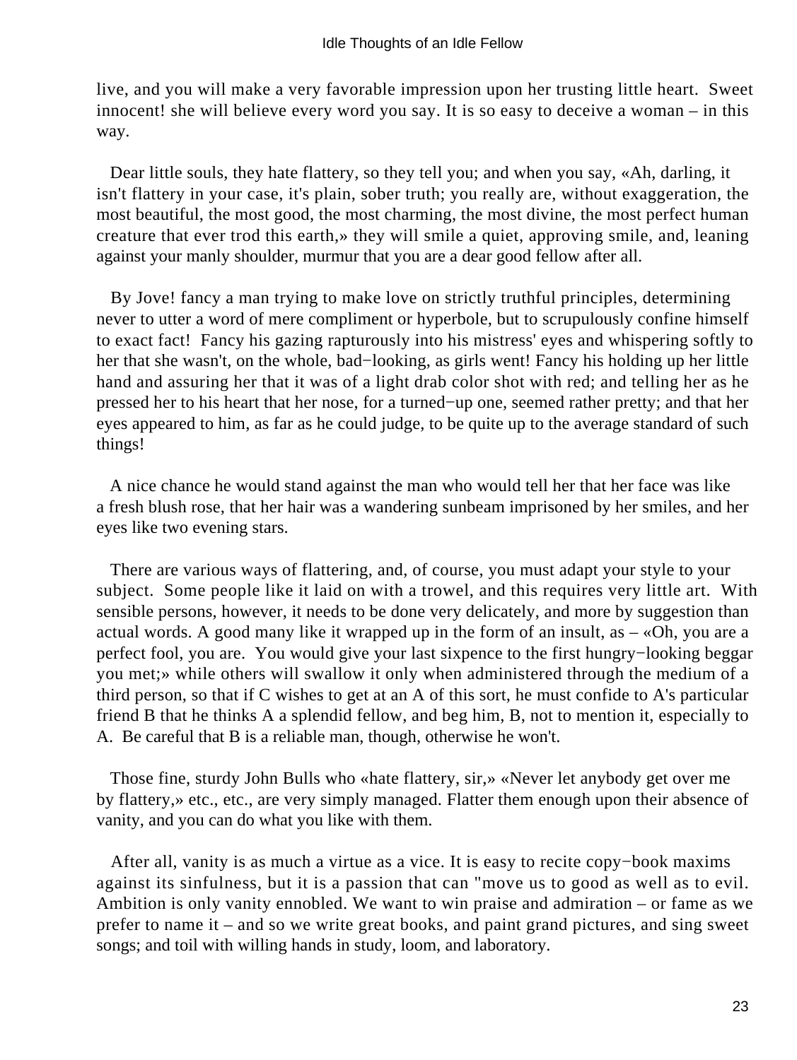live, and you will make a very favorable impression upon her trusting little heart. Sweet innocent! she will believe every word you say. It is so easy to deceive a woman – in this way.

Dear little souls, they hate flattery, so they tell you; and when you say, «Ah, darling, it isn't flattery in your case, it's plain, sober truth; you really are, without exaggeration, the most beautiful, the most good, the most charming, the most divine, the most perfect human creature that ever trod this earth,» they will smile a quiet, approving smile, and, leaning against your manly shoulder, murmur that you are a dear good fellow after all.

By Jove! fancy a man trying to make love on strictly truthful principles, determining never to utter a word of mere compliment or hyperbole, but to scrupulously confine himself to exact fact! Fancy his gazing rapturously into his mistress' eyes and whispering softly to her that she wasn't, on the whole, bad−looking, as girls went! Fancy his holding up her little hand and assuring her that it was of a light drab color shot with red; and telling her as he pressed her to his heart that her nose, for a turned−up one, seemed rather pretty; and that her eyes appeared to him, as far as he could judge, to be quite up to the average standard of such things!

A nice chance he would stand against the man who would tell her that her face was like a fresh blush rose, that her hair was a wandering sunbeam imprisoned by her smiles, and her eyes like two evening stars.

There are various ways of flattering, and, of course, you must adapt your style to your subject. Some people like it laid on with a trowel, and this requires very little art. With sensible persons, however, it needs to be done very delicately, and more by suggestion than actual words. A good many like it wrapped up in the form of an insult, as – «Oh, you are a perfect fool, you are. You would give your last sixpence to the first hungry−looking beggar you met;» while others will swallow it only when administered through the medium of a third person, so that if C wishes to get at an A of this sort, he must confide to A's particular friend B that he thinks A a splendid fellow, and beg him, B, not to mention it, especially to A. Be careful that B is a reliable man, though, otherwise he won't.

Those fine, sturdy John Bulls who «hate flattery, sir,» «Never let anybody get over me by flattery,» etc., etc., are very simply managed. Flatter them enough upon their absence of vanity, and you can do what you like with them.

After all, vanity is as much a virtue as a vice. It is easy to recite copy−book maxims against its sinfulness, but it is a passion that can "move us to good as well as to evil. Ambition is only vanity ennobled. We want to win praise and admiration – or fame as we prefer to name it – and so we write great books, and paint grand pictures, and sing sweet songs; and toil with willing hands in study, loom, and laboratory.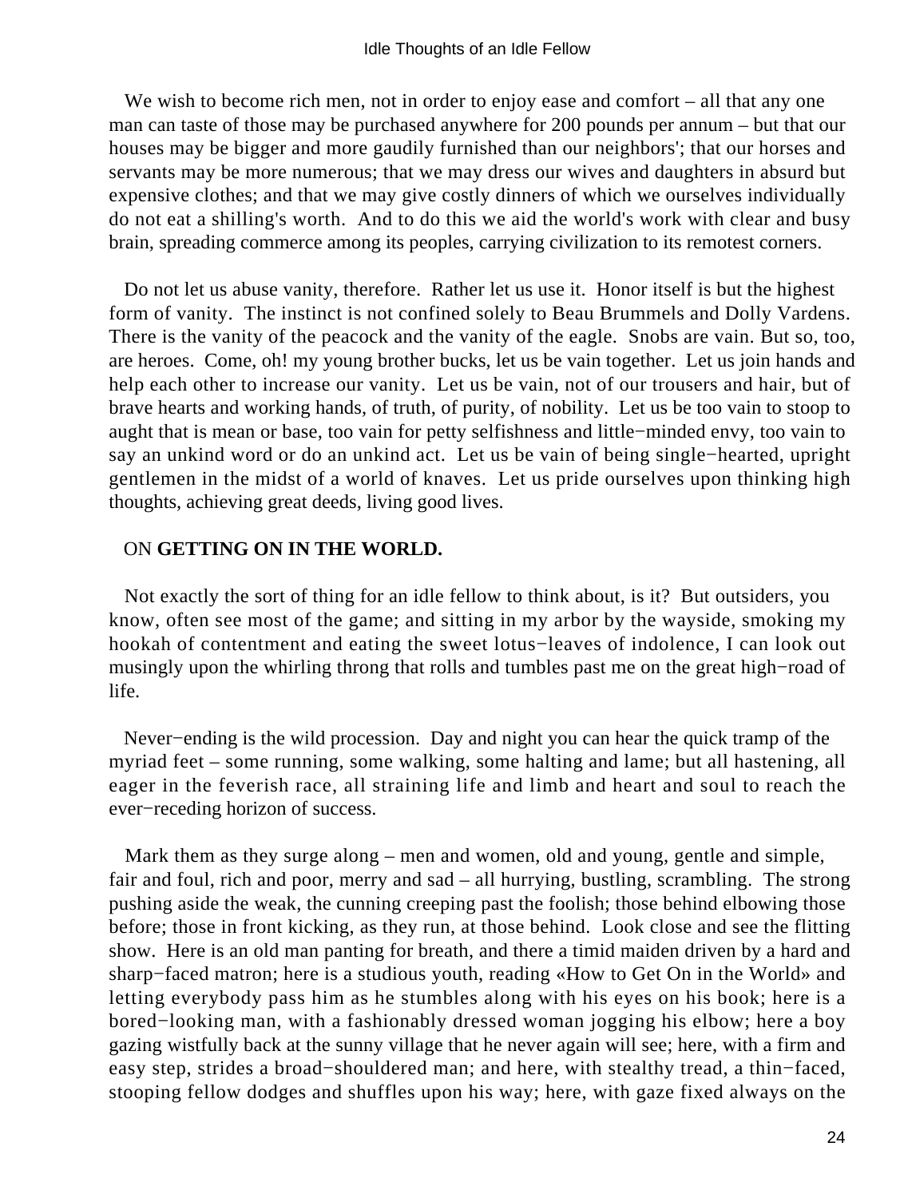We wish to become rich men, not in order to enjoy ease and comfort – all that any one man can taste of those may be purchased anywhere for 200 pounds per annum – but that our houses may be bigger and more gaudily furnished than our neighbors'; that our horses and servants may be more numerous; that we may dress our wives and daughters in absurd but expensive clothes; and that we may give costly dinners of which we ourselves individually do not eat a shilling's worth. And to do this we aid the world's work with clear and busy brain, spreading commerce among its peoples, carrying civilization to its remotest corners.

Do not let us abuse vanity, therefore. Rather let us use it. Honor itself is but the highest form of vanity. The instinct is not confined solely to Beau Brummels and Dolly Vardens. There is the vanity of the peacock and the vanity of the eagle. Snobs are vain. But so, too, are heroes. Come, oh! my young brother bucks, let us be vain together. Let us join hands and help each other to increase our vanity. Let us be vain, not of our trousers and hair, but of brave hearts and working hands, of truth, of purity, of nobility. Let us be too vain to stoop to aught that is mean or base, too vain for petty selfishness and little−minded envy, too vain to say an unkind word or do an unkind act. Let us be vain of being single−hearted, upright gentlemen in the midst of a world of knaves. Let us pride ourselves upon thinking high thoughts, achieving great deeds, living good lives.

## ON **GETTING ON IN THE WORLD.**

Not exactly the sort of thing for an idle fellow to think about, is it? But outsiders, you know, often see most of the game; and sitting in my arbor by the wayside, smoking my hookah of contentment and eating the sweet lotus−leaves of indolence, I can look out musingly upon the whirling throng that rolls and tumbles past me on the great high−road of life.

Never−ending is the wild procession. Day and night you can hear the quick tramp of the myriad feet – some running, some walking, some halting and lame; but all hastening, all eager in the feverish race, all straining life and limb and heart and soul to reach the ever−receding horizon of success.

Mark them as they surge along – men and women, old and young, gentle and simple, fair and foul, rich and poor, merry and sad – all hurrying, bustling, scrambling. The strong pushing aside the weak, the cunning creeping past the foolish; those behind elbowing those before; those in front kicking, as they run, at those behind. Look close and see the flitting show. Here is an old man panting for breath, and there a timid maiden driven by a hard and sharp−faced matron; here is a studious youth, reading «How to Get On in the World» and letting everybody pass him as he stumbles along with his eyes on his book; here is a bored−looking man, with a fashionably dressed woman jogging his elbow; here a boy gazing wistfully back at the sunny village that he never again will see; here, with a firm and easy step, strides a broad−shouldered man; and here, with stealthy tread, a thin−faced, stooping fellow dodges and shuffles upon his way; here, with gaze fixed always on the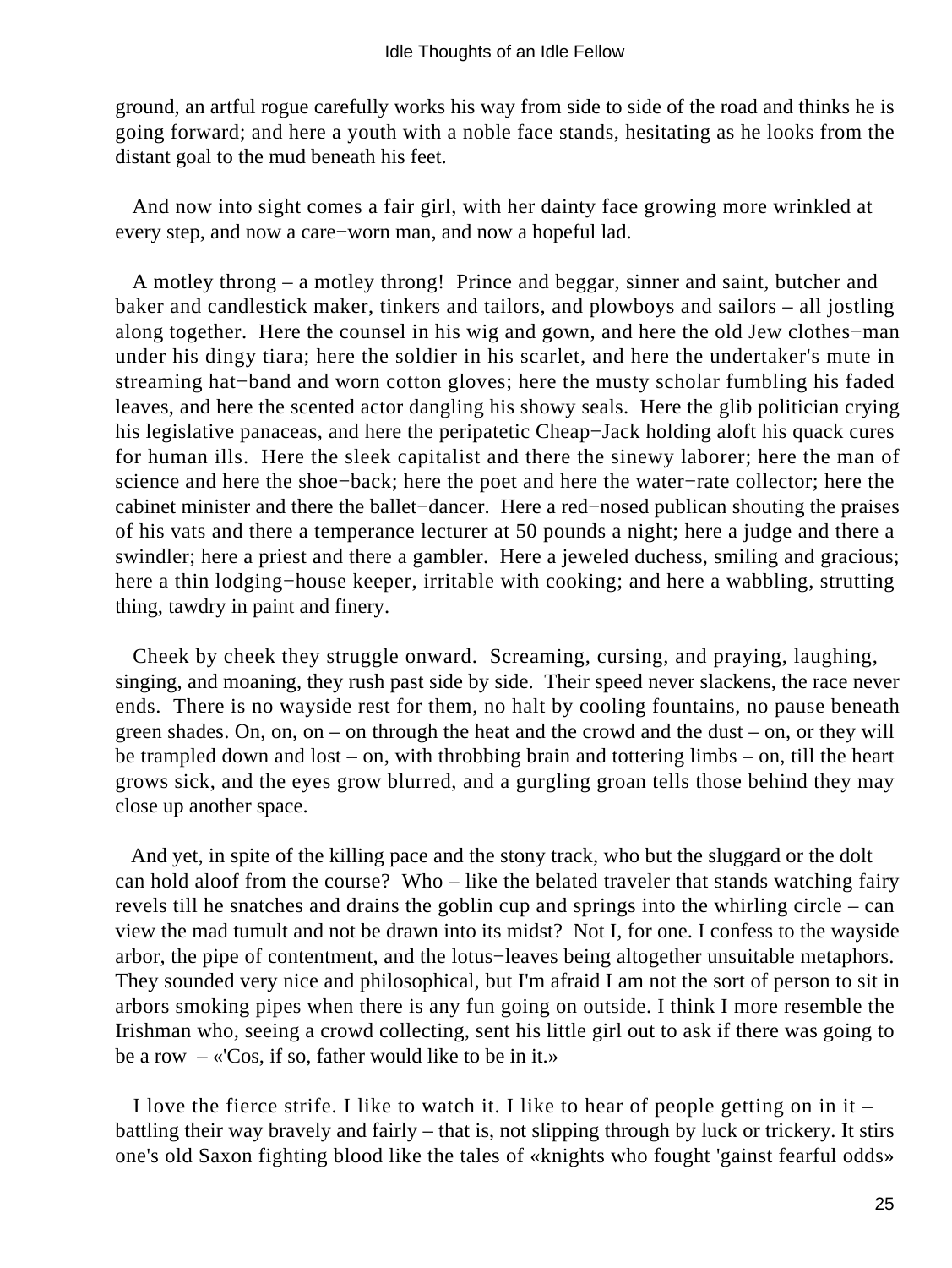ground, an artful rogue carefully works his way from side to side of the road and thinks he is going forward; and here a youth with a noble face stands, hesitating as he looks from the distant goal to the mud beneath his feet.

And now into sight comes a fair girl, with her dainty face growing more wrinkled at every step, and now a care−worn man, and now a hopeful lad.

A motley throng – a motley throng! Prince and beggar, sinner and saint, butcher and baker and candlestick maker, tinkers and tailors, and plowboys and sailors – all jostling along together. Here the counsel in his wig and gown, and here the old Jew clothes−man under his dingy tiara; here the soldier in his scarlet, and here the undertaker's mute in streaming hat−band and worn cotton gloves; here the musty scholar fumbling his faded leaves, and here the scented actor dangling his showy seals. Here the glib politician crying his legislative panaceas, and here the peripatetic Cheap−Jack holding aloft his quack cures for human ills. Here the sleek capitalist and there the sinewy laborer; here the man of science and here the shoe−back; here the poet and here the water−rate collector; here the cabinet minister and there the ballet−dancer. Here a red−nosed publican shouting the praises of his vats and there a temperance lecturer at 50 pounds a night; here a judge and there a swindler; here a priest and there a gambler. Here a jeweled duchess, smiling and gracious; here a thin lodging−house keeper, irritable with cooking; and here a wabbling, strutting thing, tawdry in paint and finery.

Cheek by cheek they struggle onward. Screaming, cursing, and praying, laughing, singing, and moaning, they rush past side by side. Their speed never slackens, the race never ends. There is no wayside rest for them, no halt by cooling fountains, no pause beneath green shades. On, on, on – on through the heat and the crowd and the dust – on, or they will be trampled down and lost – on, with throbbing brain and tottering limbs – on, till the heart grows sick, and the eyes grow blurred, and a gurgling groan tells those behind they may close up another space.

And yet, in spite of the killing pace and the stony track, who but the sluggard or the dolt can hold aloof from the course? Who – like the belated traveler that stands watching fairy revels till he snatches and drains the goblin cup and springs into the whirling circle – can view the mad tumult and not be drawn into its midst? Not I, for one. I confess to the wayside arbor, the pipe of contentment, and the lotus−leaves being altogether unsuitable metaphors. They sounded very nice and philosophical, but I'm afraid I am not the sort of person to sit in arbors smoking pipes when there is any fun going on outside. I think I more resemble the Irishman who, seeing a crowd collecting, sent his little girl out to ask if there was going to be a row – «'Cos, if so, father would like to be in it.»

I love the fierce strife. I like to watch it. I like to hear of people getting on in it – battling their way bravely and fairly – that is, not slipping through by luck or trickery. It stirs one's old Saxon fighting blood like the tales of «knights who fought 'gainst fearful odds»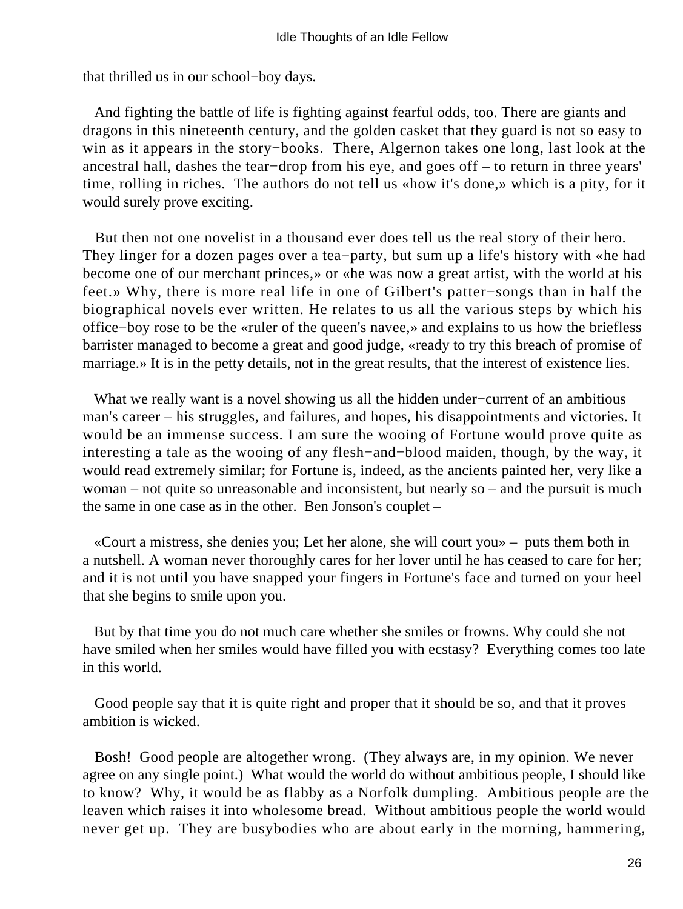that thrilled us in our school−boy days.

And fighting the battle of life is fighting against fearful odds, too. There are giants and dragons in this nineteenth century, and the golden casket that they guard is not so easy to win as it appears in the story−books. There, Algernon takes one long, last look at the ancestral hall, dashes the tear−drop from his eye, and goes off – to return in three years' time, rolling in riches. The authors do not tell us «how it's done,» which is a pity, for it would surely prove exciting.

But then not one novelist in a thousand ever does tell us the real story of their hero. They linger for a dozen pages over a tea−party, but sum up a life's history with «he had become one of our merchant princes,» or «he was now a great artist, with the world at his feet.» Why, there is more real life in one of Gilbert's patter−songs than in half the biographical novels ever written. He relates to us all the various steps by which his office−boy rose to be the «ruler of the queen's navee,» and explains to us how the briefless barrister managed to become a great and good judge, «ready to try this breach of promise of marriage.» It is in the petty details, not in the great results, that the interest of existence lies.

What we really want is a novel showing us all the hidden under−current of an ambitious man's career – his struggles, and failures, and hopes, his disappointments and victories. It would be an immense success. I am sure the wooing of Fortune would prove quite as interesting a tale as the wooing of any flesh−and−blood maiden, though, by the way, it would read extremely similar; for Fortune is, indeed, as the ancients painted her, very like a woman – not quite so unreasonable and inconsistent, but nearly so – and the pursuit is much the same in one case as in the other. Ben Jonson's couplet –

«Court a mistress, she denies you; Let her alone, she will court you» – puts them both in a nutshell. A woman never thoroughly cares for her lover until he has ceased to care for her; and it is not until you have snapped your fingers in Fortune's face and turned on your heel that she begins to smile upon you.

But by that time you do not much care whether she smiles or frowns. Why could she not have smiled when her smiles would have filled you with ecstasy? Everything comes too late in this world.

Good people say that it is quite right and proper that it should be so, and that it proves ambition is wicked.

Bosh! Good people are altogether wrong. (They always are, in my opinion. We never agree on any single point.) What would the world do without ambitious people, I should like to know? Why, it would be as flabby as a Norfolk dumpling. Ambitious people are the leaven which raises it into wholesome bread. Without ambitious people the world would never get up. They are busybodies who are about early in the morning, hammering,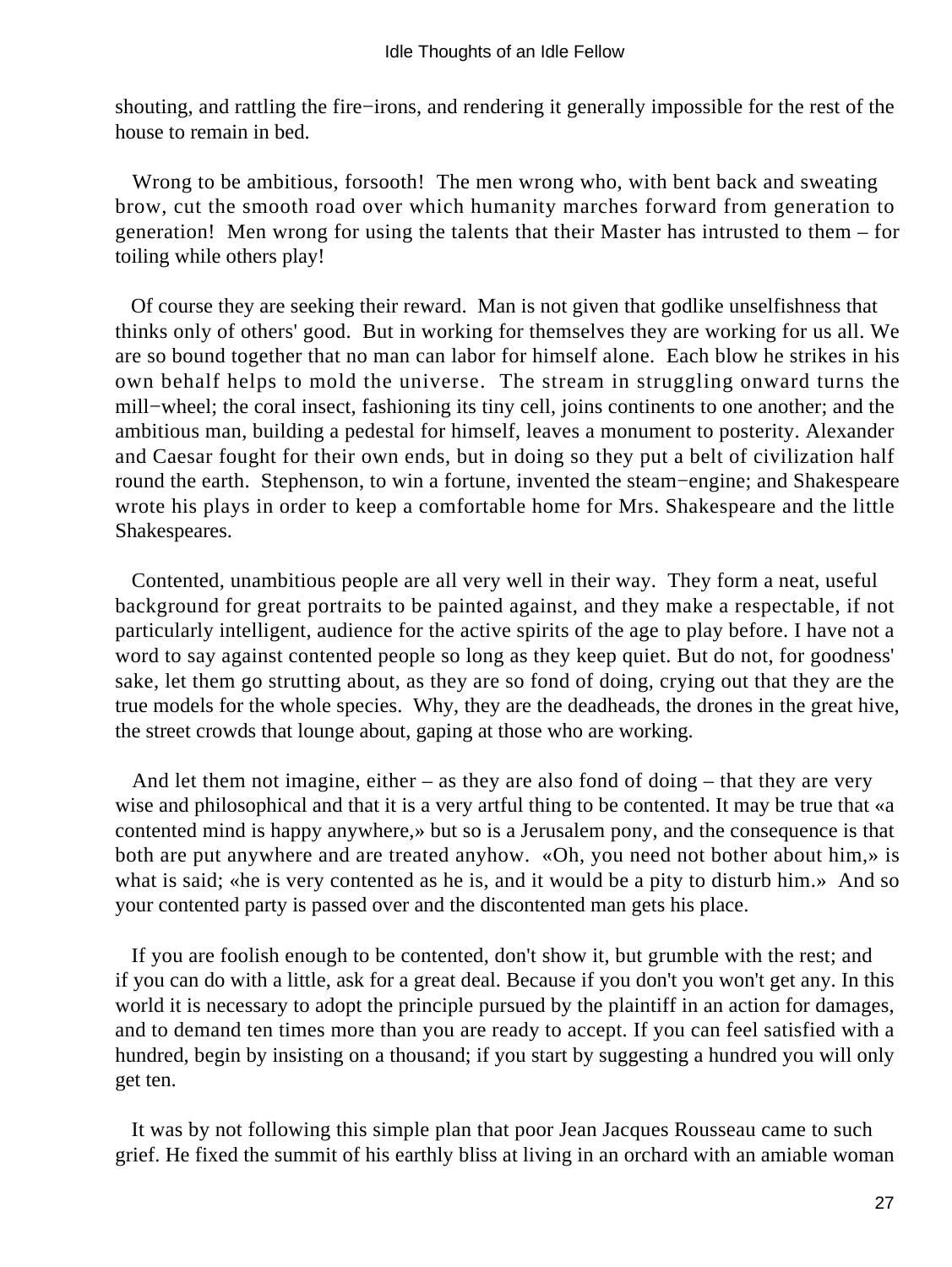shouting, and rattling the fire−irons, and rendering it generally impossible for the rest of the house to remain in bed.

Wrong to be ambitious, forsooth! The men wrong who, with bent back and sweating brow, cut the smooth road over which humanity marches forward from generation to generation! Men wrong for using the talents that their Master has intrusted to them – for toiling while others play!

Of course they are seeking their reward. Man is not given that godlike unselfishness that thinks only of others' good. But in working for themselves they are working for us all. We are so bound together that no man can labor for himself alone. Each blow he strikes in his own behalf helps to mold the universe. The stream in struggling onward turns the mill−wheel; the coral insect, fashioning its tiny cell, joins continents to one another; and the ambitious man, building a pedestal for himself, leaves a monument to posterity. Alexander and Caesar fought for their own ends, but in doing so they put a belt of civilization half round the earth. Stephenson, to win a fortune, invented the steam−engine; and Shakespeare wrote his plays in order to keep a comfortable home for Mrs. Shakespeare and the little Shakespeares.

Contented, unambitious people are all very well in their way. They form a neat, useful background for great portraits to be painted against, and they make a respectable, if not particularly intelligent, audience for the active spirits of the age to play before. I have not a word to say against contented people so long as they keep quiet. But do not, for goodness' sake, let them go strutting about, as they are so fond of doing, crying out that they are the true models for the whole species. Why, they are the deadheads, the drones in the great hive, the street crowds that lounge about, gaping at those who are working.

And let them not imagine, either – as they are also fond of doing – that they are very wise and philosophical and that it is a very artful thing to be contented. It may be true that «a contented mind is happy anywhere,» but so is a Jerusalem pony, and the consequence is that both are put anywhere and are treated anyhow. «Oh, you need not bother about him,» is what is said; «he is very contented as he is, and it would be a pity to disturb him.» And so your contented party is passed over and the discontented man gets his place.

If you are foolish enough to be contented, don't show it, but grumble with the rest; and if you can do with a little, ask for a great deal. Because if you don't you won't get any. In this world it is necessary to adopt the principle pursued by the plaintiff in an action for damages, and to demand ten times more than you are ready to accept. If you can feel satisfied with a hundred, begin by insisting on a thousand; if you start by suggesting a hundred you will only get ten.

It was by not following this simple plan that poor Jean Jacques Rousseau came to such grief. He fixed the summit of his earthly bliss at living in an orchard with an amiable woman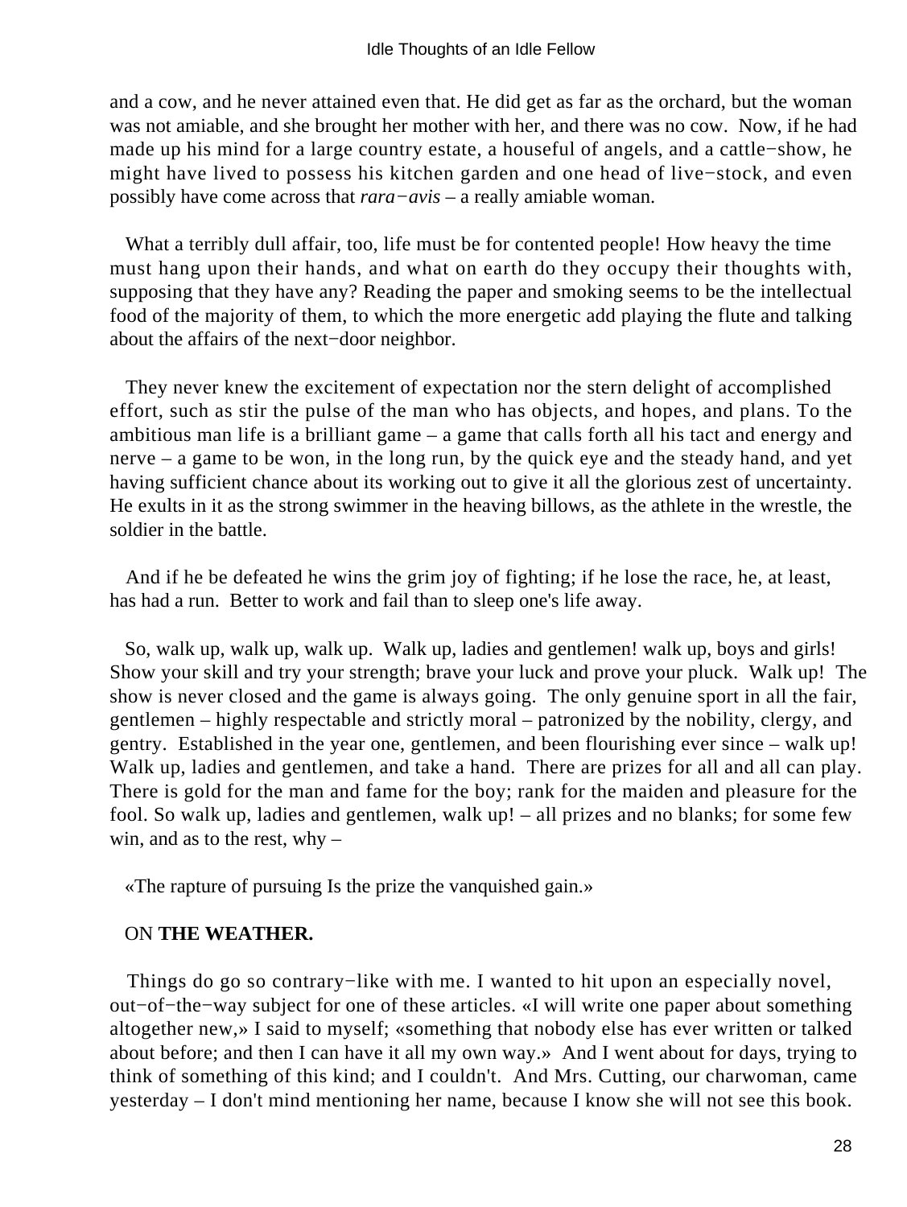and a cow, and he never attained even that. He did get as far as the orchard, but the woman was not amiable, and she brought her mother with her, and there was no cow. Now, if he had made up his mind for a large country estate, a houseful of angels, and a cattle−show, he might have lived to possess his kitchen garden and one head of live−stock, and even possibly have come across that *rara−avis* – a really amiable woman.

What a terribly dull affair, too, life must be for contented people! How heavy the time must hang upon their hands, and what on earth do they occupy their thoughts with, supposing that they have any? Reading the paper and smoking seems to be the intellectual food of the majority of them, to which the more energetic add playing the flute and talking about the affairs of the next−door neighbor.

They never knew the excitement of expectation nor the stern delight of accomplished effort, such as stir the pulse of the man who has objects, and hopes, and plans. To the ambitious man life is a brilliant game – a game that calls forth all his tact and energy and nerve – a game to be won, in the long run, by the quick eye and the steady hand, and yet having sufficient chance about its working out to give it all the glorious zest of uncertainty. He exults in it as the strong swimmer in the heaving billows, as the athlete in the wrestle, the soldier in the battle.

And if he be defeated he wins the grim joy of fighting; if he lose the race, he, at least, has had a run. Better to work and fail than to sleep one's life away.

So, walk up, walk up, walk up. Walk up, ladies and gentlemen! walk up, boys and girls! Show your skill and try your strength; brave your luck and prove your pluck. Walk up! The show is never closed and the game is always going. The only genuine sport in all the fair, gentlemen – highly respectable and strictly moral – patronized by the nobility, clergy, and gentry. Established in the year one, gentlemen, and been flourishing ever since – walk up! Walk up, ladies and gentlemen, and take a hand. There are prizes for all and all can play. There is gold for the man and fame for the boy; rank for the maiden and pleasure for the fool. So walk up, ladies and gentlemen, walk up! – all prizes and no blanks; for some few win, and as to the rest, why –

«The rapture of pursuing Is the prize the vanquished gain.»

## ON **THE WEATHER.**

Things do go so contrary−like with me. I wanted to hit upon an especially novel, out−of−the−way subject for one of these articles. «I will write one paper about something altogether new,» I said to myself; «something that nobody else has ever written or talked about before; and then I can have it all my own way.» And I went about for days, trying to think of something of this kind; and I couldn't. And Mrs. Cutting, our charwoman, came yesterday – I don't mind mentioning her name, because I know she will not see this book.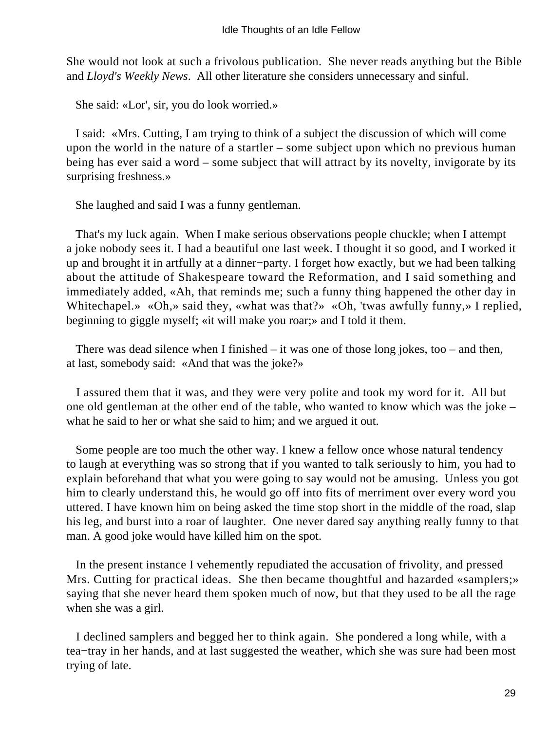She would not look at such a frivolous publication. She never reads anything but the Bible and *Lloyd's Weekly News*. All other literature she considers unnecessary and sinful.

She said: «Lor', sir, you do look worried.»

I said: «Mrs. Cutting, I am trying to think of a subject the discussion of which will come upon the world in the nature of a startler – some subject upon which no previous human being has ever said a word – some subject that will attract by its novelty, invigorate by its surprising freshness.»

She laughed and said I was a funny gentleman.

That's my luck again. When I make serious observations people chuckle; when I attempt a joke nobody sees it. I had a beautiful one last week. I thought it so good, and I worked it up and brought it in artfully at a dinner−party. I forget how exactly, but we had been talking about the attitude of Shakespeare toward the Reformation, and I said something and immediately added, «Ah, that reminds me; such a funny thing happened the other day in Whitechapel.» «Oh,» said they, «what was that?» «Oh, 'twas awfully funny,» I replied, beginning to giggle myself; «it will make you roar;» and I told it them.

There was dead silence when I finished – it was one of those long jokes, too – and then, at last, somebody said: «And that was the joke?»

I assured them that it was, and they were very polite and took my word for it. All but one old gentleman at the other end of the table, who wanted to know which was the joke – what he said to her or what she said to him; and we argued it out.

Some people are too much the other way. I knew a fellow once whose natural tendency to laugh at everything was so strong that if you wanted to talk seriously to him, you had to explain beforehand that what you were going to say would not be amusing. Unless you got him to clearly understand this, he would go off into fits of merriment over every word you uttered. I have known him on being asked the time stop short in the middle of the road, slap his leg, and burst into a roar of laughter. One never dared say anything really funny to that man. A good joke would have killed him on the spot.

In the present instance I vehemently repudiated the accusation of frivolity, and pressed Mrs. Cutting for practical ideas. She then became thoughtful and hazarded «samplers;» saying that she never heard them spoken much of now, but that they used to be all the rage when she was a girl.

I declined samplers and begged her to think again. She pondered a long while, with a tea−tray in her hands, and at last suggested the weather, which she was sure had been most trying of late.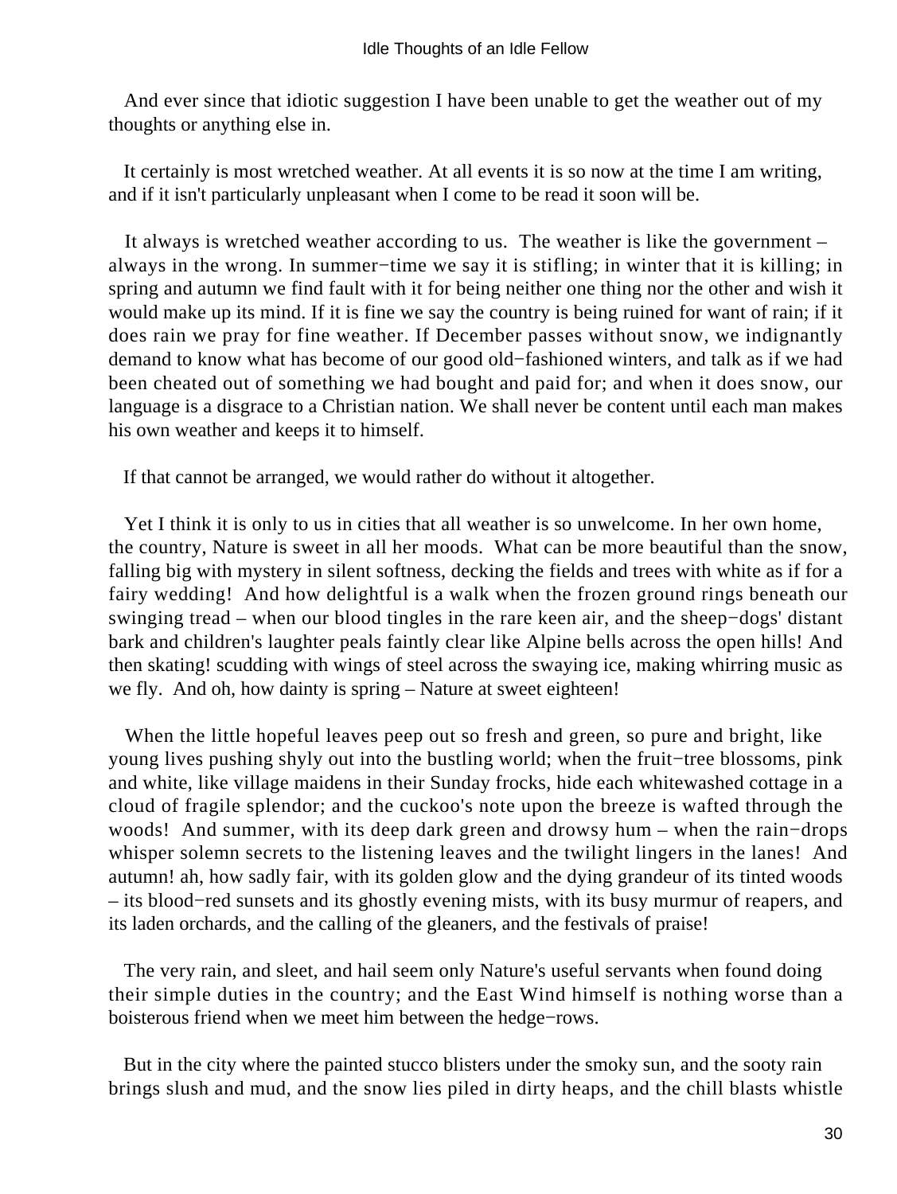And ever since that idiotic suggestion I have been unable to get the weather out of my thoughts or anything else in.

It certainly is most wretched weather. At all events it is so now at the time I am writing, and if it isn't particularly unpleasant when I come to be read it soon will be.

It always is wretched weather according to us. The weather is like the government – always in the wrong. In summer−time we say it is stifling; in winter that it is killing; in spring and autumn we find fault with it for being neither one thing nor the other and wish it would make up its mind. If it is fine we say the country is being ruined for want of rain; if it does rain we pray for fine weather. If December passes without snow, we indignantly demand to know what has become of our good old−fashioned winters, and talk as if we had been cheated out of something we had bought and paid for; and when it does snow, our language is a disgrace to a Christian nation. We shall never be content until each man makes his own weather and keeps it to himself.

If that cannot be arranged, we would rather do without it altogether.

Yet I think it is only to us in cities that all weather is so unwelcome. In her own home, the country, Nature is sweet in all her moods. What can be more beautiful than the snow, falling big with mystery in silent softness, decking the fields and trees with white as if for a fairy wedding! And how delightful is a walk when the frozen ground rings beneath our swinging tread – when our blood tingles in the rare keen air, and the sheep−dogs' distant bark and children's laughter peals faintly clear like Alpine bells across the open hills! And then skating! scudding with wings of steel across the swaying ice, making whirring music as we fly. And oh, how dainty is spring – Nature at sweet eighteen!

When the little hopeful leaves peep out so fresh and green, so pure and bright, like young lives pushing shyly out into the bustling world; when the fruit−tree blossoms, pink and white, like village maidens in their Sunday frocks, hide each whitewashed cottage in a cloud of fragile splendor; and the cuckoo's note upon the breeze is wafted through the woods! And summer, with its deep dark green and drowsy hum – when the rain−drops whisper solemn secrets to the listening leaves and the twilight lingers in the lanes! And autumn! ah, how sadly fair, with its golden glow and the dying grandeur of its tinted woods – its blood−red sunsets and its ghostly evening mists, with its busy murmur of reapers, and its laden orchards, and the calling of the gleaners, and the festivals of praise!

The very rain, and sleet, and hail seem only Nature's useful servants when found doing their simple duties in the country; and the East Wind himself is nothing worse than a boisterous friend when we meet him between the hedge−rows.

But in the city where the painted stucco blisters under the smoky sun, and the sooty rain brings slush and mud, and the snow lies piled in dirty heaps, and the chill blasts whistle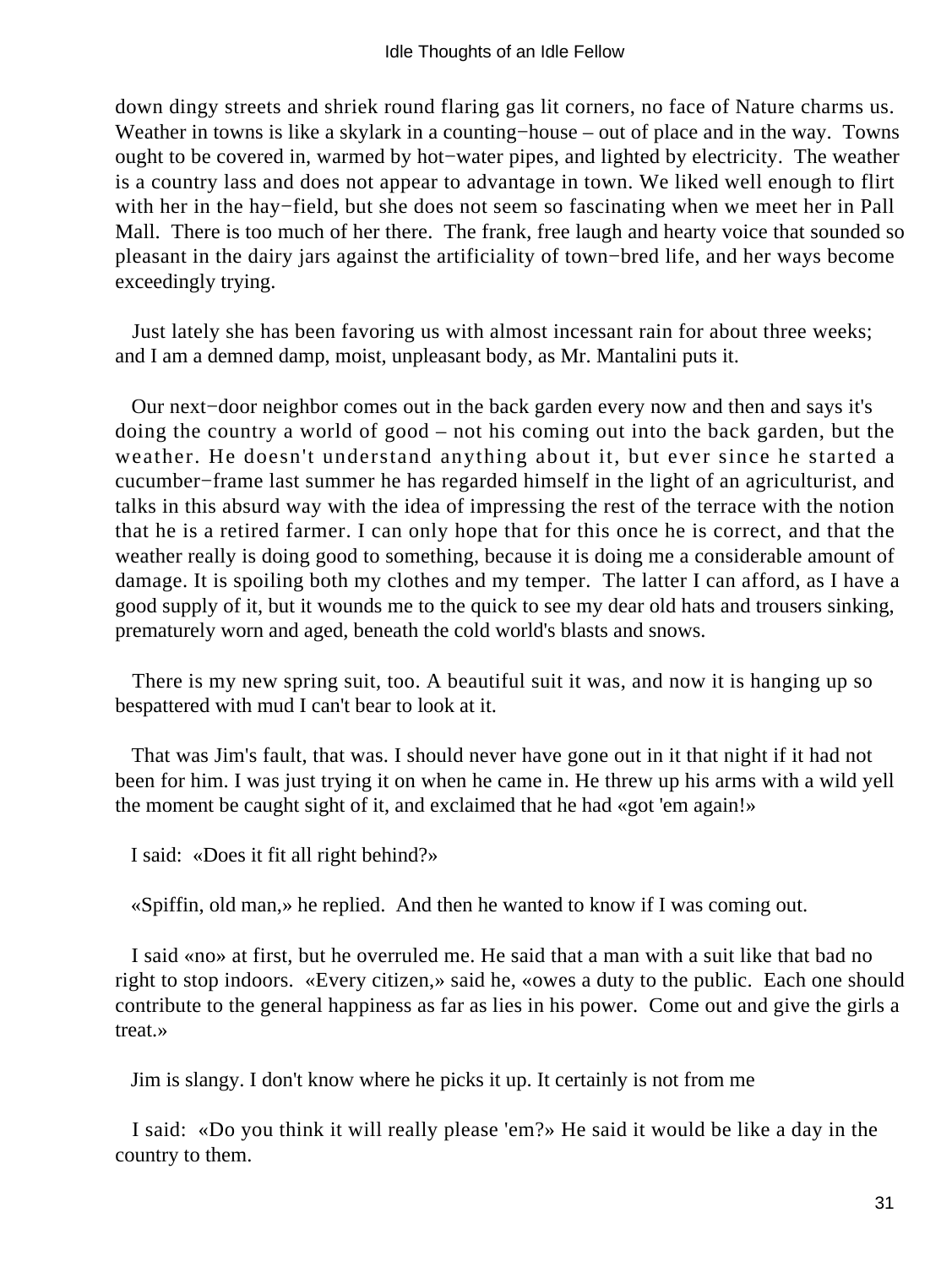down dingy streets and shriek round flaring gas lit corners, no face of Nature charms us. Weather in towns is like a skylark in a counting−house – out of place and in the way. Towns ought to be covered in, warmed by hot−water pipes, and lighted by electricity. The weather is a country lass and does not appear to advantage in town. We liked well enough to flirt with her in the hay−field, but she does not seem so fascinating when we meet her in Pall Mall. There is too much of her there. The frank, free laugh and hearty voice that sounded so pleasant in the dairy jars against the artificiality of town−bred life, and her ways become exceedingly trying.

Just lately she has been favoring us with almost incessant rain for about three weeks; and I am a demned damp, moist, unpleasant body, as Mr. Mantalini puts it.

Our next−door neighbor comes out in the back garden every now and then and says it's doing the country a world of good – not his coming out into the back garden, but the weather. He doesn't understand anything about it, but ever since he started a cucumber−frame last summer he has regarded himself in the light of an agriculturist, and talks in this absurd way with the idea of impressing the rest of the terrace with the notion that he is a retired farmer. I can only hope that for this once he is correct, and that the weather really is doing good to something, because it is doing me a considerable amount of damage. It is spoiling both my clothes and my temper. The latter I can afford, as I have a good supply of it, but it wounds me to the quick to see my dear old hats and trousers sinking, prematurely worn and aged, beneath the cold world's blasts and snows.

There is my new spring suit, too. A beautiful suit it was, and now it is hanging up so bespattered with mud I can't bear to look at it.

That was Jim's fault, that was. I should never have gone out in it that night if it had not been for him. I was just trying it on when he came in. He threw up his arms with a wild yell the moment be caught sight of it, and exclaimed that he had «got 'em again!»

I said: «Does it fit all right behind?»

«Spiffin, old man,» he replied. And then he wanted to know if I was coming out.

I said «no» at first, but he overruled me. He said that a man with a suit like that bad no right to stop indoors. «Every citizen,» said he, «owes a duty to the public. Each one should contribute to the general happiness as far as lies in his power. Come out and give the girls a treat.»

Jim is slangy. I don't know where he picks it up. It certainly is not from me

I said: «Do you think it will really please 'em?» He said it would be like a day in the country to them.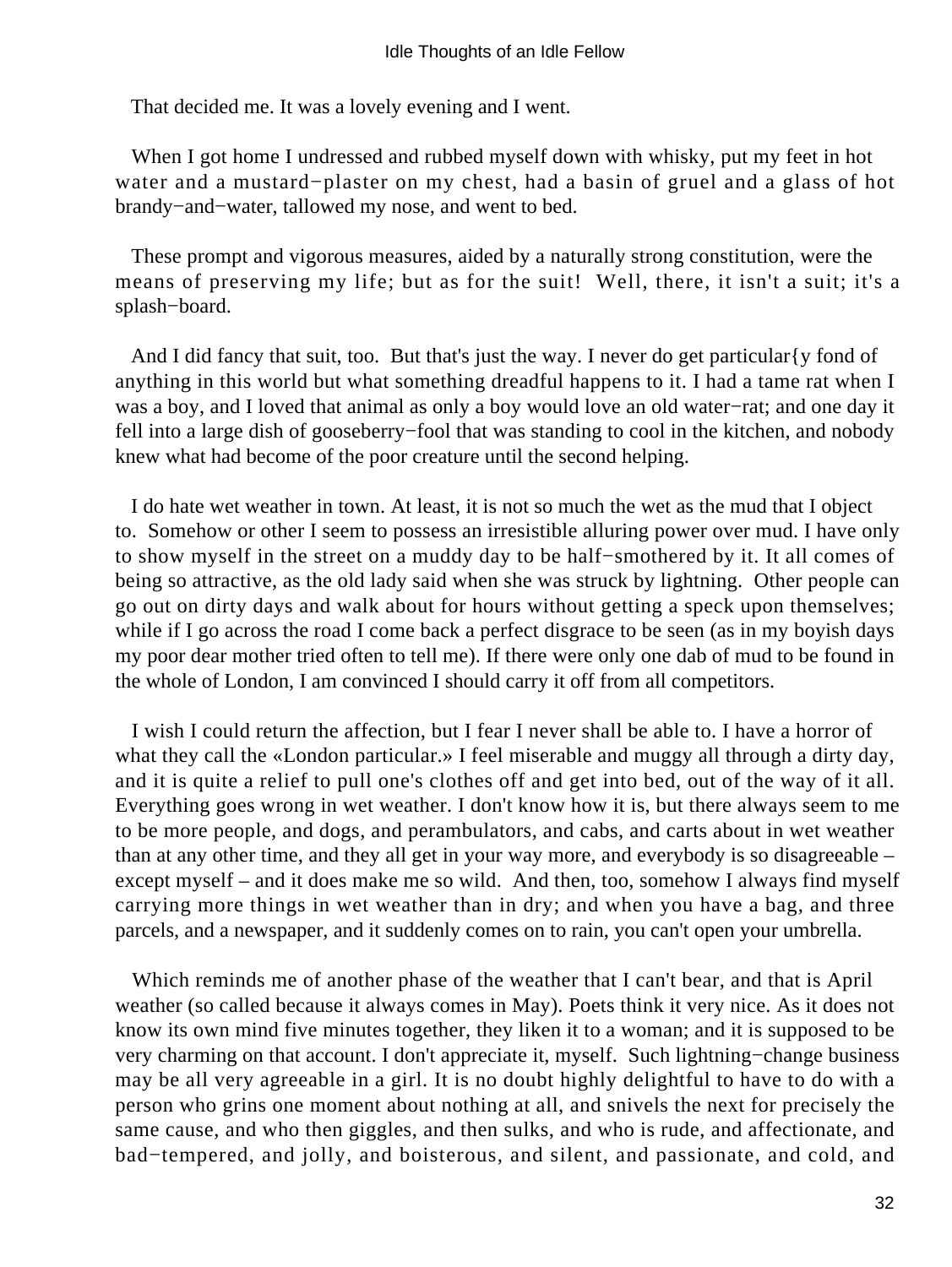That decided me. It was a lovely evening and I went.

When I got home I undressed and rubbed myself down with whisky, put my feet in hot water and a mustard−plaster on my chest, had a basin of gruel and a glass of hot brandy−and−water, tallowed my nose, and went to bed.

These prompt and vigorous measures, aided by a naturally strong constitution, were the means of preserving my life; but as for the suit! Well, there, it isn't a suit; it's a splash−board.

And I did fancy that suit, too. But that's just the way. I never do get particular{y fond of anything in this world but what something dreadful happens to it. I had a tame rat when I was a boy, and I loved that animal as only a boy would love an old water−rat; and one day it fell into a large dish of gooseberry−fool that was standing to cool in the kitchen, and nobody knew what had become of the poor creature until the second helping.

I do hate wet weather in town. At least, it is not so much the wet as the mud that I object to. Somehow or other I seem to possess an irresistible alluring power over mud. I have only to show myself in the street on a muddy day to be half−smothered by it. It all comes of being so attractive, as the old lady said when she was struck by lightning. Other people can go out on dirty days and walk about for hours without getting a speck upon themselves; while if I go across the road I come back a perfect disgrace to be seen (as in my boyish days my poor dear mother tried often to tell me). If there were only one dab of mud to be found in the whole of London, I am convinced I should carry it off from all competitors.

I wish I could return the affection, but I fear I never shall be able to. I have a horror of what they call the «London particular.» I feel miserable and muggy all through a dirty day, and it is quite a relief to pull one's clothes off and get into bed, out of the way of it all. Everything goes wrong in wet weather. I don't know how it is, but there always seem to me to be more people, and dogs, and perambulators, and cabs, and carts about in wet weather than at any other time, and they all get in your way more, and everybody is so disagreeable – except myself – and it does make me so wild. And then, too, somehow I always find myself carrying more things in wet weather than in dry; and when you have a bag, and three parcels, and a newspaper, and it suddenly comes on to rain, you can't open your umbrella.

Which reminds me of another phase of the weather that I can't bear, and that is April weather (so called because it always comes in May). Poets think it very nice. As it does not know its own mind five minutes together, they liken it to a woman; and it is supposed to be very charming on that account. I don't appreciate it, myself. Such lightning−change business may be all very agreeable in a girl. It is no doubt highly delightful to have to do with a person who grins one moment about nothing at all, and snivels the next for precisely the same cause, and who then giggles, and then sulks, and who is rude, and affectionate, and bad−tempered, and jolly, and boisterous, and silent, and passionate, and cold, and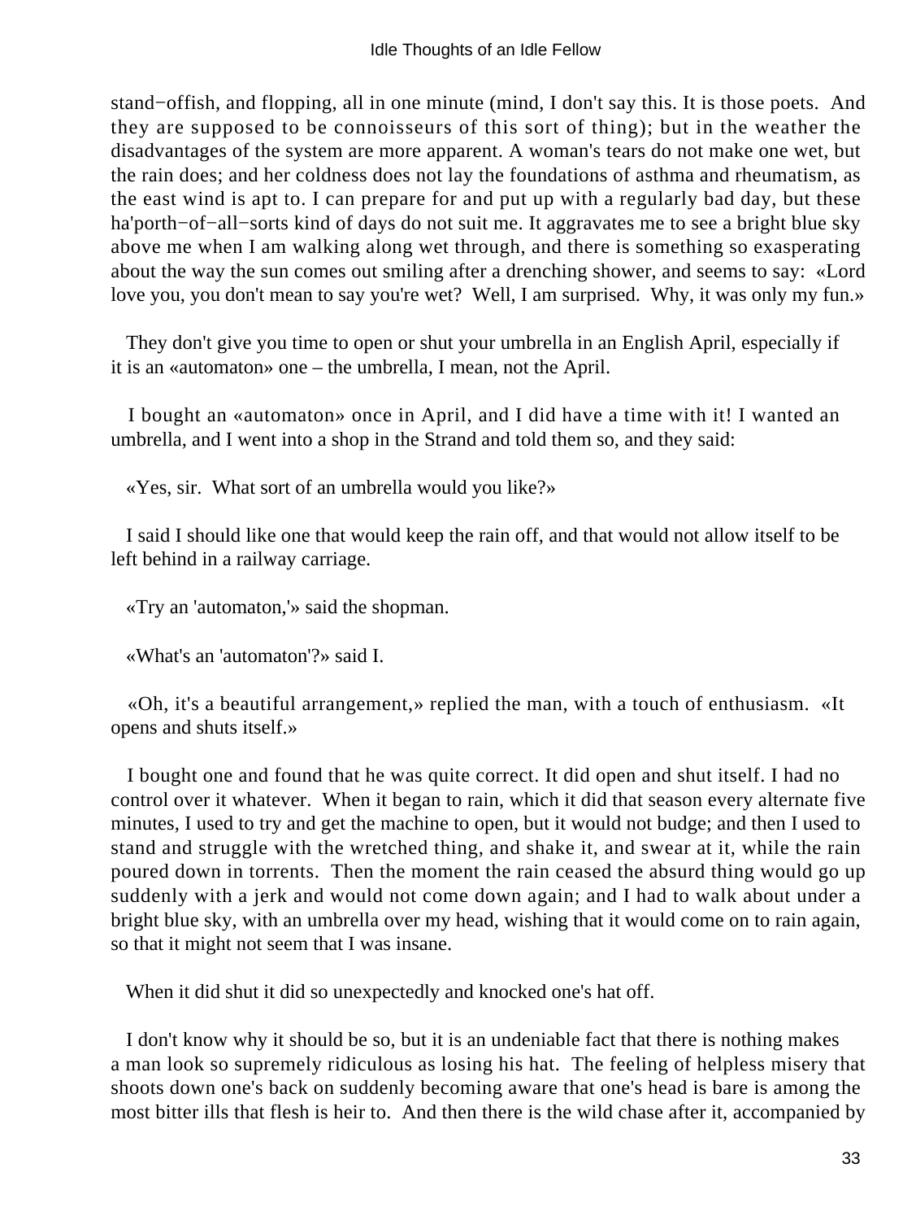stand−offish, and flopping, all in one minute (mind, I don't say this. It is those poets. And they are supposed to be connoisseurs of this sort of thing); but in the weather the disadvantages of the system are more apparent. A woman's tears do not make one wet, but the rain does; and her coldness does not lay the foundations of asthma and rheumatism, as the east wind is apt to. I can prepare for and put up with a regularly bad day, but these ha'porth−of−all−sorts kind of days do not suit me. It aggravates me to see a bright blue sky above me when I am walking along wet through, and there is something so exasperating about the way the sun comes out smiling after a drenching shower, and seems to say: «Lord love you, you don't mean to say you're wet? Well, I am surprised. Why, it was only my fun.»

They don't give you time to open or shut your umbrella in an English April, especially if it is an «automaton» one – the umbrella, I mean, not the April.

I bought an «automaton» once in April, and I did have a time with it! I wanted an umbrella, and I went into a shop in the Strand and told them so, and they said:

«Yes, sir. What sort of an umbrella would you like?»

I said I should like one that would keep the rain off, and that would not allow itself to be left behind in a railway carriage.

«Try an 'automaton,'» said the shopman.

«What's an 'automaton'?» said I.

«Oh, it's a beautiful arrangement,» replied the man, with a touch of enthusiasm. «It opens and shuts itself.»

I bought one and found that he was quite correct. It did open and shut itself. I had no control over it whatever. When it began to rain, which it did that season every alternate five minutes, I used to try and get the machine to open, but it would not budge; and then I used to stand and struggle with the wretched thing, and shake it, and swear at it, while the rain poured down in torrents. Then the moment the rain ceased the absurd thing would go up suddenly with a jerk and would not come down again; and I had to walk about under a bright blue sky, with an umbrella over my head, wishing that it would come on to rain again, so that it might not seem that I was insane.

When it did shut it did so unexpectedly and knocked one's hat off.

I don't know why it should be so, but it is an undeniable fact that there is nothing makes a man look so supremely ridiculous as losing his hat. The feeling of helpless misery that shoots down one's back on suddenly becoming aware that one's head is bare is among the most bitter ills that flesh is heir to. And then there is the wild chase after it, accompanied by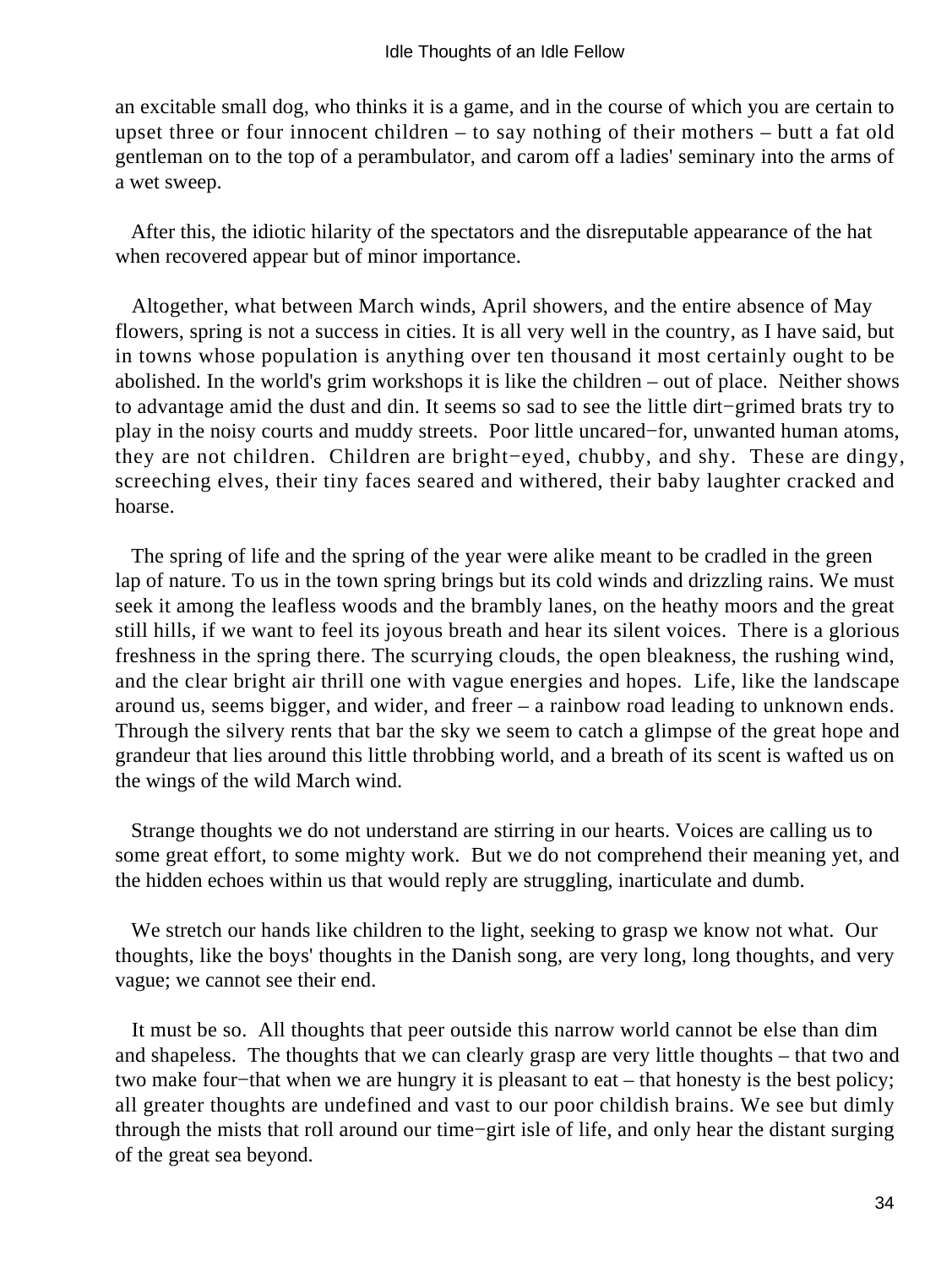an excitable small dog, who thinks it is a game, and in the course of which you are certain to upset three or four innocent children – to say nothing of their mothers – butt a fat old gentleman on to the top of a perambulator, and carom off a ladies' seminary into the arms of a wet sweep.

After this, the idiotic hilarity of the spectators and the disreputable appearance of the hat when recovered appear but of minor importance.

Altogether, what between March winds, April showers, and the entire absence of May flowers, spring is not a success in cities. It is all very well in the country, as I have said, but in towns whose population is anything over ten thousand it most certainly ought to be abolished. In the world's grim workshops it is like the children – out of place. Neither shows to advantage amid the dust and din. It seems so sad to see the little dirt−grimed brats try to play in the noisy courts and muddy streets. Poor little uncared−for, unwanted human atoms, they are not children. Children are bright−eyed, chubby, and shy. These are dingy, screeching elves, their tiny faces seared and withered, their baby laughter cracked and hoarse.

The spring of life and the spring of the year were alike meant to be cradled in the green lap of nature. To us in the town spring brings but its cold winds and drizzling rains. We must seek it among the leafless woods and the brambly lanes, on the heathy moors and the great still hills, if we want to feel its joyous breath and hear its silent voices. There is a glorious freshness in the spring there. The scurrying clouds, the open bleakness, the rushing wind, and the clear bright air thrill one with vague energies and hopes. Life, like the landscape around us, seems bigger, and wider, and freer – a rainbow road leading to unknown ends. Through the silvery rents that bar the sky we seem to catch a glimpse of the great hope and grandeur that lies around this little throbbing world, and a breath of its scent is wafted us on the wings of the wild March wind.

Strange thoughts we do not understand are stirring in our hearts. Voices are calling us to some great effort, to some mighty work. But we do not comprehend their meaning yet, and the hidden echoes within us that would reply are struggling, inarticulate and dumb.

We stretch our hands like children to the light, seeking to grasp we know not what. Our thoughts, like the boys' thoughts in the Danish song, are very long, long thoughts, and very vague; we cannot see their end.

It must be so. All thoughts that peer outside this narrow world cannot be else than dim and shapeless. The thoughts that we can clearly grasp are very little thoughts – that two and two make four−that when we are hungry it is pleasant to eat – that honesty is the best policy; all greater thoughts are undefined and vast to our poor childish brains. We see but dimly through the mists that roll around our time−girt isle of life, and only hear the distant surging of the great sea beyond.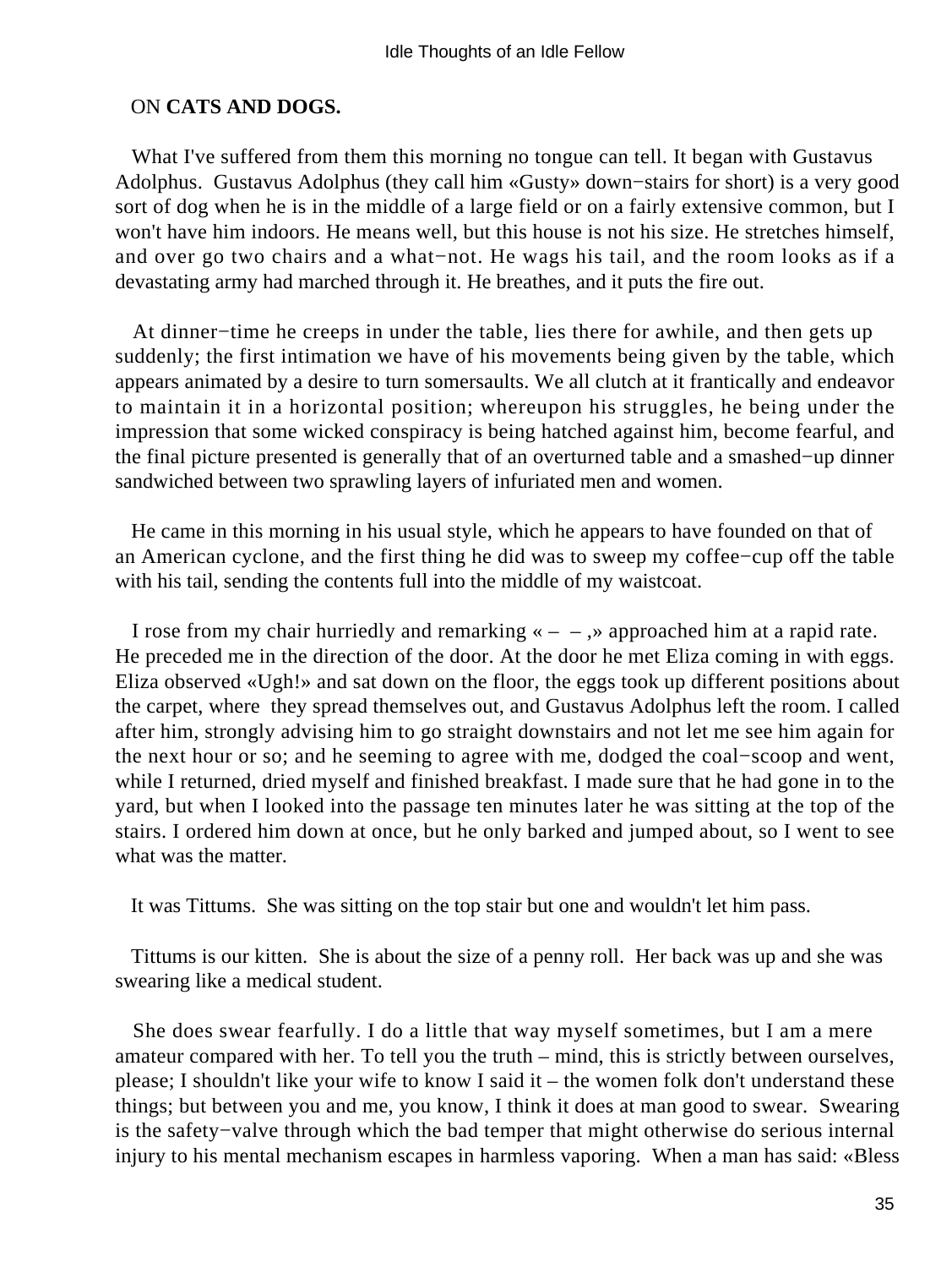## ON **CATS AND DOGS.**

What I've suffered from them this morning no tongue can tell. It began with Gustavus Adolphus. Gustavus Adolphus (they call him «Gusty» down−stairs for short) is a very good sort of dog when he is in the middle of a large field or on a fairly extensive common, but I won't have him indoors. He means well, but this house is not his size. He stretches himself, and over go two chairs and a what−not. He wags his tail, and the room looks as if a devastating army had marched through it. He breathes, and it puts the fire out.

At dinner−time he creeps in under the table, lies there for awhile, and then gets up suddenly; the first intimation we have of his movements being given by the table, which appears animated by a desire to turn somersaults. We all clutch at it frantically and endeavor to maintain it in a horizontal position; whereupon his struggles, he being under the impression that some wicked conspiracy is being hatched against him, become fearful, and the final picture presented is generally that of an overturned table and a smashed−up dinner sandwiched between two sprawling layers of infuriated men and women.

He came in this morning in his usual style, which he appears to have founded on that of an American cyclone, and the first thing he did was to sweep my coffee−cup off the table with his tail, sending the contents full into the middle of my waistcoat.

I rose from my chair hurriedly and remarking « – – ,» approached him at a rapid rate. He preceded me in the direction of the door. At the door he met Eliza coming in with eggs. Eliza observed «Ugh!» and sat down on the floor, the eggs took up different positions about the carpet, where they spread themselves out, and Gustavus Adolphus left the room. I called after him, strongly advising him to go straight downstairs and not let me see him again for the next hour or so; and he seeming to agree with me, dodged the coal−scoop and went, while I returned, dried myself and finished breakfast. I made sure that he had gone in to the yard, but when I looked into the passage ten minutes later he was sitting at the top of the stairs. I ordered him down at once, but he only barked and jumped about, so I went to see what was the matter.

It was Tittums. She was sitting on the top stair but one and wouldn't let him pass.

Tittums is our kitten. She is about the size of a penny roll. Her back was up and she was swearing like a medical student.

She does swear fearfully. I do a little that way myself sometimes, but I am a mere amateur compared with her. To tell you the truth – mind, this is strictly between ourselves, please; I shouldn't like your wife to know I said it – the women folk don't understand these things; but between you and me, you know, I think it does at man good to swear. Swearing is the safety−valve through which the bad temper that might otherwise do serious internal injury to his mental mechanism escapes in harmless vaporing. When a man has said: «Bless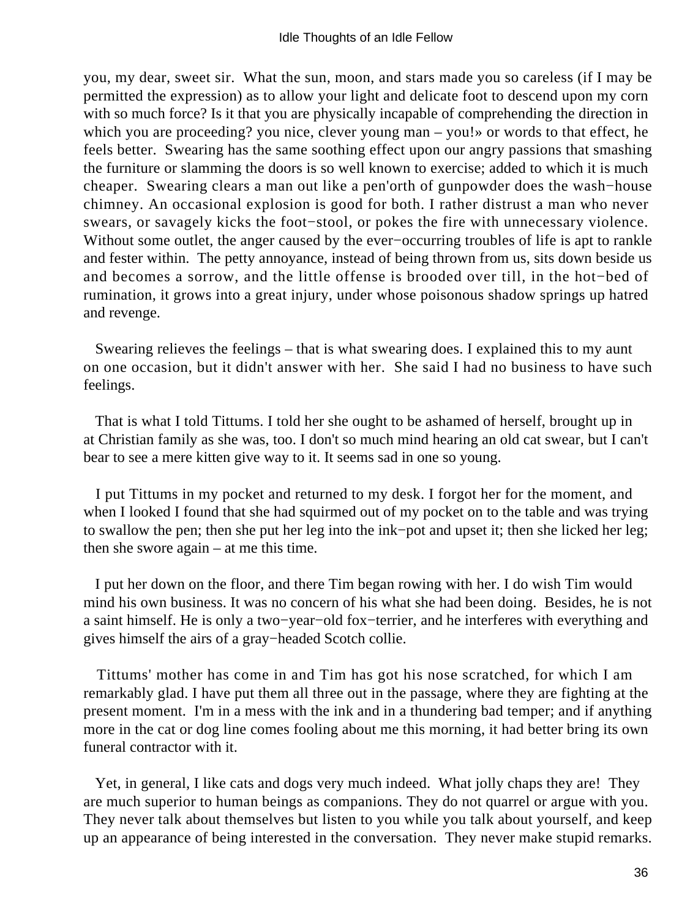you, my dear, sweet sir. What the sun, moon, and stars made you so careless (if I may be permitted the expression) as to allow your light and delicate foot to descend upon my corn with so much force? Is it that you are physically incapable of comprehending the direction in which you are proceeding? you nice, clever young man – you!» or words to that effect, he feels better. Swearing has the same soothing effect upon our angry passions that smashing the furniture or slamming the doors is so well known to exercise; added to which it is much cheaper. Swearing clears a man out like a pen'orth of gunpowder does the wash−house chimney. An occasional explosion is good for both. I rather distrust a man who never swears, or savagely kicks the foot−stool, or pokes the fire with unnecessary violence. Without some outlet, the anger caused by the ever−occurring troubles of life is apt to rankle and fester within. The petty annoyance, instead of being thrown from us, sits down beside us and becomes a sorrow, and the little offense is brooded over till, in the hot−bed of rumination, it grows into a great injury, under whose poisonous shadow springs up hatred and revenge.

Swearing relieves the feelings – that is what swearing does. I explained this to my aunt on one occasion, but it didn't answer with her. She said I had no business to have such feelings.

That is what I told Tittums. I told her she ought to be ashamed of herself, brought up in at Christian family as she was, too. I don't so much mind hearing an old cat swear, but I can't bear to see a mere kitten give way to it. It seems sad in one so young.

I put Tittums in my pocket and returned to my desk. I forgot her for the moment, and when I looked I found that she had squirmed out of my pocket on to the table and was trying to swallow the pen; then she put her leg into the ink−pot and upset it; then she licked her leg; then she swore again – at me this time.

I put her down on the floor, and there Tim began rowing with her. I do wish Tim would mind his own business. It was no concern of his what she had been doing. Besides, he is not a saint himself. He is only a two−year−old fox−terrier, and he interferes with everything and gives himself the airs of a gray−headed Scotch collie.

Tittums' mother has come in and Tim has got his nose scratched, for which I am remarkably glad. I have put them all three out in the passage, where they are fighting at the present moment. I'm in a mess with the ink and in a thundering bad temper; and if anything more in the cat or dog line comes fooling about me this morning, it had better bring its own funeral contractor with it.

Yet, in general, I like cats and dogs very much indeed. What jolly chaps they are! They are much superior to human beings as companions. They do not quarrel or argue with you. They never talk about themselves but listen to you while you talk about yourself, and keep up an appearance of being interested in the conversation. They never make stupid remarks.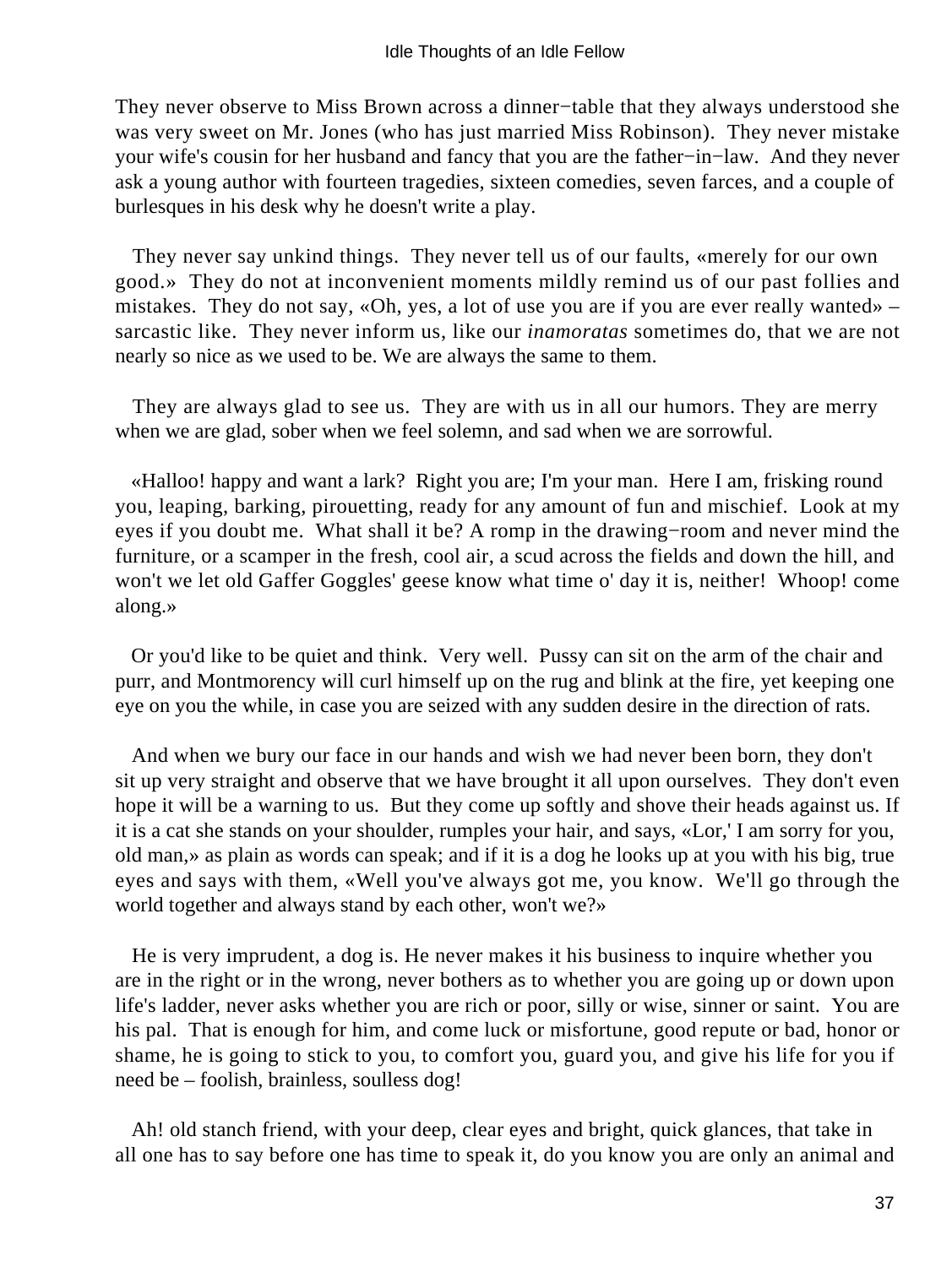They never observe to Miss Brown across a dinner−table that they always understood she was very sweet on Mr. Jones (who has just married Miss Robinson). They never mistake your wife's cousin for her husband and fancy that you are the father−in−law. And they never ask a young author with fourteen tragedies, sixteen comedies, seven farces, and a couple of burlesques in his desk why he doesn't write a play.

They never say unkind things. They never tell us of our faults, «merely for our own good.» They do not at inconvenient moments mildly remind us of our past follies and mistakes. They do not say, «Oh, yes, a lot of use you are if you are ever really wanted» – sarcastic like. They never inform us, like our *inamoratas* sometimes do, that we are not nearly so nice as we used to be. We are always the same to them.

They are always glad to see us. They are with us in all our humors. They are merry when we are glad, sober when we feel solemn, and sad when we are sorrowful.

«Halloo! happy and want a lark? Right you are; I'm your man. Here I am, frisking round you, leaping, barking, pirouetting, ready for any amount of fun and mischief. Look at my eyes if you doubt me. What shall it be? A romp in the drawing−room and never mind the furniture, or a scamper in the fresh, cool air, a scud across the fields and down the hill, and won't we let old Gaffer Goggles' geese know what time o' day it is, neither! Whoop! come along.»

Or you'd like to be quiet and think. Very well. Pussy can sit on the arm of the chair and purr, and Montmorency will curl himself up on the rug and blink at the fire, yet keeping one eye on you the while, in case you are seized with any sudden desire in the direction of rats.

And when we bury our face in our hands and wish we had never been born, they don't sit up very straight and observe that we have brought it all upon ourselves. They don't even hope it will be a warning to us. But they come up softly and shove their heads against us. If it is a cat she stands on your shoulder, rumples your hair, and says, «Lor,' I am sorry for you, old man,» as plain as words can speak; and if it is a dog he looks up at you with his big, true eyes and says with them, «Well you've always got me, you know. We'll go through the world together and always stand by each other, won't we?»

He is very imprudent, a dog is. He never makes it his business to inquire whether you are in the right or in the wrong, never bothers as to whether you are going up or down upon life's ladder, never asks whether you are rich or poor, silly or wise, sinner or saint. You are his pal. That is enough for him, and come luck or misfortune, good repute or bad, honor or shame, he is going to stick to you, to comfort you, guard you, and give his life for you if need be – foolish, brainless, soulless dog!

Ah! old stanch friend, with your deep, clear eyes and bright, quick glances, that take in all one has to say before one has time to speak it, do you know you are only an animal and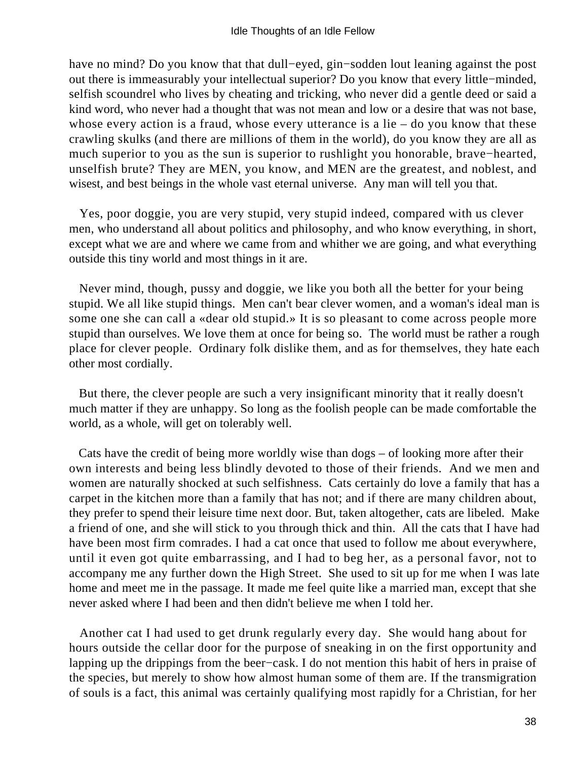have no mind? Do you know that that dull−eyed, gin−sodden lout leaning against the post out there is immeasurably your intellectual superior? Do you know that every little−minded, selfish scoundrel who lives by cheating and tricking, who never did a gentle deed or said a kind word, who never had a thought that was not mean and low or a desire that was not base, whose every action is a fraud, whose every utterance is a lie – do you know that these crawling skulks (and there are millions of them in the world), do you know they are all as much superior to you as the sun is superior to rushlight you honorable, brave−hearted, unselfish brute? They are MEN, you know, and MEN are the greatest, and noblest, and wisest, and best beings in the whole vast eternal universe. Any man will tell you that.

Yes, poor doggie, you are very stupid, very stupid indeed, compared with us clever men, who understand all about politics and philosophy, and who know everything, in short, except what we are and where we came from and whither we are going, and what everything outside this tiny world and most things in it are.

Never mind, though, pussy and doggie, we like you both all the better for your being stupid. We all like stupid things. Men can't bear clever women, and a woman's ideal man is some one she can call a «dear old stupid.» It is so pleasant to come across people more stupid than ourselves. We love them at once for being so. The world must be rather a rough place for clever people. Ordinary folk dislike them, and as for themselves, they hate each other most cordially.

But there, the clever people are such a very insignificant minority that it really doesn't much matter if they are unhappy. So long as the foolish people can be made comfortable the world, as a whole, will get on tolerably well.

Cats have the credit of being more worldly wise than dogs – of looking more after their own interests and being less blindly devoted to those of their friends. And we men and women are naturally shocked at such selfishness. Cats certainly do love a family that has a carpet in the kitchen more than a family that has not; and if there are many children about, they prefer to spend their leisure time next door. But, taken altogether, cats are libeled. Make a friend of one, and she will stick to you through thick and thin. All the cats that I have had have been most firm comrades. I had a cat once that used to follow me about everywhere, until it even got quite embarrassing, and I had to beg her, as a personal favor, not to accompany me any further down the High Street. She used to sit up for me when I was late home and meet me in the passage. It made me feel quite like a married man, except that she never asked where I had been and then didn't believe me when I told her.

Another cat I had used to get drunk regularly every day. She would hang about for hours outside the cellar door for the purpose of sneaking in on the first opportunity and lapping up the drippings from the beer−cask. I do not mention this habit of hers in praise of the species, but merely to show how almost human some of them are. If the transmigration of souls is a fact, this animal was certainly qualifying most rapidly for a Christian, for her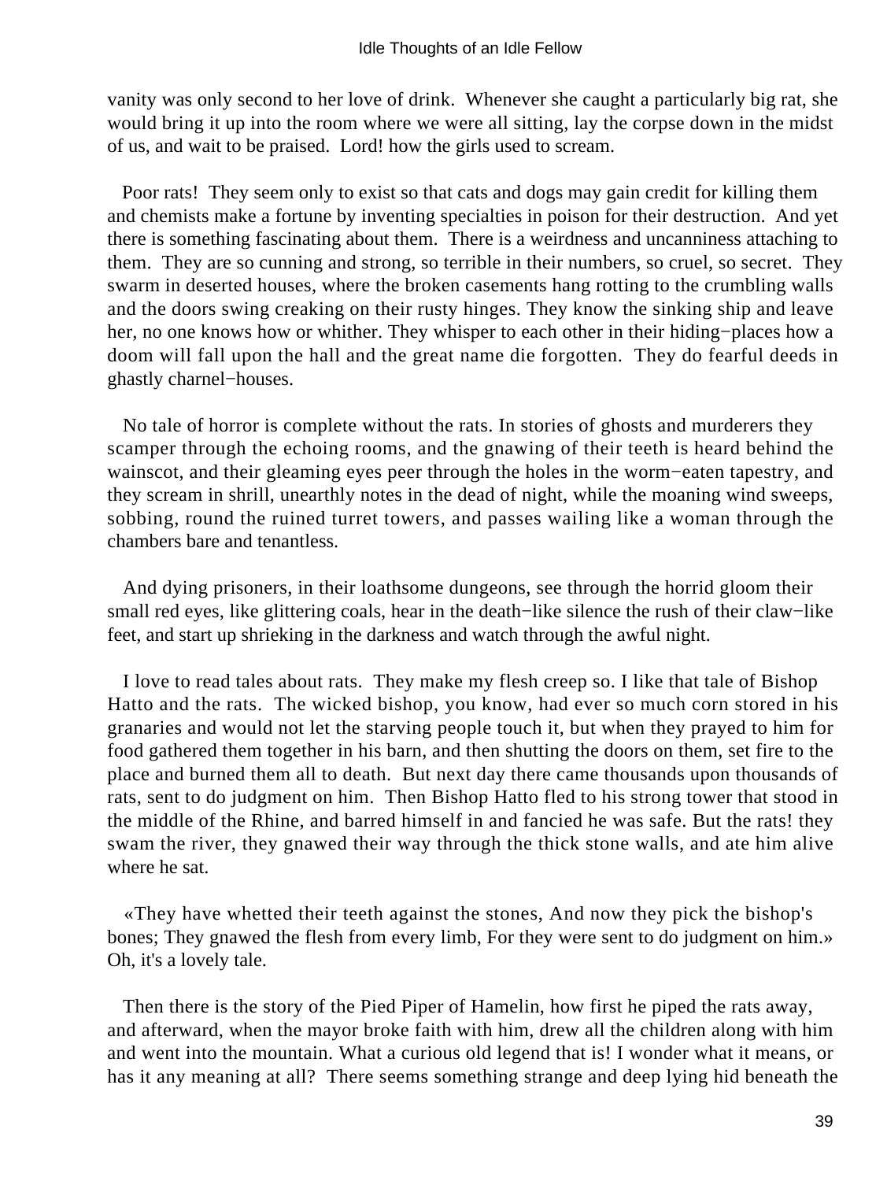vanity was only second to her love of drink. Whenever she caught a particularly big rat, she would bring it up into the room where we were all sitting, lay the corpse down in the midst of us, and wait to be praised. Lord! how the girls used to scream.

Poor rats! They seem only to exist so that cats and dogs may gain credit for killing them and chemists make a fortune by inventing specialties in poison for their destruction. And yet there is something fascinating about them. There is a weirdness and uncanniness attaching to them. They are so cunning and strong, so terrible in their numbers, so cruel, so secret. They swarm in deserted houses, where the broken casements hang rotting to the crumbling walls and the doors swing creaking on their rusty hinges. They know the sinking ship and leave her, no one knows how or whither. They whisper to each other in their hiding−places how a doom will fall upon the hall and the great name die forgotten. They do fearful deeds in ghastly charnel−houses.

No tale of horror is complete without the rats. In stories of ghosts and murderers they scamper through the echoing rooms, and the gnawing of their teeth is heard behind the wainscot, and their gleaming eyes peer through the holes in the worm−eaten tapestry, and they scream in shrill, unearthly notes in the dead of night, while the moaning wind sweeps, sobbing, round the ruined turret towers, and passes wailing like a woman through the chambers bare and tenantless.

And dying prisoners, in their loathsome dungeons, see through the horrid gloom their small red eyes, like glittering coals, hear in the death−like silence the rush of their claw−like feet, and start up shrieking in the darkness and watch through the awful night.

I love to read tales about rats. They make my flesh creep so. I like that tale of Bishop Hatto and the rats. The wicked bishop, you know, had ever so much corn stored in his granaries and would not let the starving people touch it, but when they prayed to him for food gathered them together in his barn, and then shutting the doors on them, set fire to the place and burned them all to death. But next day there came thousands upon thousands of rats, sent to do judgment on him. Then Bishop Hatto fled to his strong tower that stood in the middle of the Rhine, and barred himself in and fancied he was safe. But the rats! they swam the river, they gnawed their way through the thick stone walls, and ate him alive where he sat.

«They have whetted their teeth against the stones, And now they pick the bishop's bones; They gnawed the flesh from every limb, For they were sent to do judgment on him.» Oh, it's a lovely tale.

Then there is the story of the Pied Piper of Hamelin, how first he piped the rats away, and afterward, when the mayor broke faith with him, drew all the children along with him and went into the mountain. What a curious old legend that is! I wonder what it means, or has it any meaning at all? There seems something strange and deep lying hid beneath the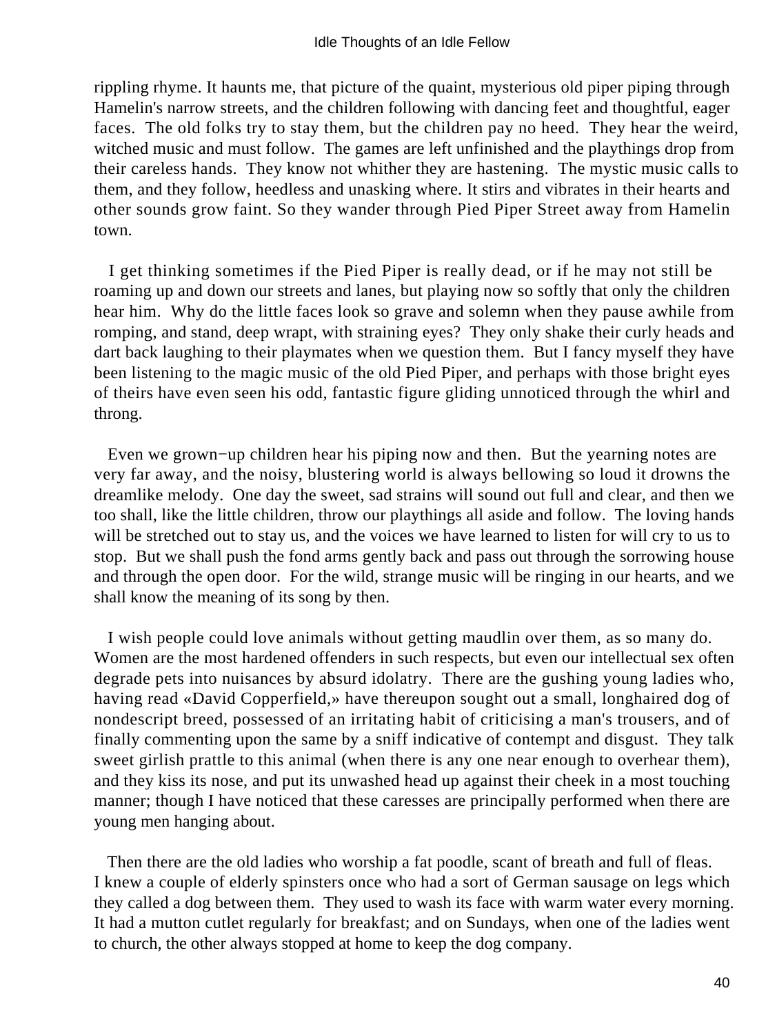rippling rhyme. It haunts me, that picture of the quaint, mysterious old piper piping through Hamelin's narrow streets, and the children following with dancing feet and thoughtful, eager faces. The old folks try to stay them, but the children pay no heed. They hear the weird, witched music and must follow. The games are left unfinished and the playthings drop from their careless hands. They know not whither they are hastening. The mystic music calls to them, and they follow, heedless and unasking where. It stirs and vibrates in their hearts and other sounds grow faint. So they wander through Pied Piper Street away from Hamelin town.

I get thinking sometimes if the Pied Piper is really dead, or if he may not still be roaming up and down our streets and lanes, but playing now so softly that only the children hear him. Why do the little faces look so grave and solemn when they pause awhile from romping, and stand, deep wrapt, with straining eyes? They only shake their curly heads and dart back laughing to their playmates when we question them. But I fancy myself they have been listening to the magic music of the old Pied Piper, and perhaps with those bright eyes of theirs have even seen his odd, fantastic figure gliding unnoticed through the whirl and throng.

Even we grown−up children hear his piping now and then. But the yearning notes are very far away, and the noisy, blustering world is always bellowing so loud it drowns the dreamlike melody. One day the sweet, sad strains will sound out full and clear, and then we too shall, like the little children, throw our playthings all aside and follow. The loving hands will be stretched out to stay us, and the voices we have learned to listen for will cry to us to stop. But we shall push the fond arms gently back and pass out through the sorrowing house and through the open door. For the wild, strange music will be ringing in our hearts, and we shall know the meaning of its song by then.

I wish people could love animals without getting maudlin over them, as so many do. Women are the most hardened offenders in such respects, but even our intellectual sex often degrade pets into nuisances by absurd idolatry. There are the gushing young ladies who, having read «David Copperfield,» have thereupon sought out a small, longhaired dog of nondescript breed, possessed of an irritating habit of criticising a man's trousers, and of finally commenting upon the same by a sniff indicative of contempt and disgust. They talk sweet girlish prattle to this animal (when there is any one near enough to overhear them), and they kiss its nose, and put its unwashed head up against their cheek in a most touching manner; though I have noticed that these caresses are principally performed when there are young men hanging about.

Then there are the old ladies who worship a fat poodle, scant of breath and full of fleas. I knew a couple of elderly spinsters once who had a sort of German sausage on legs which they called a dog between them. They used to wash its face with warm water every morning. It had a mutton cutlet regularly for breakfast; and on Sundays, when one of the ladies went to church, the other always stopped at home to keep the dog company.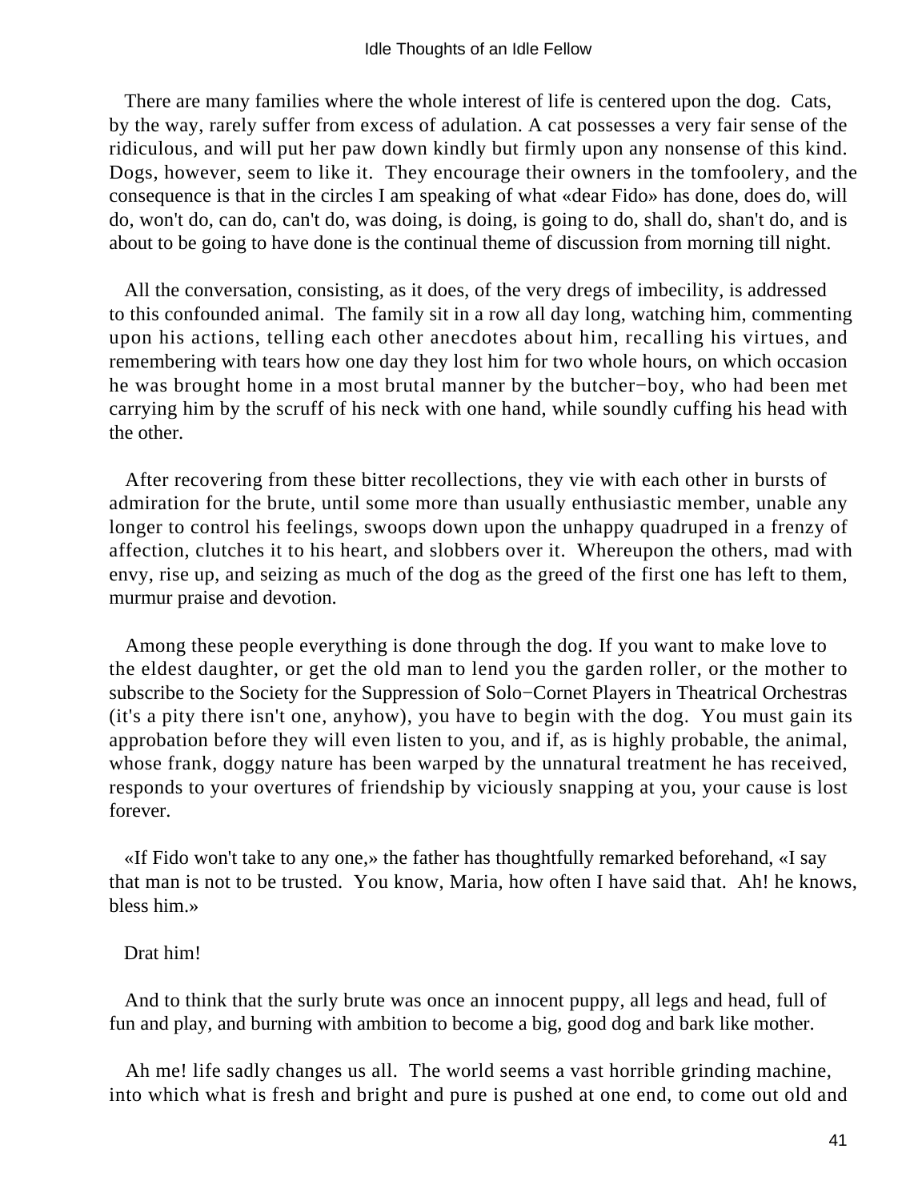There are many families where the whole interest of life is centered upon the dog. Cats, by the way, rarely suffer from excess of adulation. A cat possesses a very fair sense of the ridiculous, and will put her paw down kindly but firmly upon any nonsense of this kind. Dogs, however, seem to like it. They encourage their owners in the tomfoolery, and the consequence is that in the circles I am speaking of what «dear Fido» has done, does do, will do, won't do, can do, can't do, was doing, is doing, is going to do, shall do, shan't do, and is about to be going to have done is the continual theme of discussion from morning till night.

All the conversation, consisting, as it does, of the very dregs of imbecility, is addressed to this confounded animal. The family sit in a row all day long, watching him, commenting upon his actions, telling each other anecdotes about him, recalling his virtues, and remembering with tears how one day they lost him for two whole hours, on which occasion he was brought home in a most brutal manner by the butcher−boy, who had been met carrying him by the scruff of his neck with one hand, while soundly cuffing his head with the other.

After recovering from these bitter recollections, they vie with each other in bursts of admiration for the brute, until some more than usually enthusiastic member, unable any longer to control his feelings, swoops down upon the unhappy quadruped in a frenzy of affection, clutches it to his heart, and slobbers over it. Whereupon the others, mad with envy, rise up, and seizing as much of the dog as the greed of the first one has left to them, murmur praise and devotion.

Among these people everything is done through the dog. If you want to make love to the eldest daughter, or get the old man to lend you the garden roller, or the mother to subscribe to the Society for the Suppression of Solo−Cornet Players in Theatrical Orchestras (it's a pity there isn't one, anyhow), you have to begin with the dog. You must gain its approbation before they will even listen to you, and if, as is highly probable, the animal, whose frank, doggy nature has been warped by the unnatural treatment he has received, responds to your overtures of friendship by viciously snapping at you, your cause is lost forever.

«If Fido won't take to any one,» the father has thoughtfully remarked beforehand, «I say that man is not to be trusted. You know, Maria, how often I have said that. Ah! he knows, bless him.»

Drat him!

And to think that the surly brute was once an innocent puppy, all legs and head, full of fun and play, and burning with ambition to become a big, good dog and bark like mother.

Ah me! life sadly changes us all. The world seems a vast horrible grinding machine, into which what is fresh and bright and pure is pushed at one end, to come out old and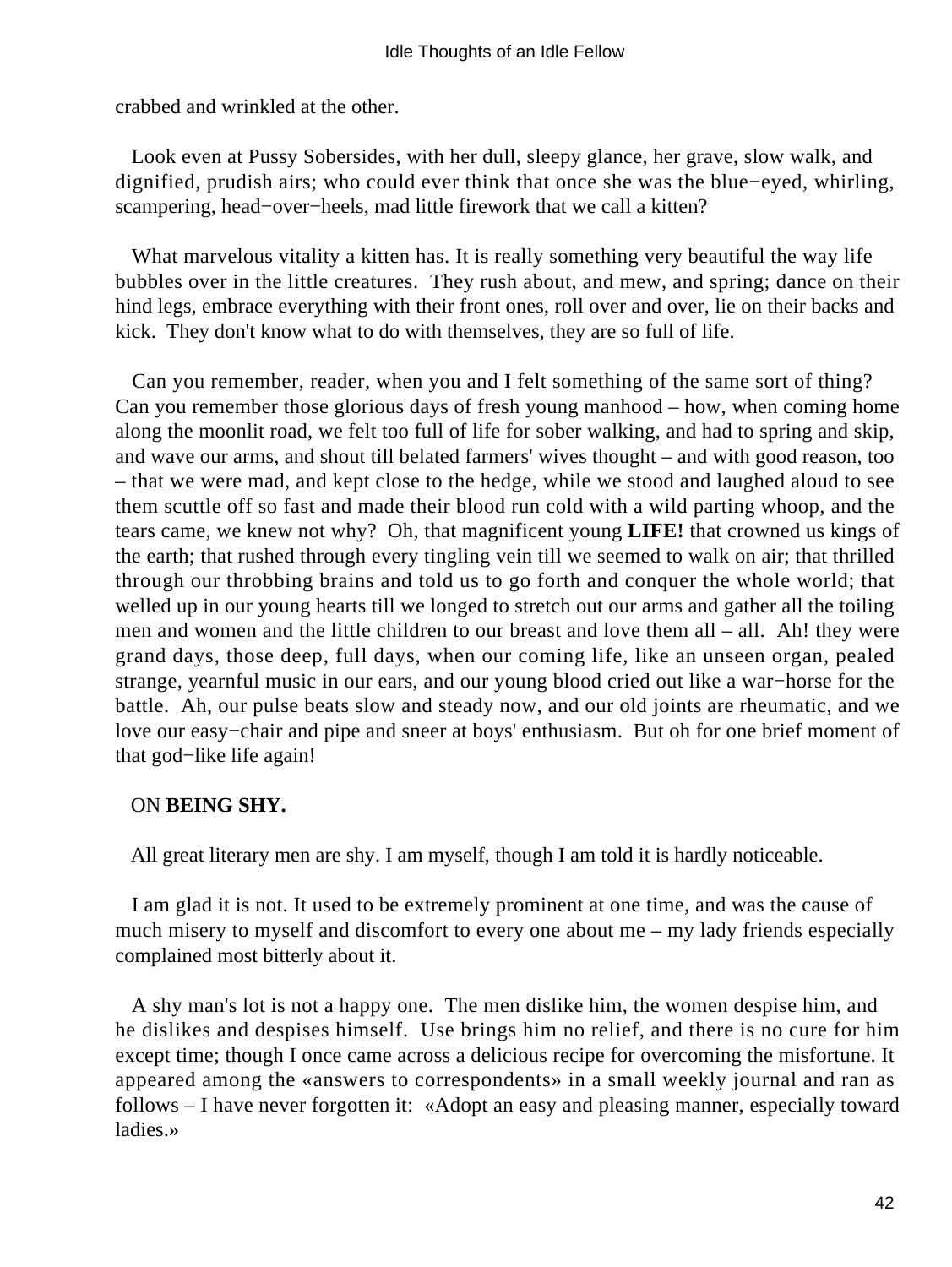crabbed and wrinkled at the other.

Look even at Pussy Sobersides, with her dull, sleepy glance, her grave, slow walk, and dignified, prudish airs; who could ever think that once she was the blue−eyed, whirling, scampering, head−over−heels, mad little firework that we call a kitten?

What marvelous vitality a kitten has. It is really something very beautiful the way life bubbles over in the little creatures. They rush about, and mew, and spring; dance on their hind legs, embrace everything with their front ones, roll over and over, lie on their backs and kick. They don't know what to do with themselves, they are so full of life.

Can you remember, reader, when you and I felt something of the same sort of thing? Can you remember those glorious days of fresh young manhood – how, when coming home along the moonlit road, we felt too full of life for sober walking, and had to spring and skip, and wave our arms, and shout till belated farmers' wives thought – and with good reason, too – that we were mad, and kept close to the hedge, while we stood and laughed aloud to see them scuttle off so fast and made their blood run cold with a wild parting whoop, and the tears came, we knew not why? Oh, that magnificent young **LIFE!** that crowned us kings of the earth; that rushed through every tingling vein till we seemed to walk on air; that thrilled through our throbbing brains and told us to go forth and conquer the whole world; that welled up in our young hearts till we longed to stretch out our arms and gather all the toiling men and women and the little children to our breast and love them all – all. Ah! they were grand days, those deep, full days, when our coming life, like an unseen organ, pealed strange, yearnful music in our ears, and our young blood cried out like a war−horse for the battle. Ah, our pulse beats slow and steady now, and our old joints are rheumatic, and we love our easy−chair and pipe and sneer at boys' enthusiasm. But oh for one brief moment of that god−like life again!

## ON **BEING SHY.**

All great literary men are shy. I am myself, though I am told it is hardly noticeable.

I am glad it is not. It used to be extremely prominent at one time, and was the cause of much misery to myself and discomfort to every one about me – my lady friends especially complained most bitterly about it.

A shy man's lot is not a happy one. The men dislike him, the women despise him, and he dislikes and despises himself. Use brings him no relief, and there is no cure for him except time; though I once came across a delicious recipe for overcoming the misfortune. It appeared among the «answers to correspondents» in a small weekly journal and ran as follows – I have never forgotten it: «Adopt an easy and pleasing manner, especially toward ladies.»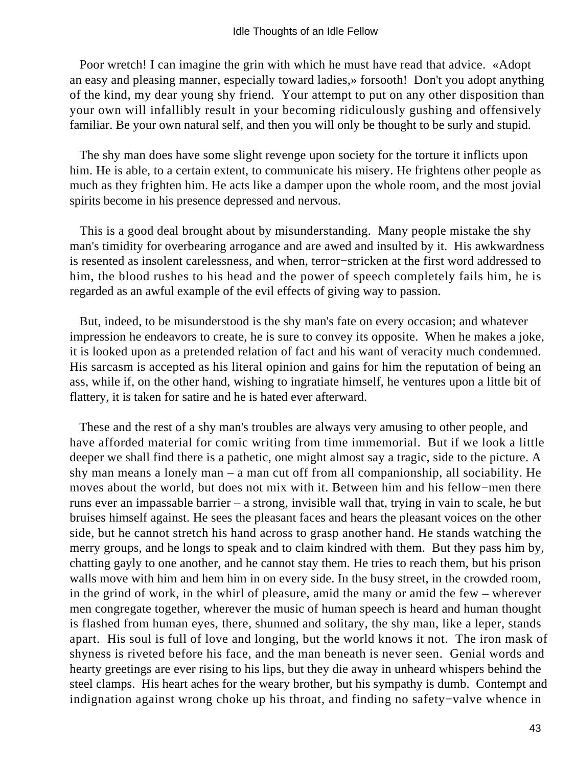Poor wretch! I can imagine the grin with which he must have read that advice. «Adopt an easy and pleasing manner, especially toward ladies,» forsooth! Don't you adopt anything of the kind, my dear young shy friend. Your attempt to put on any other disposition than your own will infallibly result in your becoming ridiculously gushing and offensively familiar. Be your own natural self, and then you will only be thought to be surly and stupid.

The shy man does have some slight revenge upon society for the torture it inflicts upon him. He is able, to a certain extent, to communicate his misery. He frightens other people as much as they frighten him. He acts like a damper upon the whole room, and the most jovial spirits become in his presence depressed and nervous.

This is a good deal brought about by misunderstanding. Many people mistake the shy man's timidity for overbearing arrogance and are awed and insulted by it. His awkwardness is resented as insolent carelessness, and when, terror−stricken at the first word addressed to him, the blood rushes to his head and the power of speech completely fails him, he is regarded as an awful example of the evil effects of giving way to passion.

But, indeed, to be misunderstood is the shy man's fate on every occasion; and whatever impression he endeavors to create, he is sure to convey its opposite. When he makes a joke, it is looked upon as a pretended relation of fact and his want of veracity much condemned. His sarcasm is accepted as his literal opinion and gains for him the reputation of being an ass, while if, on the other hand, wishing to ingratiate himself, he ventures upon a little bit of flattery, it is taken for satire and he is hated ever afterward.

These and the rest of a shy man's troubles are always very amusing to other people, and have afforded material for comic writing from time immemorial. But if we look a little deeper we shall find there is a pathetic, one might almost say a tragic, side to the picture. A shy man means a lonely man – a man cut off from all companionship, all sociability. He moves about the world, but does not mix with it. Between him and his fellow−men there runs ever an impassable barrier – a strong, invisible wall that, trying in vain to scale, he but bruises himself against. He sees the pleasant faces and hears the pleasant voices on the other side, but he cannot stretch his hand across to grasp another hand. He stands watching the merry groups, and he longs to speak and to claim kindred with them. But they pass him by, chatting gayly to one another, and he cannot stay them. He tries to reach them, but his prison walls move with him and hem him in on every side. In the busy street, in the crowded room, in the grind of work, in the whirl of pleasure, amid the many or amid the few – wherever men congregate together, wherever the music of human speech is heard and human thought is flashed from human eyes, there, shunned and solitary, the shy man, like a leper, stands apart. His soul is full of love and longing, but the world knows it not. The iron mask of shyness is riveted before his face, and the man beneath is never seen. Genial words and hearty greetings are ever rising to his lips, but they die away in unheard whispers behind the steel clamps. His heart aches for the weary brother, but his sympathy is dumb. Contempt and indignation against wrong choke up his throat, and finding no safety−valve whence in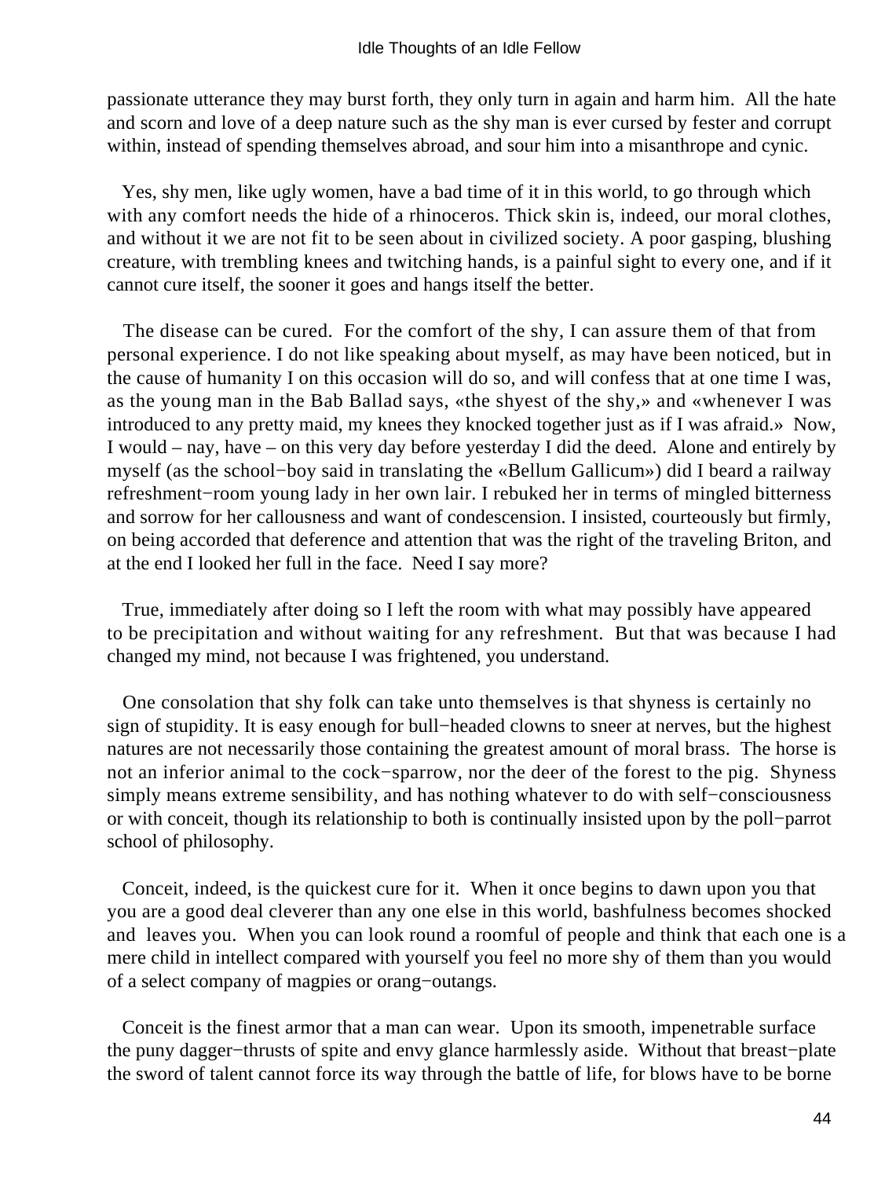passionate utterance they may burst forth, they only turn in again and harm him. All the hate and scorn and love of a deep nature such as the shy man is ever cursed by fester and corrupt within, instead of spending themselves abroad, and sour him into a misanthrope and cynic.

Yes, shy men, like ugly women, have a bad time of it in this world, to go through which with any comfort needs the hide of a rhinoceros. Thick skin is, indeed, our moral clothes, and without it we are not fit to be seen about in civilized society. A poor gasping, blushing creature, with trembling knees and twitching hands, is a painful sight to every one, and if it cannot cure itself, the sooner it goes and hangs itself the better.

The disease can be cured. For the comfort of the shy, I can assure them of that from personal experience. I do not like speaking about myself, as may have been noticed, but in the cause of humanity I on this occasion will do so, and will confess that at one time I was, as the young man in the Bab Ballad says, «the shyest of the shy,» and «whenever I was introduced to any pretty maid, my knees they knocked together just as if I was afraid.» Now, I would – nay, have – on this very day before yesterday I did the deed. Alone and entirely by myself (as the school−boy said in translating the «Bellum Gallicum») did I beard a railway refreshment−room young lady in her own lair. I rebuked her in terms of mingled bitterness and sorrow for her callousness and want of condescension. I insisted, courteously but firmly, on being accorded that deference and attention that was the right of the traveling Briton, and at the end I looked her full in the face. Need I say more?

True, immediately after doing so I left the room with what may possibly have appeared to be precipitation and without waiting for any refreshment. But that was because I had changed my mind, not because I was frightened, you understand.

One consolation that shy folk can take unto themselves is that shyness is certainly no sign of stupidity. It is easy enough for bull−headed clowns to sneer at nerves, but the highest natures are not necessarily those containing the greatest amount of moral brass. The horse is not an inferior animal to the cock−sparrow, nor the deer of the forest to the pig. Shyness simply means extreme sensibility, and has nothing whatever to do with self−consciousness or with conceit, though its relationship to both is continually insisted upon by the poll−parrot school of philosophy.

Conceit, indeed, is the quickest cure for it. When it once begins to dawn upon you that you are a good deal cleverer than any one else in this world, bashfulness becomes shocked and leaves you. When you can look round a roomful of people and think that each one is a mere child in intellect compared with yourself you feel no more shy of them than you would of a select company of magpies or orang−outangs.

Conceit is the finest armor that a man can wear. Upon its smooth, impenetrable surface the puny dagger−thrusts of spite and envy glance harmlessly aside. Without that breast−plate the sword of talent cannot force its way through the battle of life, for blows have to be borne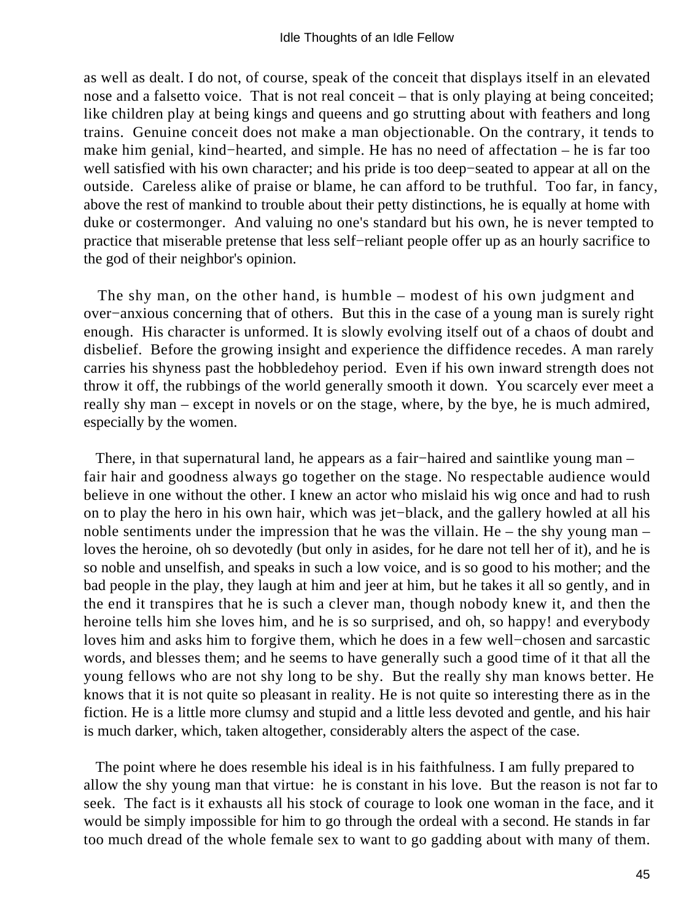as well as dealt. I do not, of course, speak of the conceit that displays itself in an elevated nose and a falsetto voice. That is not real conceit – that is only playing at being conceited; like children play at being kings and queens and go strutting about with feathers and long trains. Genuine conceit does not make a man objectionable. On the contrary, it tends to make him genial, kind−hearted, and simple. He has no need of affectation – he is far too well satisfied with his own character; and his pride is too deep−seated to appear at all on the outside. Careless alike of praise or blame, he can afford to be truthful. Too far, in fancy, above the rest of mankind to trouble about their petty distinctions, he is equally at home with duke or costermonger. And valuing no one's standard but his own, he is never tempted to practice that miserable pretense that less self−reliant people offer up as an hourly sacrifice to the god of their neighbor's opinion.

The shy man, on the other hand, is humble – modest of his own judgment and over−anxious concerning that of others. But this in the case of a young man is surely right enough. His character is unformed. It is slowly evolving itself out of a chaos of doubt and disbelief. Before the growing insight and experience the diffidence recedes. A man rarely carries his shyness past the hobbledehoy period. Even if his own inward strength does not throw it off, the rubbings of the world generally smooth it down. You scarcely ever meet a really shy man – except in novels or on the stage, where, by the bye, he is much admired, especially by the women.

There, in that supernatural land, he appears as a fair−haired and saintlike young man – fair hair and goodness always go together on the stage. No respectable audience would believe in one without the other. I knew an actor who mislaid his wig once and had to rush on to play the hero in his own hair, which was jet−black, and the gallery howled at all his noble sentiments under the impression that he was the villain. He – the shy young man – loves the heroine, oh so devotedly (but only in asides, for he dare not tell her of it), and he is so noble and unselfish, and speaks in such a low voice, and is so good to his mother; and the bad people in the play, they laugh at him and jeer at him, but he takes it all so gently, and in the end it transpires that he is such a clever man, though nobody knew it, and then the heroine tells him she loves him, and he is so surprised, and oh, so happy! and everybody loves him and asks him to forgive them, which he does in a few well−chosen and sarcastic words, and blesses them; and he seems to have generally such a good time of it that all the young fellows who are not shy long to be shy. But the really shy man knows better. He knows that it is not quite so pleasant in reality. He is not quite so interesting there as in the fiction. He is a little more clumsy and stupid and a little less devoted and gentle, and his hair is much darker, which, taken altogether, considerably alters the aspect of the case.

The point where he does resemble his ideal is in his faithfulness. I am fully prepared to allow the shy young man that virtue: he is constant in his love. But the reason is not far to seek. The fact is it exhausts all his stock of courage to look one woman in the face, and it would be simply impossible for him to go through the ordeal with a second. He stands in far too much dread of the whole female sex to want to go gadding about with many of them.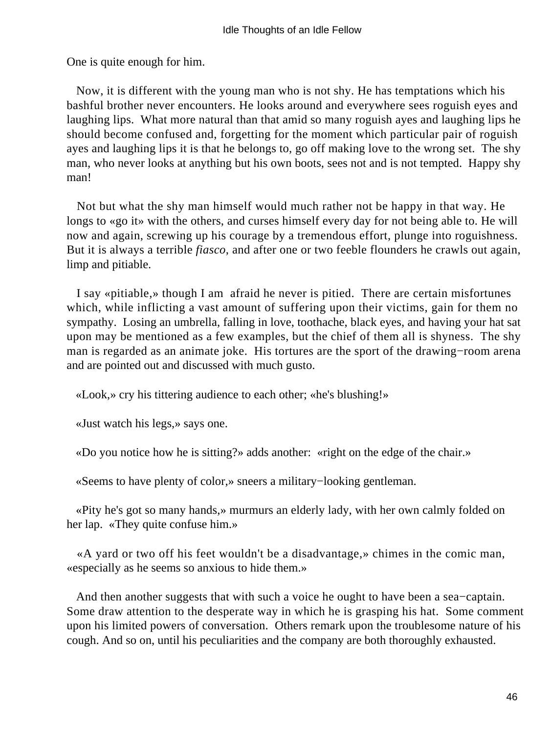One is quite enough for him.

Now, it is different with the young man who is not shy. He has temptations which his bashful brother never encounters. He looks around and everywhere sees roguish eyes and laughing lips. What more natural than that amid so many roguish ayes and laughing lips he should become confused and, forgetting for the moment which particular pair of roguish ayes and laughing lips it is that he belongs to, go off making love to the wrong set. The shy man, who never looks at anything but his own boots, sees not and is not tempted. Happy shy man!

Not but what the shy man himself would much rather not be happy in that way. He longs to «go it» with the others, and curses himself every day for not being able to. He will now and again, screwing up his courage by a tremendous effort, plunge into roguishness. But it is always a terrible *fiasco*, and after one or two feeble flounders he crawls out again, limp and pitiable.

I say «pitiable,» though I am afraid he never is pitied. There are certain misfortunes which, while inflicting a vast amount of suffering upon their victims, gain for them no sympathy. Losing an umbrella, falling in love, toothache, black eyes, and having your hat sat upon may be mentioned as a few examples, but the chief of them all is shyness. The shy man is regarded as an animate joke. His tortures are the sport of the drawing−room arena and are pointed out and discussed with much gusto.

«Look,» cry his tittering audience to each other; «he's blushing!»

«Just watch his legs,» says one.

«Do you notice how he is sitting?» adds another: «right on the edge of the chair.»

«Seems to have plenty of color,» sneers a military−looking gentleman.

«Pity he's got so many hands,» murmurs an elderly lady, with her own calmly folded on her lap. «They quite confuse him.»

«A yard or two off his feet wouldn't be a disadvantage,» chimes in the comic man, «especially as he seems so anxious to hide them.»

And then another suggests that with such a voice he ought to have been a sea−captain. Some draw attention to the desperate way in which he is grasping his hat. Some comment upon his limited powers of conversation. Others remark upon the troublesome nature of his cough. And so on, until his peculiarities and the company are both thoroughly exhausted.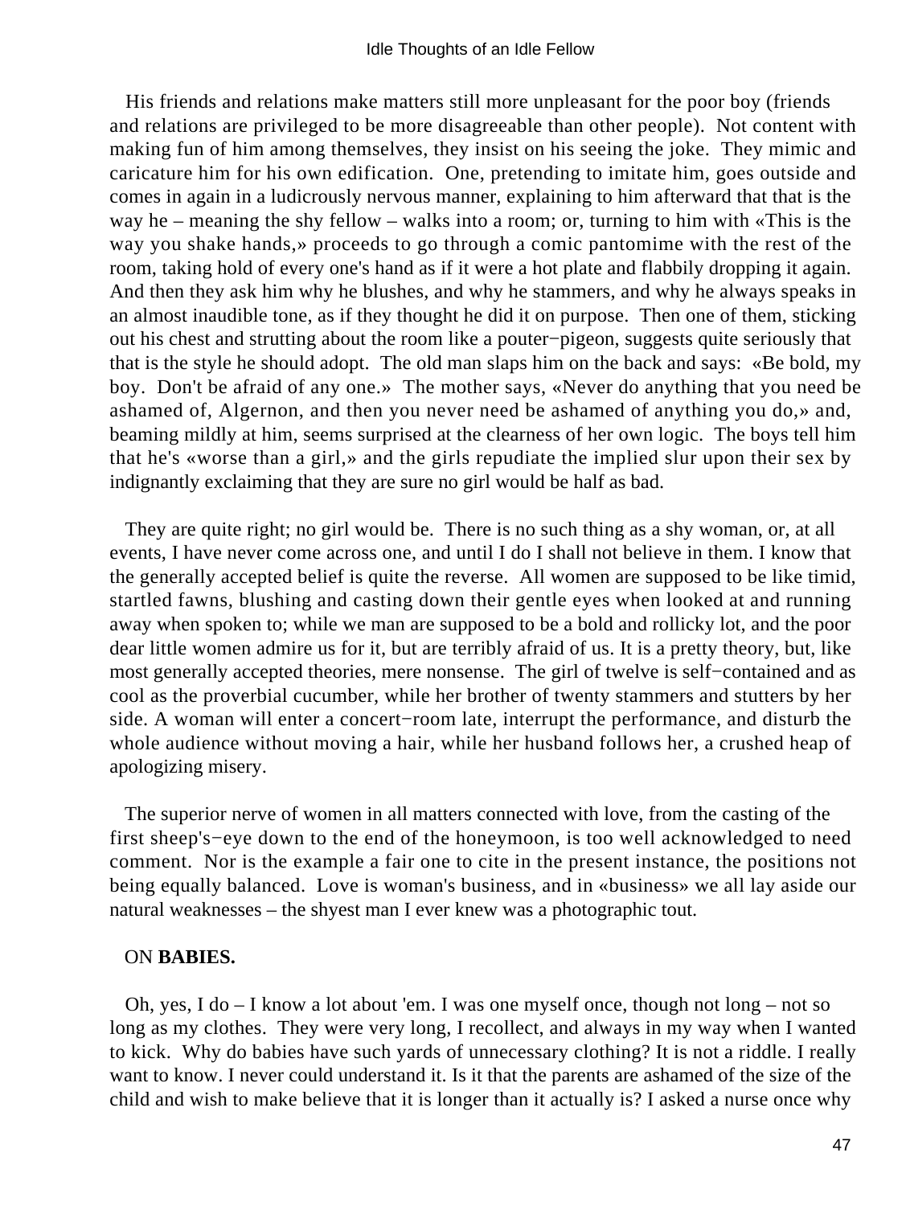His friends and relations make matters still more unpleasant for the poor boy (friends and relations are privileged to be more disagreeable than other people). Not content with making fun of him among themselves, they insist on his seeing the joke. They mimic and caricature him for his own edification. One, pretending to imitate him, goes outside and comes in again in a ludicrously nervous manner, explaining to him afterward that that is the way he – meaning the shy fellow – walks into a room; or, turning to him with «This is the way you shake hands,» proceeds to go through a comic pantomime with the rest of the room, taking hold of every one's hand as if it were a hot plate and flabbily dropping it again. And then they ask him why he blushes, and why he stammers, and why he always speaks in an almost inaudible tone, as if they thought he did it on purpose. Then one of them, sticking out his chest and strutting about the room like a pouter−pigeon, suggests quite seriously that that is the style he should adopt. The old man slaps him on the back and says: «Be bold, my boy. Don't be afraid of any one.» The mother says, «Never do anything that you need be ashamed of, Algernon, and then you never need be ashamed of anything you do,» and, beaming mildly at him, seems surprised at the clearness of her own logic. The boys tell him that he's «worse than a girl,» and the girls repudiate the implied slur upon their sex by indignantly exclaiming that they are sure no girl would be half as bad.

They are quite right; no girl would be. There is no such thing as a shy woman, or, at all events, I have never come across one, and until I do I shall not believe in them. I know that the generally accepted belief is quite the reverse. All women are supposed to be like timid, startled fawns, blushing and casting down their gentle eyes when looked at and running away when spoken to; while we man are supposed to be a bold and rollicky lot, and the poor dear little women admire us for it, but are terribly afraid of us. It is a pretty theory, but, like most generally accepted theories, mere nonsense. The girl of twelve is self−contained and as cool as the proverbial cucumber, while her brother of twenty stammers and stutters by her side. A woman will enter a concert−room late, interrupt the performance, and disturb the whole audience without moving a hair, while her husband follows her, a crushed heap of apologizing misery.

The superior nerve of women in all matters connected with love, from the casting of the first sheep's−eye down to the end of the honeymoon, is too well acknowledged to need comment. Nor is the example a fair one to cite in the present instance, the positions not being equally balanced. Love is woman's business, and in «business» we all lay aside our natural weaknesses – the shyest man I ever knew was a photographic tout.

## ON **BABIES.**

Oh, yes, I do – I know a lot about 'em. I was one myself once, though not long – not so long as my clothes. They were very long, I recollect, and always in my way when I wanted to kick. Why do babies have such yards of unnecessary clothing? It is not a riddle. I really want to know. I never could understand it. Is it that the parents are ashamed of the size of the child and wish to make believe that it is longer than it actually is? I asked a nurse once why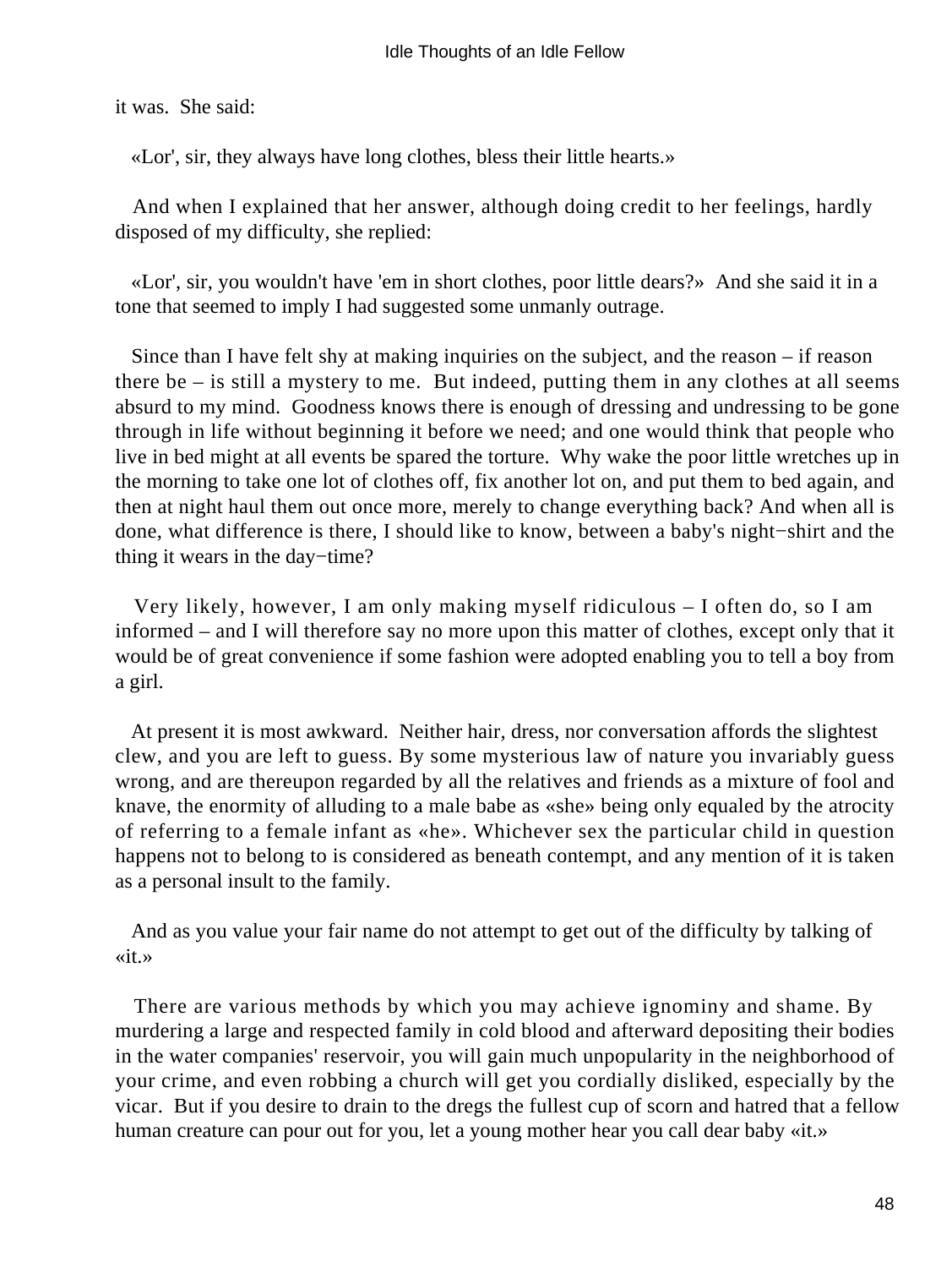it was. She said:

«Lor', sir, they always have long clothes, bless their little hearts.»

And when I explained that her answer, although doing credit to her feelings, hardly disposed of my difficulty, she replied:

«Lor', sir, you wouldn't have 'em in short clothes, poor little dears?» And she said it in a tone that seemed to imply I had suggested some unmanly outrage.

Since than I have felt shy at making inquiries on the subject, and the reason – if reason there be – is still a mystery to me. But indeed, putting them in any clothes at all seems absurd to my mind. Goodness knows there is enough of dressing and undressing to be gone through in life without beginning it before we need; and one would think that people who live in bed might at all events be spared the torture. Why wake the poor little wretches up in the morning to take one lot of clothes off, fix another lot on, and put them to bed again, and then at night haul them out once more, merely to change everything back? And when all is done, what difference is there, I should like to know, between a baby's night−shirt and the thing it wears in the day−time?

Very likely, however, I am only making myself ridiculous – I often do, so I am informed – and I will therefore say no more upon this matter of clothes, except only that it would be of great convenience if some fashion were adopted enabling you to tell a boy from a girl.

At present it is most awkward. Neither hair, dress, nor conversation affords the slightest clew, and you are left to guess. By some mysterious law of nature you invariably guess wrong, and are thereupon regarded by all the relatives and friends as a mixture of fool and knave, the enormity of alluding to a male babe as «she» being only equaled by the atrocity of referring to a female infant as «he». Whichever sex the particular child in question happens not to belong to is considered as beneath contempt, and any mention of it is taken as a personal insult to the family.

And as you value your fair name do not attempt to get out of the difficulty by talking of «it.»

There are various methods by which you may achieve ignominy and shame. By murdering a large and respected family in cold blood and afterward depositing their bodies in the water companies' reservoir, you will gain much unpopularity in the neighborhood of your crime, and even robbing a church will get you cordially disliked, especially by the vicar. But if you desire to drain to the dregs the fullest cup of scorn and hatred that a fellow human creature can pour out for you, let a young mother hear you call dear baby «it.»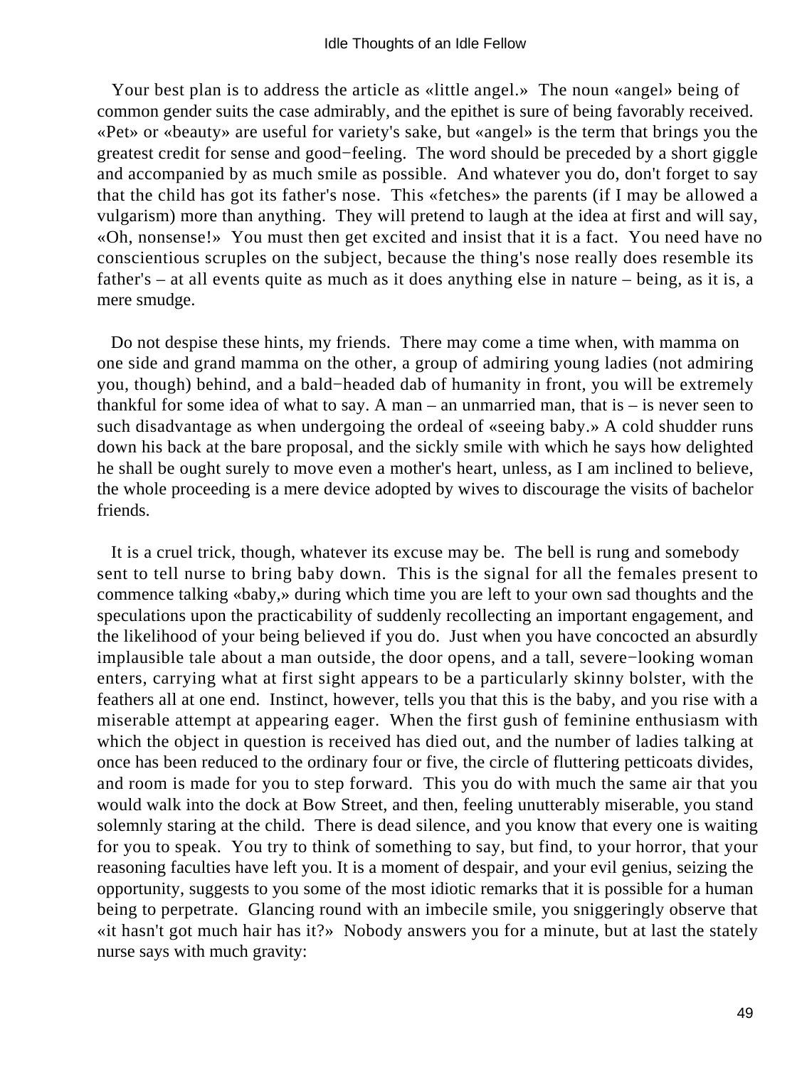Your best plan is to address the article as «little angel.» The noun «angel» being of common gender suits the case admirably, and the epithet is sure of being favorably received. «Pet» or «beauty» are useful for variety's sake, but «angel» is the term that brings you the greatest credit for sense and good−feeling. The word should be preceded by a short giggle and accompanied by as much smile as possible. And whatever you do, don't forget to say that the child has got its father's nose. This «fetches» the parents (if I may be allowed a vulgarism) more than anything. They will pretend to laugh at the idea at first and will say, «Oh, nonsense!» You must then get excited and insist that it is a fact. You need have no conscientious scruples on the subject, because the thing's nose really does resemble its father's – at all events quite as much as it does anything else in nature – being, as it is, a mere smudge.

Do not despise these hints, my friends. There may come a time when, with mamma on one side and grand mamma on the other, a group of admiring young ladies (not admiring you, though) behind, and a bald−headed dab of humanity in front, you will be extremely thankful for some idea of what to say. A man – an unmarried man, that is – is never seen to such disadvantage as when undergoing the ordeal of «seeing baby.» A cold shudder runs down his back at the bare proposal, and the sickly smile with which he says how delighted he shall be ought surely to move even a mother's heart, unless, as I am inclined to believe, the whole proceeding is a mere device adopted by wives to discourage the visits of bachelor friends.

It is a cruel trick, though, whatever its excuse may be. The bell is rung and somebody sent to tell nurse to bring baby down. This is the signal for all the females present to commence talking «baby,» during which time you are left to your own sad thoughts and the speculations upon the practicability of suddenly recollecting an important engagement, and the likelihood of your being believed if you do. Just when you have concocted an absurdly implausible tale about a man outside, the door opens, and a tall, severe−looking woman enters, carrying what at first sight appears to be a particularly skinny bolster, with the feathers all at one end. Instinct, however, tells you that this is the baby, and you rise with a miserable attempt at appearing eager. When the first gush of feminine enthusiasm with which the object in question is received has died out, and the number of ladies talking at once has been reduced to the ordinary four or five, the circle of fluttering petticoats divides, and room is made for you to step forward. This you do with much the same air that you would walk into the dock at Bow Street, and then, feeling unutterably miserable, you stand solemnly staring at the child. There is dead silence, and you know that every one is waiting for you to speak. You try to think of something to say, but find, to your horror, that your reasoning faculties have left you. It is a moment of despair, and your evil genius, seizing the opportunity, suggests to you some of the most idiotic remarks that it is possible for a human being to perpetrate. Glancing round with an imbecile smile, you sniggeringly observe that «it hasn't got much hair has it?» Nobody answers you for a minute, but at last the stately nurse says with much gravity: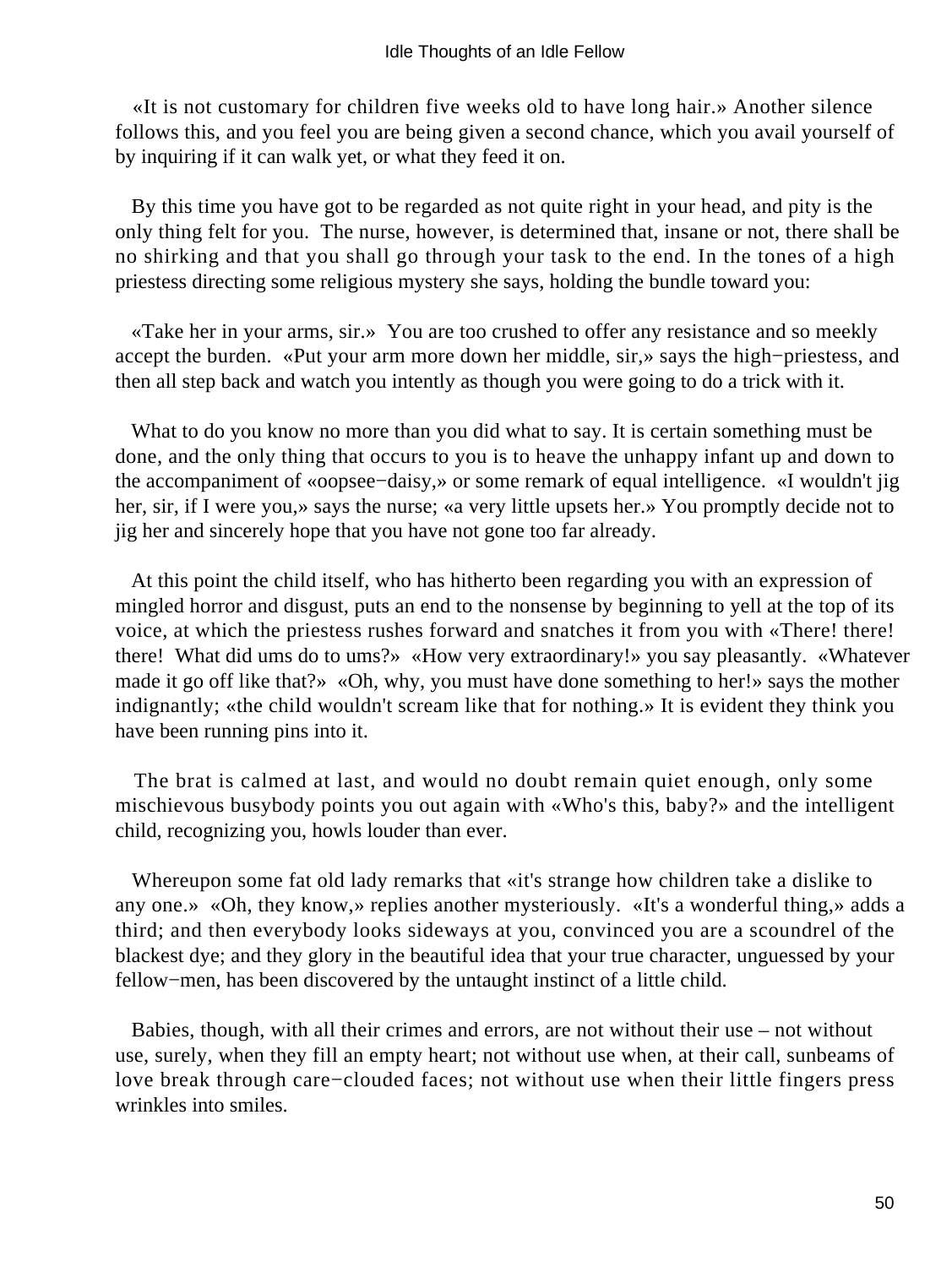«It is not customary for children five weeks old to have long hair.» Another silence follows this, and you feel you are being given a second chance, which you avail yourself of by inquiring if it can walk yet, or what they feed it on.

By this time you have got to be regarded as not quite right in your head, and pity is the only thing felt for you. The nurse, however, is determined that, insane or not, there shall be no shirking and that you shall go through your task to the end. In the tones of a high priestess directing some religious mystery she says, holding the bundle toward you:

«Take her in your arms, sir.» You are too crushed to offer any resistance and so meekly accept the burden. «Put your arm more down her middle, sir,» says the high−priestess, and then all step back and watch you intently as though you were going to do a trick with it.

What to do you know no more than you did what to say. It is certain something must be done, and the only thing that occurs to you is to heave the unhappy infant up and down to the accompaniment of «oopsee−daisy,» or some remark of equal intelligence. «I wouldn't jig her, sir, if I were you,» says the nurse; «a very little upsets her.» You promptly decide not to jig her and sincerely hope that you have not gone too far already.

At this point the child itself, who has hitherto been regarding you with an expression of mingled horror and disgust, puts an end to the nonsense by beginning to yell at the top of its voice, at which the priestess rushes forward and snatches it from you with «There! there! there! What did ums do to ums?» «How very extraordinary!» you say pleasantly. «Whatever made it go off like that?» «Oh, why, you must have done something to her!» says the mother indignantly; «the child wouldn't scream like that for nothing.» It is evident they think you have been running pins into it.

The brat is calmed at last, and would no doubt remain quiet enough, only some mischievous busybody points you out again with «Who's this, baby?» and the intelligent child, recognizing you, howls louder than ever.

Whereupon some fat old lady remarks that «it's strange how children take a dislike to any one.» «Oh, they know,» replies another mysteriously. «It's a wonderful thing,» adds a third; and then everybody looks sideways at you, convinced you are a scoundrel of the blackest dye; and they glory in the beautiful idea that your true character, unguessed by your fellow−men, has been discovered by the untaught instinct of a little child.

Babies, though, with all their crimes and errors, are not without their use – not without use, surely, when they fill an empty heart; not without use when, at their call, sunbeams of love break through care−clouded faces; not without use when their little fingers press wrinkles into smiles.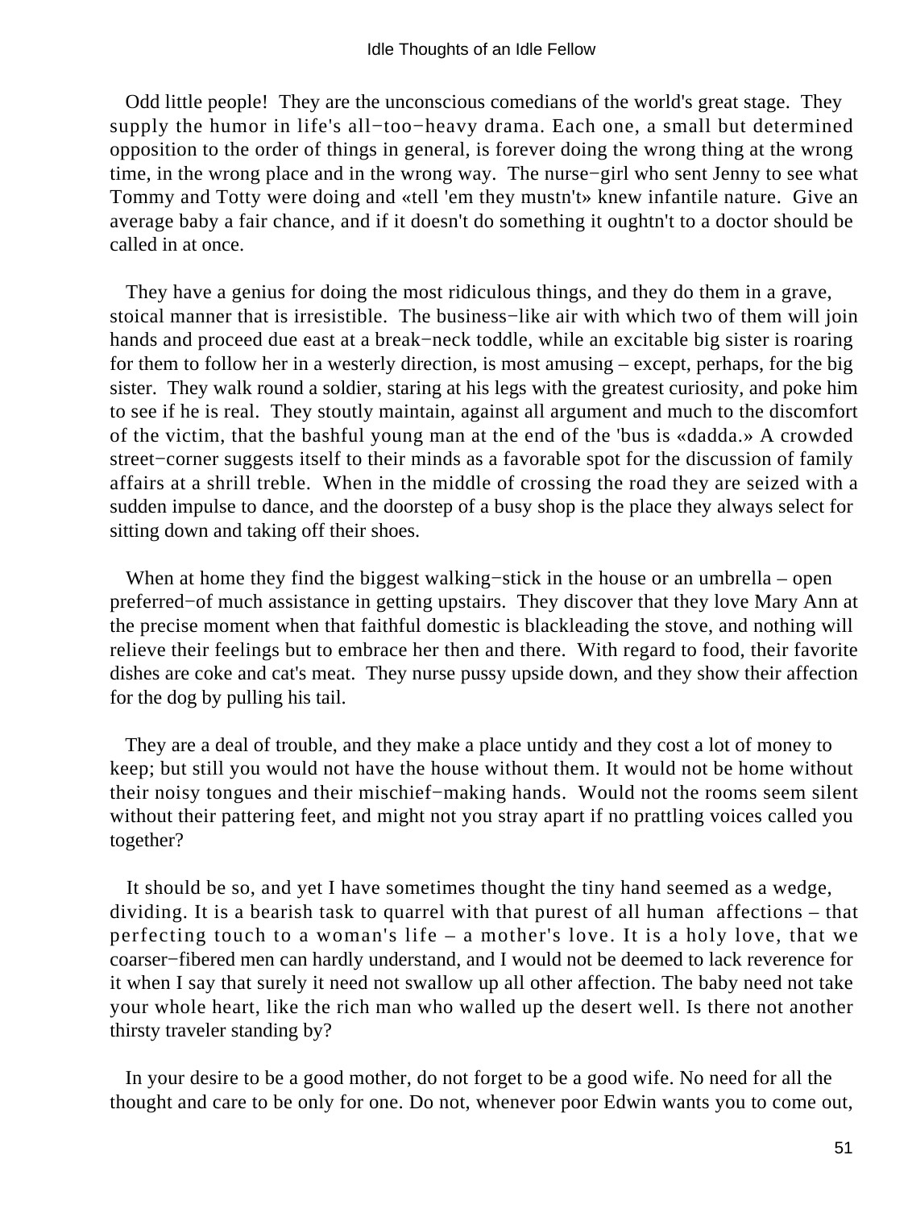Odd little people! They are the unconscious comedians of the world's great stage. They supply the humor in life's all−too−heavy drama. Each one, a small but determined opposition to the order of things in general, is forever doing the wrong thing at the wrong time, in the wrong place and in the wrong way. The nurse−girl who sent Jenny to see what Tommy and Totty were doing and «tell 'em they mustn't» knew infantile nature. Give an average baby a fair chance, and if it doesn't do something it oughtn't to a doctor should be called in at once.

They have a genius for doing the most ridiculous things, and they do them in a grave, stoical manner that is irresistible. The business−like air with which two of them will join hands and proceed due east at a break−neck toddle, while an excitable big sister is roaring for them to follow her in a westerly direction, is most amusing – except, perhaps, for the big sister. They walk round a soldier, staring at his legs with the greatest curiosity, and poke him to see if he is real. They stoutly maintain, against all argument and much to the discomfort of the victim, that the bashful young man at the end of the 'bus is «dadda.» A crowded street−corner suggests itself to their minds as a favorable spot for the discussion of family affairs at a shrill treble. When in the middle of crossing the road they are seized with a sudden impulse to dance, and the doorstep of a busy shop is the place they always select for sitting down and taking off their shoes.

When at home they find the biggest walking−stick in the house or an umbrella – open preferred−of much assistance in getting upstairs. They discover that they love Mary Ann at the precise moment when that faithful domestic is blackleading the stove, and nothing will relieve their feelings but to embrace her then and there. With regard to food, their favorite dishes are coke and cat's meat. They nurse pussy upside down, and they show their affection for the dog by pulling his tail.

They are a deal of trouble, and they make a place untidy and they cost a lot of money to keep; but still you would not have the house without them. It would not be home without their noisy tongues and their mischief−making hands. Would not the rooms seem silent without their pattering feet, and might not you stray apart if no prattling voices called you together?

It should be so, and yet I have sometimes thought the tiny hand seemed as a wedge, dividing. It is a bearish task to quarrel with that purest of all human affections – that perfecting touch to a woman's life – a mother's love. It is a holy love, that we coarser−fibered men can hardly understand, and I would not be deemed to lack reverence for it when I say that surely it need not swallow up all other affection. The baby need not take your whole heart, like the rich man who walled up the desert well. Is there not another thirsty traveler standing by?

In your desire to be a good mother, do not forget to be a good wife. No need for all the thought and care to be only for one. Do not, whenever poor Edwin wants you to come out,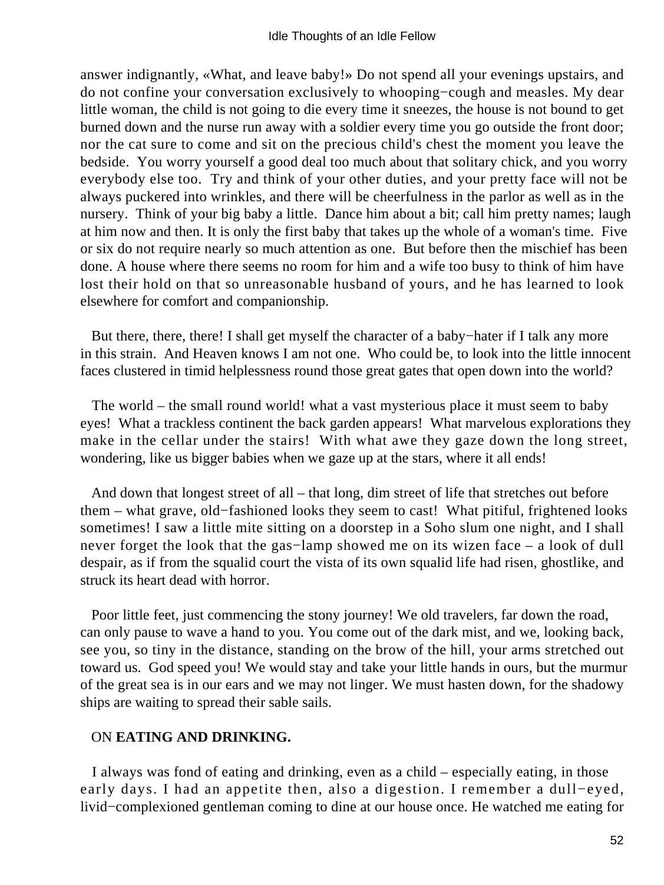answer indignantly, «What, and leave baby!» Do not spend all your evenings upstairs, and do not confine your conversation exclusively to whooping−cough and measles. My dear little woman, the child is not going to die every time it sneezes, the house is not bound to get burned down and the nurse run away with a soldier every time you go outside the front door; nor the cat sure to come and sit on the precious child's chest the moment you leave the bedside. You worry yourself a good deal too much about that solitary chick, and you worry everybody else too. Try and think of your other duties, and your pretty face will not be always puckered into wrinkles, and there will be cheerfulness in the parlor as well as in the nursery. Think of your big baby a little. Dance him about a bit; call him pretty names; laugh at him now and then. It is only the first baby that takes up the whole of a woman's time. Five or six do not require nearly so much attention as one. But before then the mischief has been done. A house where there seems no room for him and a wife too busy to think of him have lost their hold on that so unreasonable husband of yours, and he has learned to look elsewhere for comfort and companionship.

But there, there, there! I shall get myself the character of a baby−hater if I talk any more in this strain. And Heaven knows I am not one. Who could be, to look into the little innocent faces clustered in timid helplessness round those great gates that open down into the world?

The world – the small round world! what a vast mysterious place it must seem to baby eyes! What a trackless continent the back garden appears! What marvelous explorations they make in the cellar under the stairs! With what awe they gaze down the long street, wondering, like us bigger babies when we gaze up at the stars, where it all ends!

And down that longest street of all – that long, dim street of life that stretches out before them – what grave, old−fashioned looks they seem to cast! What pitiful, frightened looks sometimes! I saw a little mite sitting on a doorstep in a Soho slum one night, and I shall never forget the look that the gas−lamp showed me on its wizen face – a look of dull despair, as if from the squalid court the vista of its own squalid life had risen, ghostlike, and struck its heart dead with horror.

Poor little feet, just commencing the stony journey! We old travelers, far down the road, can only pause to wave a hand to you. You come out of the dark mist, and we, looking back, see you, so tiny in the distance, standing on the brow of the hill, your arms stretched out toward us. God speed you! We would stay and take your little hands in ours, but the murmur of the great sea is in our ears and we may not linger. We must hasten down, for the shadowy ships are waiting to spread their sable sails.

## ON **EATING AND DRINKING.**

I always was fond of eating and drinking, even as a child – especially eating, in those early days. I had an appetite then, also a digestion. I remember a dull−eyed, livid−complexioned gentleman coming to dine at our house once. He watched me eating for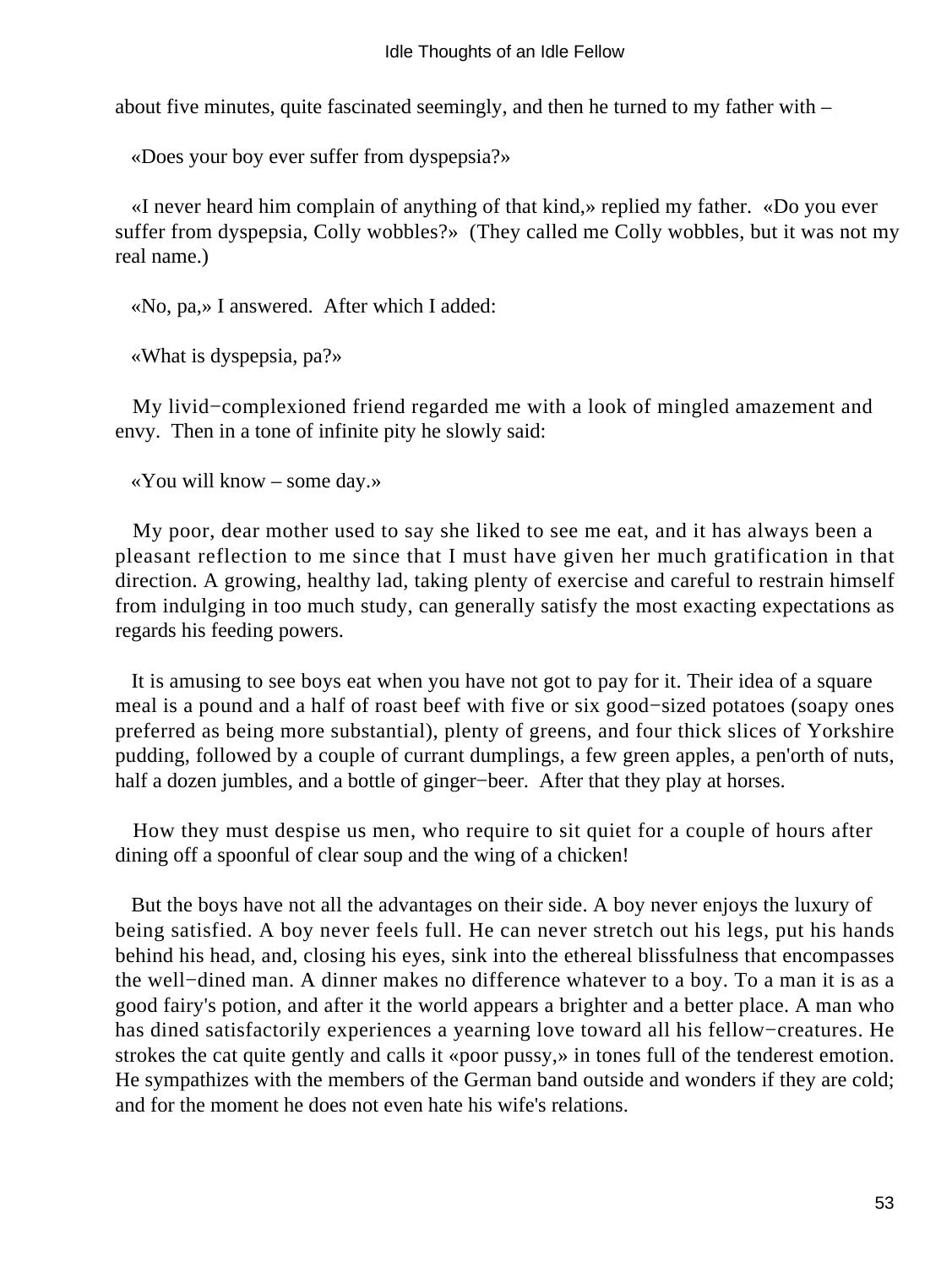about five minutes, quite fascinated seemingly, and then he turned to my father with –

«Does your boy ever suffer from dyspepsia?»

«I never heard him complain of anything of that kind,» replied my father. «Do you ever suffer from dyspepsia, Colly wobbles?» (They called me Colly wobbles, but it was not my real name.)

«No, pa,» I answered. After which I added:

«What is dyspepsia, pa?»

My livid−complexioned friend regarded me with a look of mingled amazement and envy. Then in a tone of infinite pity he slowly said:

«You will know – some day.»

My poor, dear mother used to say she liked to see me eat, and it has always been a pleasant reflection to me since that I must have given her much gratification in that direction. A growing, healthy lad, taking plenty of exercise and careful to restrain himself from indulging in too much study, can generally satisfy the most exacting expectations as regards his feeding powers.

It is amusing to see boys eat when you have not got to pay for it. Their idea of a square meal is a pound and a half of roast beef with five or six good−sized potatoes (soapy ones preferred as being more substantial), plenty of greens, and four thick slices of Yorkshire pudding, followed by a couple of currant dumplings, a few green apples, a pen'orth of nuts, half a dozen jumbles, and a bottle of ginger−beer. After that they play at horses.

How they must despise us men, who require to sit quiet for a couple of hours after dining off a spoonful of clear soup and the wing of a chicken!

But the boys have not all the advantages on their side. A boy never enjoys the luxury of being satisfied. A boy never feels full. He can never stretch out his legs, put his hands behind his head, and, closing his eyes, sink into the ethereal blissfulness that encompasses the well−dined man. A dinner makes no difference whatever to a boy. To a man it is as a good fairy's potion, and after it the world appears a brighter and a better place. A man who has dined satisfactorily experiences a yearning love toward all his fellow−creatures. He strokes the cat quite gently and calls it «poor pussy,» in tones full of the tenderest emotion. He sympathizes with the members of the German band outside and wonders if they are cold; and for the moment he does not even hate his wife's relations.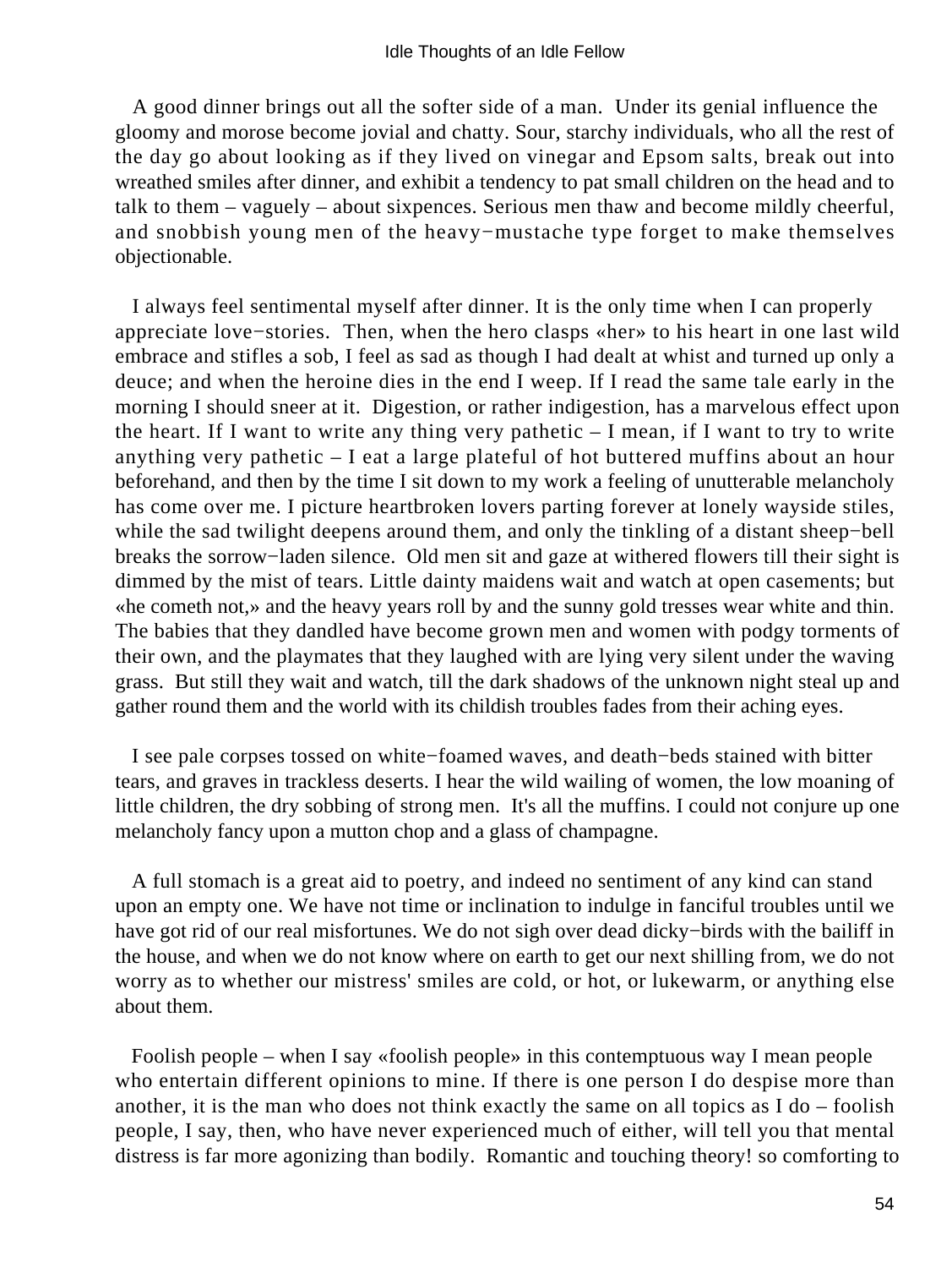A good dinner brings out all the softer side of a man. Under its genial influence the gloomy and morose become jovial and chatty. Sour, starchy individuals, who all the rest of the day go about looking as if they lived on vinegar and Epsom salts, break out into wreathed smiles after dinner, and exhibit a tendency to pat small children on the head and to talk to them – vaguely – about sixpences. Serious men thaw and become mildly cheerful, and snobbish young men of the heavy−mustache type forget to make themselves objectionable.

I always feel sentimental myself after dinner. It is the only time when I can properly appreciate love−stories. Then, when the hero clasps «her» to his heart in one last wild embrace and stifles a sob, I feel as sad as though I had dealt at whist and turned up only a deuce; and when the heroine dies in the end I weep. If I read the same tale early in the morning I should sneer at it. Digestion, or rather indigestion, has a marvelous effect upon the heart. If I want to write any thing very pathetic – I mean, if I want to try to write anything very pathetic – I eat a large plateful of hot buttered muffins about an hour beforehand, and then by the time I sit down to my work a feeling of unutterable melancholy has come over me. I picture heartbroken lovers parting forever at lonely wayside stiles, while the sad twilight deepens around them, and only the tinkling of a distant sheep−bell breaks the sorrow−laden silence. Old men sit and gaze at withered flowers till their sight is dimmed by the mist of tears. Little dainty maidens wait and watch at open casements; but «he cometh not,» and the heavy years roll by and the sunny gold tresses wear white and thin. The babies that they dandled have become grown men and women with podgy torments of their own, and the playmates that they laughed with are lying very silent under the waving grass. But still they wait and watch, till the dark shadows of the unknown night steal up and gather round them and the world with its childish troubles fades from their aching eyes.

I see pale corpses tossed on white−foamed waves, and death−beds stained with bitter tears, and graves in trackless deserts. I hear the wild wailing of women, the low moaning of little children, the dry sobbing of strong men. It's all the muffins. I could not conjure up one melancholy fancy upon a mutton chop and a glass of champagne.

A full stomach is a great aid to poetry, and indeed no sentiment of any kind can stand upon an empty one. We have not time or inclination to indulge in fanciful troubles until we have got rid of our real misfortunes. We do not sigh over dead dicky−birds with the bailiff in the house, and when we do not know where on earth to get our next shilling from, we do not worry as to whether our mistress' smiles are cold, or hot, or lukewarm, or anything else about them.

Foolish people – when I say «foolish people» in this contemptuous way I mean people who entertain different opinions to mine. If there is one person I do despise more than another, it is the man who does not think exactly the same on all topics as I do – foolish people, I say, then, who have never experienced much of either, will tell you that mental distress is far more agonizing than bodily. Romantic and touching theory! so comforting to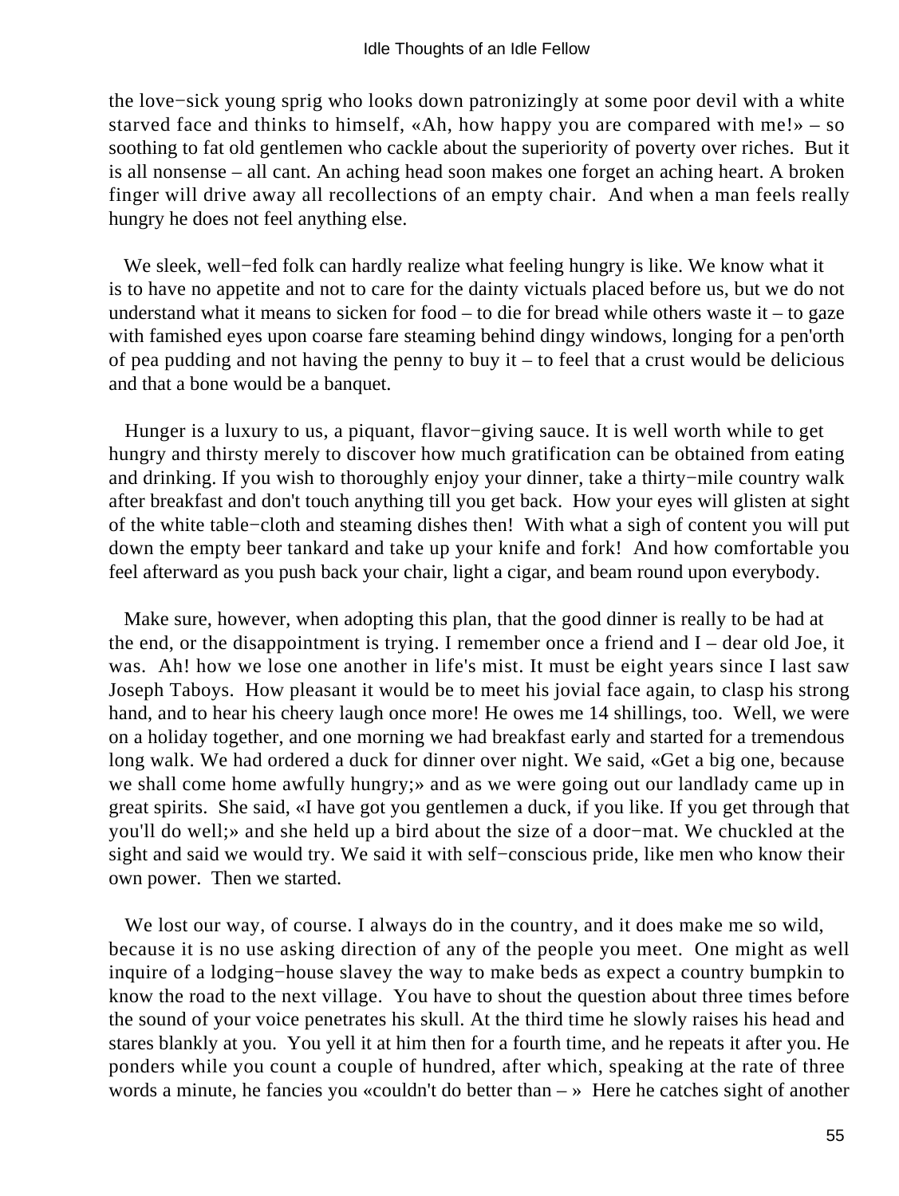the love−sick young sprig who looks down patronizingly at some poor devil with a white starved face and thinks to himself, «Ah, how happy you are compared with me!» – so soothing to fat old gentlemen who cackle about the superiority of poverty over riches. But it is all nonsense – all cant. An aching head soon makes one forget an aching heart. A broken finger will drive away all recollections of an empty chair. And when a man feels really hungry he does not feel anything else.

We sleek, well−fed folk can hardly realize what feeling hungry is like. We know what it is to have no appetite and not to care for the dainty victuals placed before us, but we do not understand what it means to sicken for food – to die for bread while others waste it – to gaze with famished eyes upon coarse fare steaming behind dingy windows, longing for a pen'orth of pea pudding and not having the penny to buy it – to feel that a crust would be delicious and that a bone would be a banquet.

Hunger is a luxury to us, a piquant, flavor−giving sauce. It is well worth while to get hungry and thirsty merely to discover how much gratification can be obtained from eating and drinking. If you wish to thoroughly enjoy your dinner, take a thirty−mile country walk after breakfast and don't touch anything till you get back. How your eyes will glisten at sight of the white table−cloth and steaming dishes then! With what a sigh of content you will put down the empty beer tankard and take up your knife and fork! And how comfortable you feel afterward as you push back your chair, light a cigar, and beam round upon everybody.

Make sure, however, when adopting this plan, that the good dinner is really to be had at the end, or the disappointment is trying. I remember once a friend and I – dear old Joe, it was. Ah! how we lose one another in life's mist. It must be eight years since I last saw Joseph Taboys. How pleasant it would be to meet his jovial face again, to clasp his strong hand, and to hear his cheery laugh once more! He owes me 14 shillings, too. Well, we were on a holiday together, and one morning we had breakfast early and started for a tremendous long walk. We had ordered a duck for dinner over night. We said, «Get a big one, because we shall come home awfully hungry;» and as we were going out our landlady came up in great spirits. She said, «I have got you gentlemen a duck, if you like. If you get through that you'll do well;» and she held up a bird about the size of a door−mat. We chuckled at the sight and said we would try. We said it with self−conscious pride, like men who know their own power. Then we started.

We lost our way, of course. I always do in the country, and it does make me so wild, because it is no use asking direction of any of the people you meet. One might as well inquire of a lodging−house slavey the way to make beds as expect a country bumpkin to know the road to the next village. You have to shout the question about three times before the sound of your voice penetrates his skull. At the third time he slowly raises his head and stares blankly at you. You yell it at him then for a fourth time, and he repeats it after you. He ponders while you count a couple of hundred, after which, speaking at the rate of three words a minute, he fancies you «couldn't do better than – » Here he catches sight of another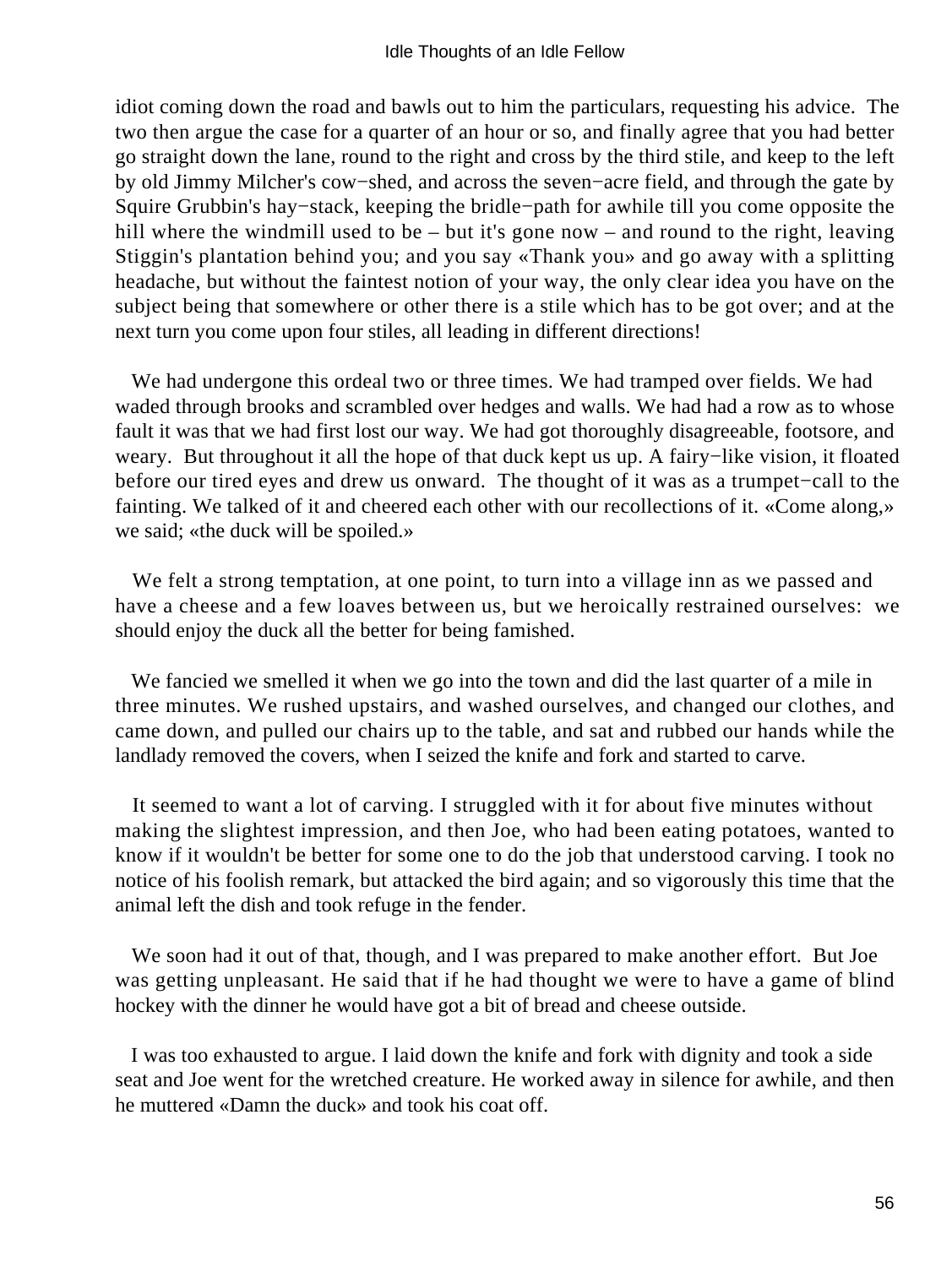idiot coming down the road and bawls out to him the particulars, requesting his advice. The two then argue the case for a quarter of an hour or so, and finally agree that you had better go straight down the lane, round to the right and cross by the third stile, and keep to the left by old Jimmy Milcher's cow−shed, and across the seven−acre field, and through the gate by Squire Grubbin's hay−stack, keeping the bridle−path for awhile till you come opposite the hill where the windmill used to be – but it's gone now – and round to the right, leaving Stiggin's plantation behind you; and you say «Thank you» and go away with a splitting headache, but without the faintest notion of your way, the only clear idea you have on the subject being that somewhere or other there is a stile which has to be got over; and at the next turn you come upon four stiles, all leading in different directions!

We had undergone this ordeal two or three times. We had tramped over fields. We had waded through brooks and scrambled over hedges and walls. We had had a row as to whose fault it was that we had first lost our way. We had got thoroughly disagreeable, footsore, and weary. But throughout it all the hope of that duck kept us up. A fairy−like vision, it floated before our tired eyes and drew us onward. The thought of it was as a trumpet−call to the fainting. We talked of it and cheered each other with our recollections of it. «Come along,» we said; «the duck will be spoiled.»

We felt a strong temptation, at one point, to turn into a village inn as we passed and have a cheese and a few loaves between us, but we heroically restrained ourselves: we should enjoy the duck all the better for being famished.

We fancied we smelled it when we go into the town and did the last quarter of a mile in three minutes. We rushed upstairs, and washed ourselves, and changed our clothes, and came down, and pulled our chairs up to the table, and sat and rubbed our hands while the landlady removed the covers, when I seized the knife and fork and started to carve.

It seemed to want a lot of carving. I struggled with it for about five minutes without making the slightest impression, and then Joe, who had been eating potatoes, wanted to know if it wouldn't be better for some one to do the job that understood carving. I took no notice of his foolish remark, but attacked the bird again; and so vigorously this time that the animal left the dish and took refuge in the fender.

We soon had it out of that, though, and I was prepared to make another effort. But Joe was getting unpleasant. He said that if he had thought we were to have a game of blind hockey with the dinner he would have got a bit of bread and cheese outside.

I was too exhausted to argue. I laid down the knife and fork with dignity and took a side seat and Joe went for the wretched creature. He worked away in silence for awhile, and then he muttered «Damn the duck» and took his coat off.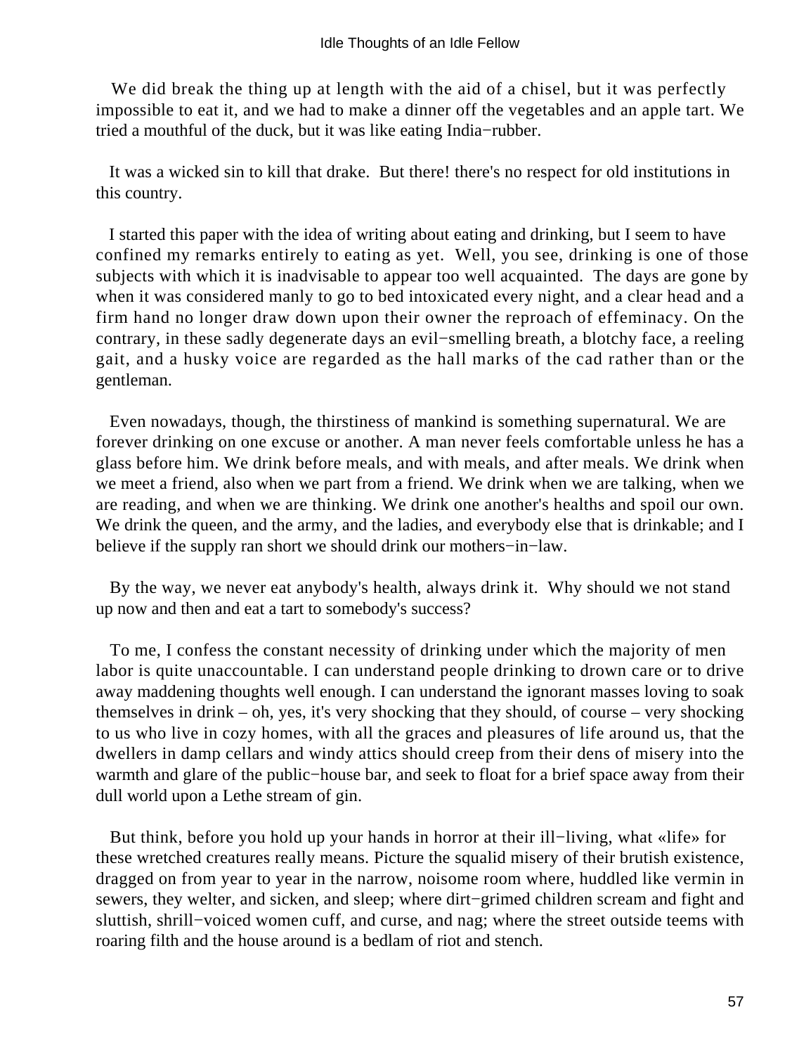We did break the thing up at length with the aid of a chisel, but it was perfectly impossible to eat it, and we had to make a dinner off the vegetables and an apple tart. We tried a mouthful of the duck, but it was like eating India−rubber.

It was a wicked sin to kill that drake. But there! there's no respect for old institutions in this country.

I started this paper with the idea of writing about eating and drinking, but I seem to have confined my remarks entirely to eating as yet. Well, you see, drinking is one of those subjects with which it is inadvisable to appear too well acquainted. The days are gone by when it was considered manly to go to bed intoxicated every night, and a clear head and a firm hand no longer draw down upon their owner the reproach of effeminacy. On the contrary, in these sadly degenerate days an evil−smelling breath, a blotchy face, a reeling gait, and a husky voice are regarded as the hall marks of the cad rather than or the gentleman.

Even nowadays, though, the thirstiness of mankind is something supernatural. We are forever drinking on one excuse or another. A man never feels comfortable unless he has a glass before him. We drink before meals, and with meals, and after meals. We drink when we meet a friend, also when we part from a friend. We drink when we are talking, when we are reading, and when we are thinking. We drink one another's healths and spoil our own. We drink the queen, and the army, and the ladies, and everybody else that is drinkable; and I believe if the supply ran short we should drink our mothers−in−law.

By the way, we never eat anybody's health, always drink it. Why should we not stand up now and then and eat a tart to somebody's success?

To me, I confess the constant necessity of drinking under which the majority of men labor is quite unaccountable. I can understand people drinking to drown care or to drive away maddening thoughts well enough. I can understand the ignorant masses loving to soak themselves in drink – oh, yes, it's very shocking that they should, of course – very shocking to us who live in cozy homes, with all the graces and pleasures of life around us, that the dwellers in damp cellars and windy attics should creep from their dens of misery into the warmth and glare of the public−house bar, and seek to float for a brief space away from their dull world upon a Lethe stream of gin.

But think, before you hold up your hands in horror at their ill−living, what «life» for these wretched creatures really means. Picture the squalid misery of their brutish existence, dragged on from year to year in the narrow, noisome room where, huddled like vermin in sewers, they welter, and sicken, and sleep; where dirt−grimed children scream and fight and sluttish, shrill−voiced women cuff, and curse, and nag; where the street outside teems with roaring filth and the house around is a bedlam of riot and stench.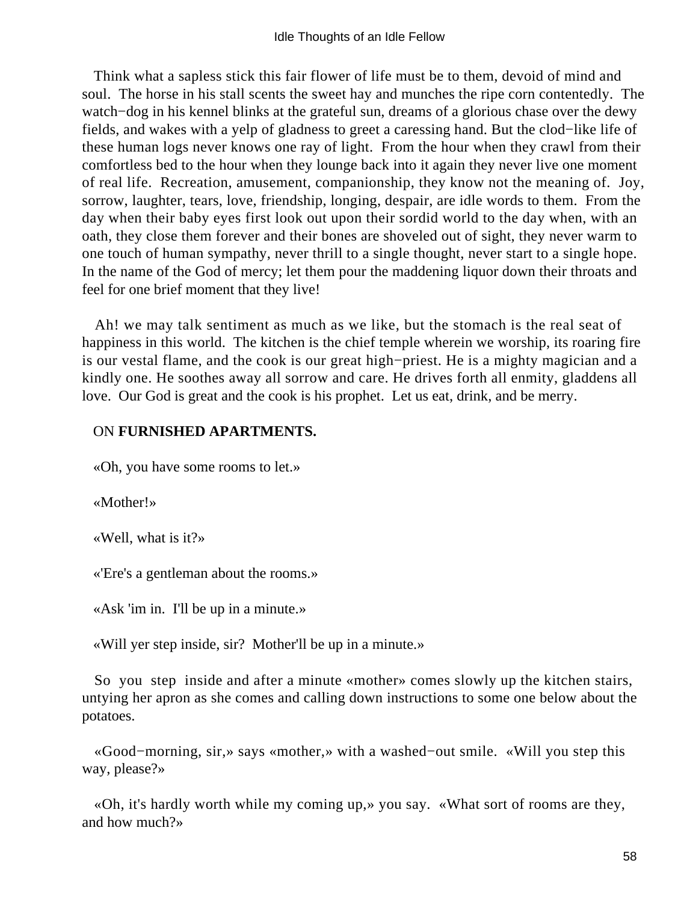Think what a sapless stick this fair flower of life must be to them, devoid of mind and soul. The horse in his stall scents the sweet hay and munches the ripe corn contentedly. The watch−dog in his kennel blinks at the grateful sun, dreams of a glorious chase over the dewy fields, and wakes with a yelp of gladness to greet a caressing hand. But the clod−like life of these human logs never knows one ray of light. From the hour when they crawl from their comfortless bed to the hour when they lounge back into it again they never live one moment of real life. Recreation, amusement, companionship, they know not the meaning of. Joy, sorrow, laughter, tears, love, friendship, longing, despair, are idle words to them. From the day when their baby eyes first look out upon their sordid world to the day when, with an oath, they close them forever and their bones are shoveled out of sight, they never warm to one touch of human sympathy, never thrill to a single thought, never start to a single hope. In the name of the God of mercy; let them pour the maddening liquor down their throats and feel for one brief moment that they live!

Ah! we may talk sentiment as much as we like, but the stomach is the real seat of happiness in this world. The kitchen is the chief temple wherein we worship, its roaring fire is our vestal flame, and the cook is our great high−priest. He is a mighty magician and a kindly one. He soothes away all sorrow and care. He drives forth all enmity, gladdens all love. Our God is great and the cook is his prophet. Let us eat, drink, and be merry.

## ON **FURNISHED APARTMENTS.**

«Oh, you have some rooms to let.»

«Mother!»

«Well, what is it?»

«'Ere's a gentleman about the rooms.»

«Ask 'im in. I'll be up in a minute.»

«Will yer step inside, sir? Mother'll be up in a minute.»

So you step inside and after a minute «mother» comes slowly up the kitchen stairs, untying her apron as she comes and calling down instructions to some one below about the potatoes.

«Good−morning, sir,» says «mother,» with a washed−out smile. «Will you step this way, please?»

«Oh, it's hardly worth while my coming up,» you say. «What sort of rooms are they, and how much?»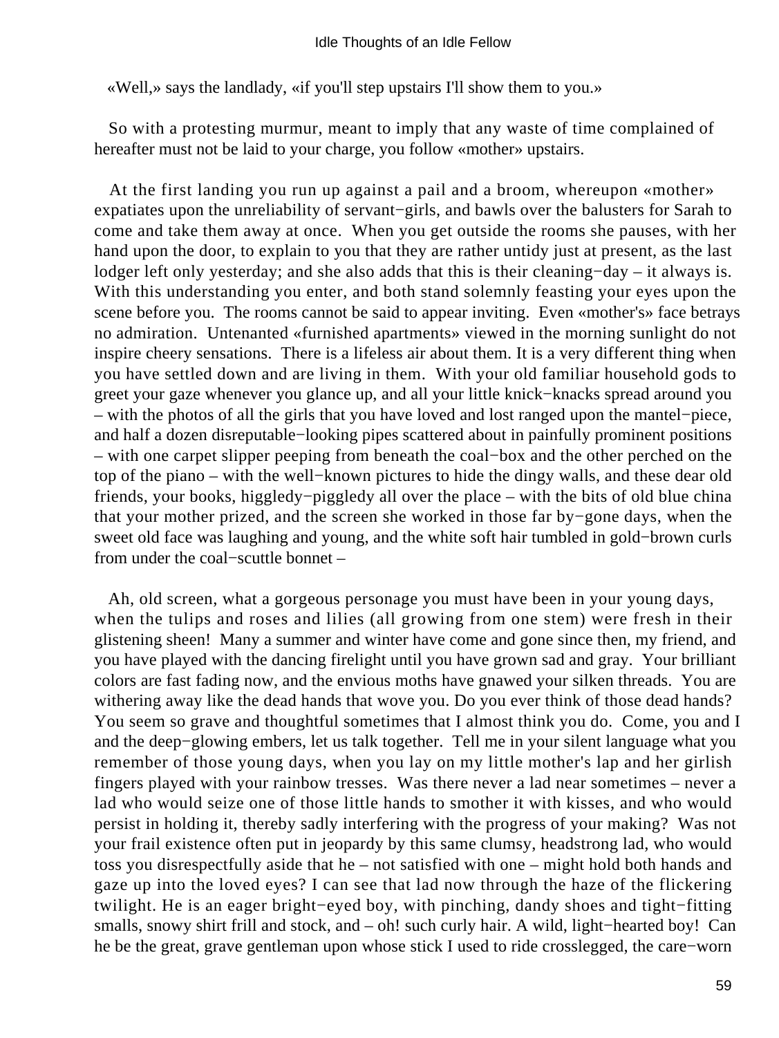«Well,» says the landlady, «if you'll step upstairs I'll show them to you.»

So with a protesting murmur, meant to imply that any waste of time complained of hereafter must not be laid to your charge, you follow «mother» upstairs.

At the first landing you run up against a pail and a broom, whereupon «mother» expatiates upon the unreliability of servant−girls, and bawls over the balusters for Sarah to come and take them away at once. When you get outside the rooms she pauses, with her hand upon the door, to explain to you that they are rather untidy just at present, as the last lodger left only yesterday; and she also adds that this is their cleaning−day – it always is. With this understanding you enter, and both stand solemnly feasting your eyes upon the scene before you. The rooms cannot be said to appear inviting. Even «mother's» face betrays no admiration. Untenanted «furnished apartments» viewed in the morning sunlight do not inspire cheery sensations. There is a lifeless air about them. It is a very different thing when you have settled down and are living in them. With your old familiar household gods to greet your gaze whenever you glance up, and all your little knick−knacks spread around you – with the photos of all the girls that you have loved and lost ranged upon the mantel−piece, and half a dozen disreputable−looking pipes scattered about in painfully prominent positions – with one carpet slipper peeping from beneath the coal−box and the other perched on the top of the piano – with the well−known pictures to hide the dingy walls, and these dear old friends, your books, higgledy−piggledy all over the place – with the bits of old blue china that your mother prized, and the screen she worked in those far by−gone days, when the sweet old face was laughing and young, and the white soft hair tumbled in gold−brown curls from under the coal−scuttle bonnet –

Ah, old screen, what a gorgeous personage you must have been in your young days, when the tulips and roses and lilies (all growing from one stem) were fresh in their glistening sheen! Many a summer and winter have come and gone since then, my friend, and you have played with the dancing firelight until you have grown sad and gray. Your brilliant colors are fast fading now, and the envious moths have gnawed your silken threads. You are withering away like the dead hands that wove you. Do you ever think of those dead hands? You seem so grave and thoughtful sometimes that I almost think you do. Come, you and I and the deep−glowing embers, let us talk together. Tell me in your silent language what you remember of those young days, when you lay on my little mother's lap and her girlish fingers played with your rainbow tresses. Was there never a lad near sometimes – never a lad who would seize one of those little hands to smother it with kisses, and who would persist in holding it, thereby sadly interfering with the progress of your making? Was not your frail existence often put in jeopardy by this same clumsy, headstrong lad, who would toss you disrespectfully aside that he – not satisfied with one – might hold both hands and gaze up into the loved eyes? I can see that lad now through the haze of the flickering twilight. He is an eager bright−eyed boy, with pinching, dandy shoes and tight−fitting smalls, snowy shirt frill and stock, and – oh! such curly hair. A wild, light−hearted boy! Can he be the great, grave gentleman upon whose stick I used to ride crosslegged, the care−worn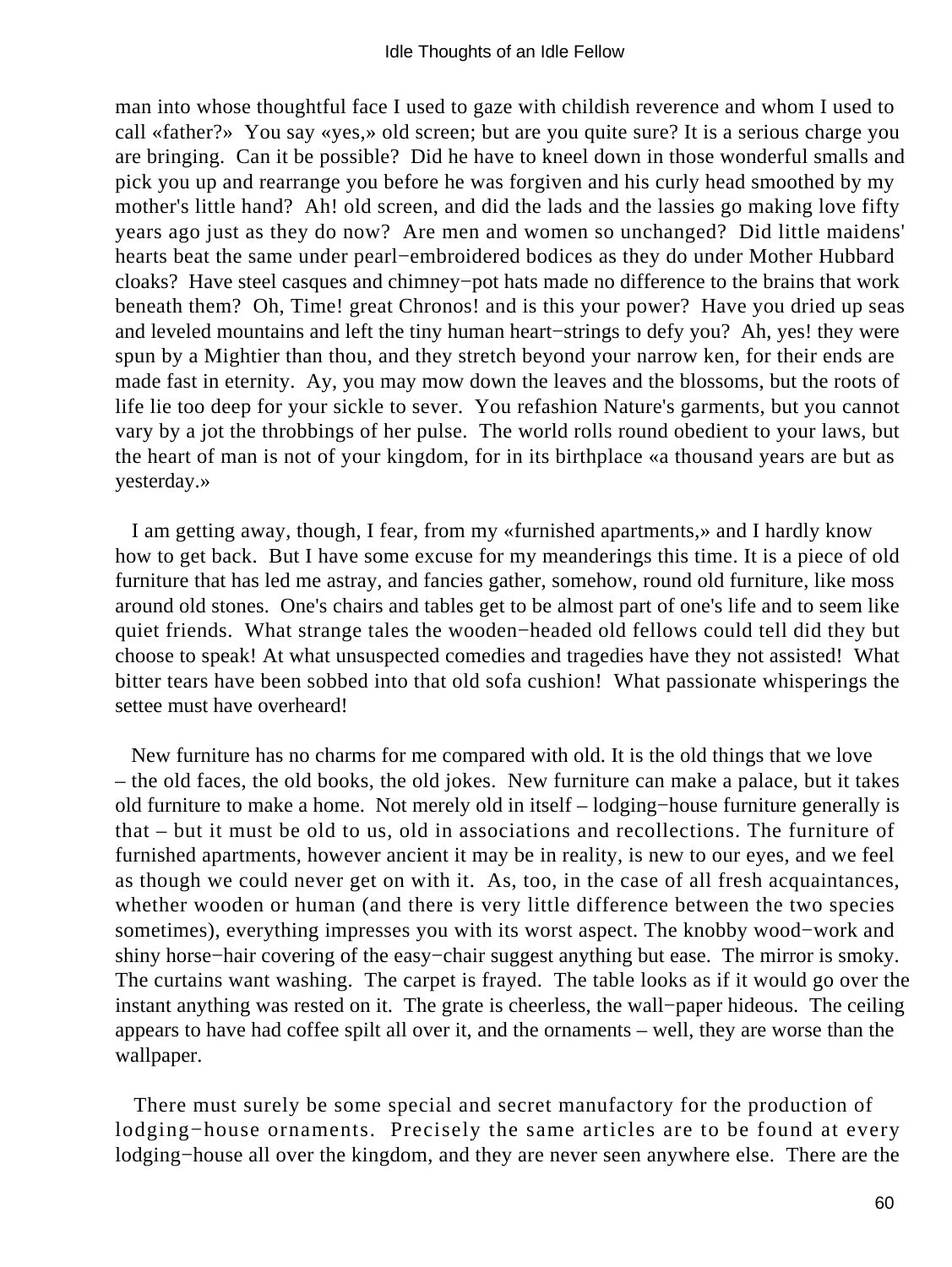man into whose thoughtful face I used to gaze with childish reverence and whom I used to call «father?» You say «yes,» old screen; but are you quite sure? It is a serious charge you are bringing. Can it be possible? Did he have to kneel down in those wonderful smalls and pick you up and rearrange you before he was forgiven and his curly head smoothed by my mother's little hand? Ah! old screen, and did the lads and the lassies go making love fifty years ago just as they do now? Are men and women so unchanged? Did little maidens' hearts beat the same under pearl−embroidered bodices as they do under Mother Hubbard cloaks? Have steel casques and chimney−pot hats made no difference to the brains that work beneath them? Oh, Time! great Chronos! and is this your power? Have you dried up seas and leveled mountains and left the tiny human heart−strings to defy you? Ah, yes! they were spun by a Mightier than thou, and they stretch beyond your narrow ken, for their ends are made fast in eternity. Ay, you may mow down the leaves and the blossoms, but the roots of life lie too deep for your sickle to sever. You refashion Nature's garments, but you cannot vary by a jot the throbbings of her pulse. The world rolls round obedient to your laws, but the heart of man is not of your kingdom, for in its birthplace «a thousand years are but as yesterday.»

I am getting away, though, I fear, from my «furnished apartments,» and I hardly know how to get back. But I have some excuse for my meanderings this time. It is a piece of old furniture that has led me astray, and fancies gather, somehow, round old furniture, like moss around old stones. One's chairs and tables get to be almost part of one's life and to seem like quiet friends. What strange tales the wooden−headed old fellows could tell did they but choose to speak! At what unsuspected comedies and tragedies have they not assisted! What bitter tears have been sobbed into that old sofa cushion! What passionate whisperings the settee must have overheard!

New furniture has no charms for me compared with old. It is the old things that we love – the old faces, the old books, the old jokes. New furniture can make a palace, but it takes old furniture to make a home. Not merely old in itself – lodging−house furniture generally is that – but it must be old to us, old in associations and recollections. The furniture of furnished apartments, however ancient it may be in reality, is new to our eyes, and we feel as though we could never get on with it. As, too, in the case of all fresh acquaintances, whether wooden or human (and there is very little difference between the two species sometimes), everything impresses you with its worst aspect. The knobby wood−work and shiny horse−hair covering of the easy−chair suggest anything but ease. The mirror is smoky. The curtains want washing. The carpet is frayed. The table looks as if it would go over the instant anything was rested on it. The grate is cheerless, the wall−paper hideous. The ceiling appears to have had coffee spilt all over it, and the ornaments – well, they are worse than the wallpaper.

There must surely be some special and secret manufactory for the production of lodging−house ornaments. Precisely the same articles are to be found at every lodging−house all over the kingdom, and they are never seen anywhere else. There are the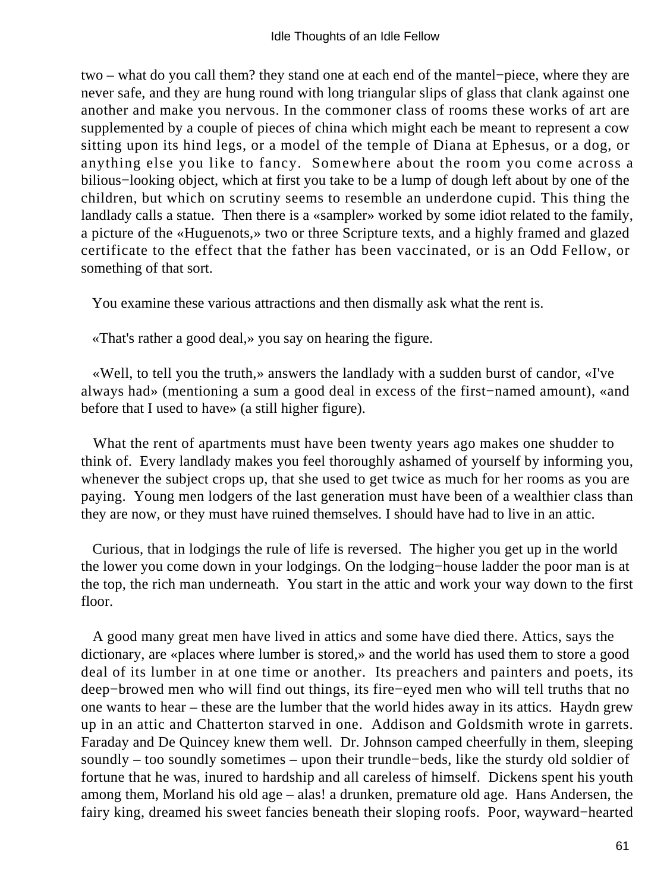two – what do you call them? they stand one at each end of the mantel−piece, where they are never safe, and they are hung round with long triangular slips of glass that clank against one another and make you nervous. In the commoner class of rooms these works of art are supplemented by a couple of pieces of china which might each be meant to represent a cow sitting upon its hind legs, or a model of the temple of Diana at Ephesus, or a dog, or anything else you like to fancy. Somewhere about the room you come across a bilious−looking object, which at first you take to be a lump of dough left about by one of the children, but which on scrutiny seems to resemble an underdone cupid. This thing the landlady calls a statue. Then there is a «sampler» worked by some idiot related to the family, a picture of the «Huguenots,» two or three Scripture texts, and a highly framed and glazed certificate to the effect that the father has been vaccinated, or is an Odd Fellow, or something of that sort.

You examine these various attractions and then dismally ask what the rent is.

«That's rather a good deal,» you say on hearing the figure.

«Well, to tell you the truth,» answers the landlady with a sudden burst of candor, «I've always had» (mentioning a sum a good deal in excess of the first−named amount), «and before that I used to have» (a still higher figure).

What the rent of apartments must have been twenty years ago makes one shudder to think of. Every landlady makes you feel thoroughly ashamed of yourself by informing you, whenever the subject crops up, that she used to get twice as much for her rooms as you are paying. Young men lodgers of the last generation must have been of a wealthier class than they are now, or they must have ruined themselves. I should have had to live in an attic.

Curious, that in lodgings the rule of life is reversed. The higher you get up in the world the lower you come down in your lodgings. On the lodging−house ladder the poor man is at the top, the rich man underneath. You start in the attic and work your way down to the first floor.

A good many great men have lived in attics and some have died there. Attics, says the dictionary, are «places where lumber is stored,» and the world has used them to store a good deal of its lumber in at one time or another. Its preachers and painters and poets, its deep−browed men who will find out things, its fire−eyed men who will tell truths that no one wants to hear – these are the lumber that the world hides away in its attics. Haydn grew up in an attic and Chatterton starved in one. Addison and Goldsmith wrote in garrets. Faraday and De Quincey knew them well. Dr. Johnson camped cheerfully in them, sleeping soundly – too soundly sometimes – upon their trundle−beds, like the sturdy old soldier of fortune that he was, inured to hardship and all careless of himself. Dickens spent his youth among them, Morland his old age – alas! a drunken, premature old age. Hans Andersen, the fairy king, dreamed his sweet fancies beneath their sloping roofs. Poor, wayward−hearted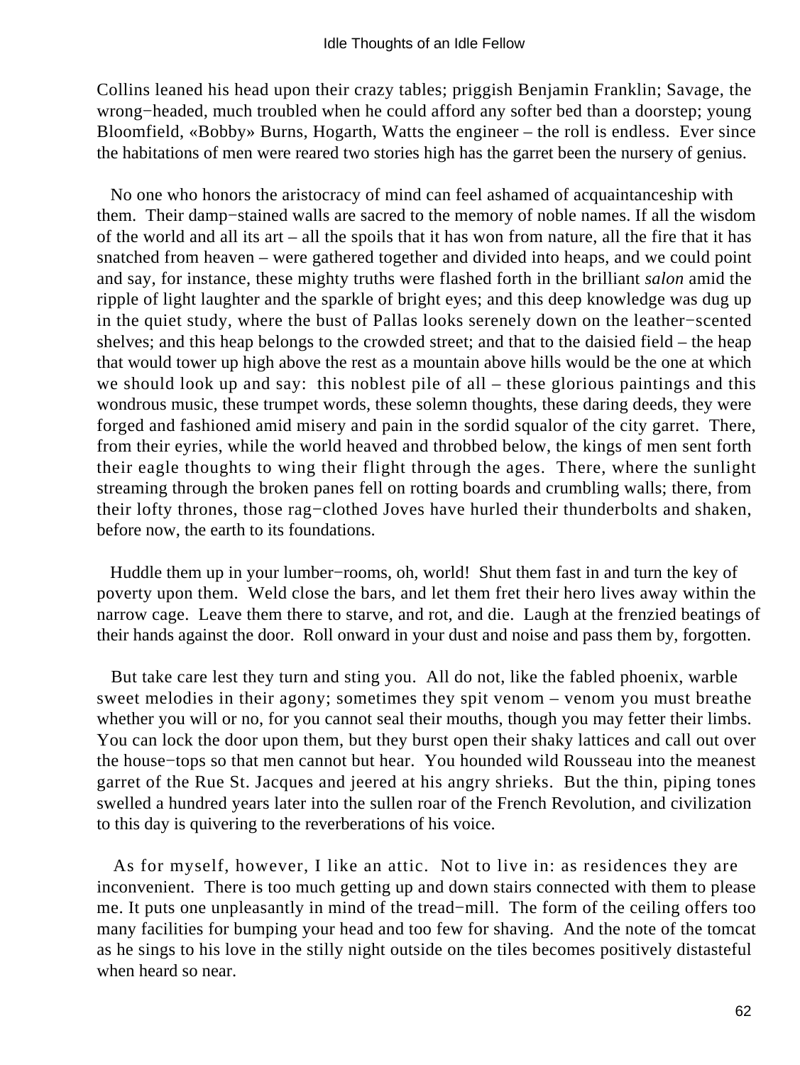Collins leaned his head upon their crazy tables; priggish Benjamin Franklin; Savage, the wrong−headed, much troubled when he could afford any softer bed than a doorstep; young Bloomfield, «Bobby» Burns, Hogarth, Watts the engineer – the roll is endless. Ever since the habitations of men were reared two stories high has the garret been the nursery of genius.

No one who honors the aristocracy of mind can feel ashamed of acquaintanceship with them. Their damp−stained walls are sacred to the memory of noble names. If all the wisdom of the world and all its art – all the spoils that it has won from nature, all the fire that it has snatched from heaven – were gathered together and divided into heaps, and we could point and say, for instance, these mighty truths were flashed forth in the brilliant *salon* amid the ripple of light laughter and the sparkle of bright eyes; and this deep knowledge was dug up in the quiet study, where the bust of Pallas looks serenely down on the leather−scented shelves; and this heap belongs to the crowded street; and that to the daisied field – the heap that would tower up high above the rest as a mountain above hills would be the one at which we should look up and say: this noblest pile of all – these glorious paintings and this wondrous music, these trumpet words, these solemn thoughts, these daring deeds, they were forged and fashioned amid misery and pain in the sordid squalor of the city garret. There, from their eyries, while the world heaved and throbbed below, the kings of men sent forth their eagle thoughts to wing their flight through the ages. There, where the sunlight streaming through the broken panes fell on rotting boards and crumbling walls; there, from their lofty thrones, those rag−clothed Joves have hurled their thunderbolts and shaken, before now, the earth to its foundations.

Huddle them up in your lumber−rooms, oh, world! Shut them fast in and turn the key of poverty upon them. Weld close the bars, and let them fret their hero lives away within the narrow cage. Leave them there to starve, and rot, and die. Laugh at the frenzied beatings of their hands against the door. Roll onward in your dust and noise and pass them by, forgotten.

But take care lest they turn and sting you. All do not, like the fabled phoenix, warble sweet melodies in their agony; sometimes they spit venom – venom you must breathe whether you will or no, for you cannot seal their mouths, though you may fetter their limbs. You can lock the door upon them, but they burst open their shaky lattices and call out over the house−tops so that men cannot but hear. You hounded wild Rousseau into the meanest garret of the Rue St. Jacques and jeered at his angry shrieks. But the thin, piping tones swelled a hundred years later into the sullen roar of the French Revolution, and civilization to this day is quivering to the reverberations of his voice.

As for myself, however, I like an attic. Not to live in: as residences they are inconvenient. There is too much getting up and down stairs connected with them to please me. It puts one unpleasantly in mind of the tread−mill. The form of the ceiling offers too many facilities for bumping your head and too few for shaving. And the note of the tomcat as he sings to his love in the stilly night outside on the tiles becomes positively distasteful when heard so near.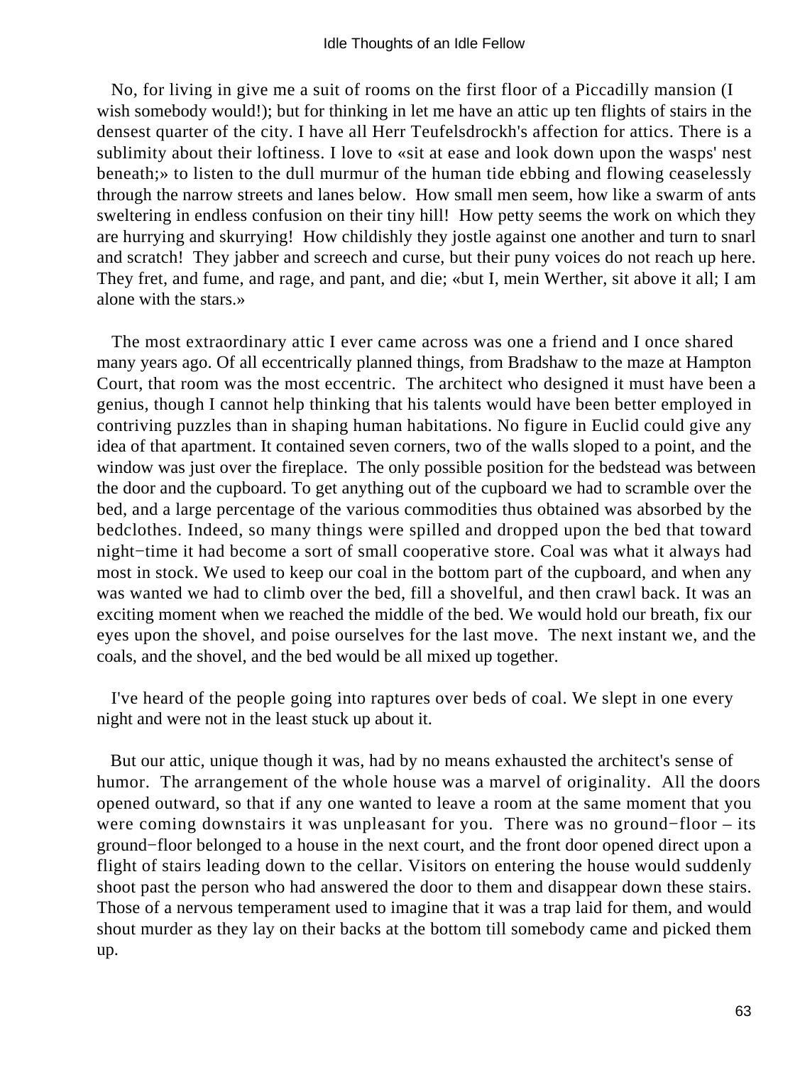No, for living in give me a suit of rooms on the first floor of a Piccadilly mansion (I wish somebody would!); but for thinking in let me have an attic up ten flights of stairs in the densest quarter of the city. I have all Herr Teufelsdrockh's affection for attics. There is a sublimity about their loftiness. I love to «sit at ease and look down upon the wasps' nest beneath;» to listen to the dull murmur of the human tide ebbing and flowing ceaselessly through the narrow streets and lanes below. How small men seem, how like a swarm of ants sweltering in endless confusion on their tiny hill! How petty seems the work on which they are hurrying and skurrying! How childishly they jostle against one another and turn to snarl and scratch! They jabber and screech and curse, but their puny voices do not reach up here. They fret, and fume, and rage, and pant, and die; «but I, mein Werther, sit above it all; I am alone with the stars.»

The most extraordinary attic I ever came across was one a friend and I once shared many years ago. Of all eccentrically planned things, from Bradshaw to the maze at Hampton Court, that room was the most eccentric. The architect who designed it must have been a genius, though I cannot help thinking that his talents would have been better employed in contriving puzzles than in shaping human habitations. No figure in Euclid could give any idea of that apartment. It contained seven corners, two of the walls sloped to a point, and the window was just over the fireplace. The only possible position for the bedstead was between the door and the cupboard. To get anything out of the cupboard we had to scramble over the bed, and a large percentage of the various commodities thus obtained was absorbed by the bedclothes. Indeed, so many things were spilled and dropped upon the bed that toward night−time it had become a sort of small cooperative store. Coal was what it always had most in stock. We used to keep our coal in the bottom part of the cupboard, and when any was wanted we had to climb over the bed, fill a shovelful, and then crawl back. It was an exciting moment when we reached the middle of the bed. We would hold our breath, fix our eyes upon the shovel, and poise ourselves for the last move. The next instant we, and the coals, and the shovel, and the bed would be all mixed up together.

I've heard of the people going into raptures over beds of coal. We slept in one every night and were not in the least stuck up about it.

But our attic, unique though it was, had by no means exhausted the architect's sense of humor. The arrangement of the whole house was a marvel of originality. All the doors opened outward, so that if any one wanted to leave a room at the same moment that you were coming downstairs it was unpleasant for you. There was no ground−floor – its ground−floor belonged to a house in the next court, and the front door opened direct upon a flight of stairs leading down to the cellar. Visitors on entering the house would suddenly shoot past the person who had answered the door to them and disappear down these stairs. Those of a nervous temperament used to imagine that it was a trap laid for them, and would shout murder as they lay on their backs at the bottom till somebody came and picked them up.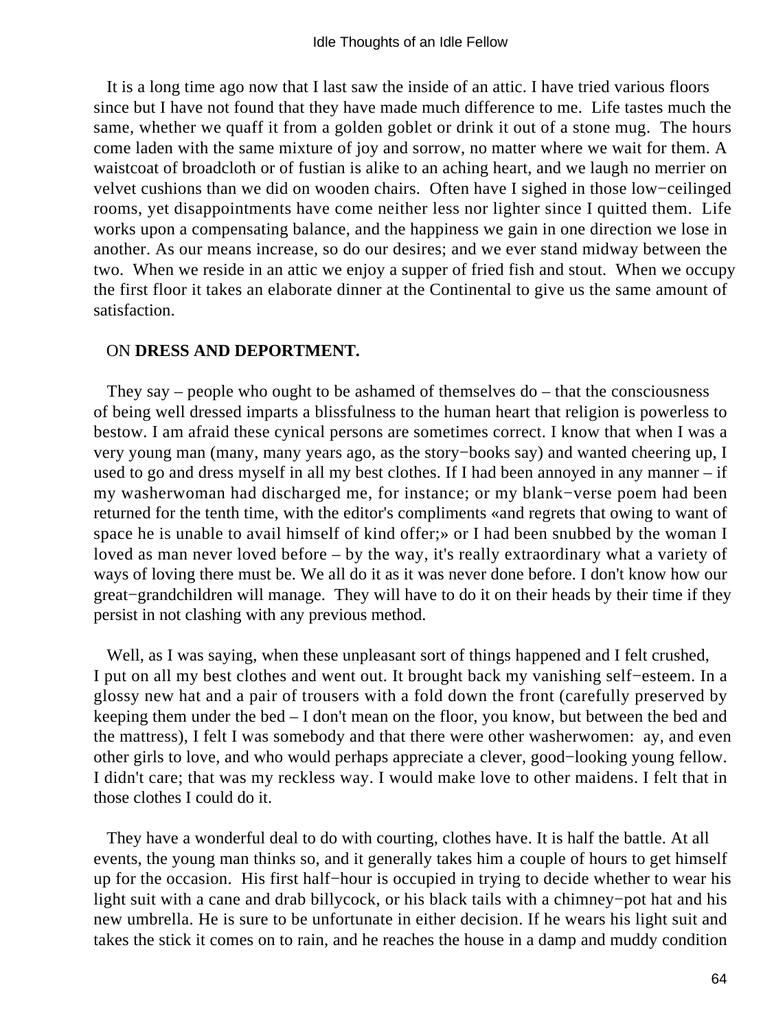It is a long time ago now that I last saw the inside of an attic. I have tried various floors since but I have not found that they have made much difference to me. Life tastes much the same, whether we quaff it from a golden goblet or drink it out of a stone mug. The hours come laden with the same mixture of joy and sorrow, no matter where we wait for them. A waistcoat of broadcloth or of fustian is alike to an aching heart, and we laugh no merrier on velvet cushions than we did on wooden chairs. Often have I sighed in those low−ceilinged rooms, yet disappointments have come neither less nor lighter since I quitted them. Life works upon a compensating balance, and the happiness we gain in one direction we lose in another. As our means increase, so do our desires; and we ever stand midway between the two. When we reside in an attic we enjoy a supper of fried fish and stout. When we occupy the first floor it takes an elaborate dinner at the Continental to give us the same amount of satisfaction.

## ON **DRESS AND DEPORTMENT.**

They say – people who ought to be ashamed of themselves do – that the consciousness of being well dressed imparts a blissfulness to the human heart that religion is powerless to bestow. I am afraid these cynical persons are sometimes correct. I know that when I was a very young man (many, many years ago, as the story−books say) and wanted cheering up, I used to go and dress myself in all my best clothes. If I had been annoyed in any manner – if my washerwoman had discharged me, for instance; or my blank−verse poem had been returned for the tenth time, with the editor's compliments «and regrets that owing to want of space he is unable to avail himself of kind offer;» or I had been snubbed by the woman I loved as man never loved before – by the way, it's really extraordinary what a variety of ways of loving there must be. We all do it as it was never done before. I don't know how our great−grandchildren will manage. They will have to do it on their heads by their time if they persist in not clashing with any previous method.

Well, as I was saying, when these unpleasant sort of things happened and I felt crushed, I put on all my best clothes and went out. It brought back my vanishing self−esteem. In a glossy new hat and a pair of trousers with a fold down the front (carefully preserved by keeping them under the bed – I don't mean on the floor, you know, but between the bed and the mattress), I felt I was somebody and that there were other washerwomen: ay, and even other girls to love, and who would perhaps appreciate a clever, good−looking young fellow. I didn't care; that was my reckless way. I would make love to other maidens. I felt that in those clothes I could do it.

They have a wonderful deal to do with courting, clothes have. It is half the battle. At all events, the young man thinks so, and it generally takes him a couple of hours to get himself up for the occasion. His first half−hour is occupied in trying to decide whether to wear his light suit with a cane and drab billycock, or his black tails with a chimney−pot hat and his new umbrella. He is sure to be unfortunate in either decision. If he wears his light suit and takes the stick it comes on to rain, and he reaches the house in a damp and muddy condition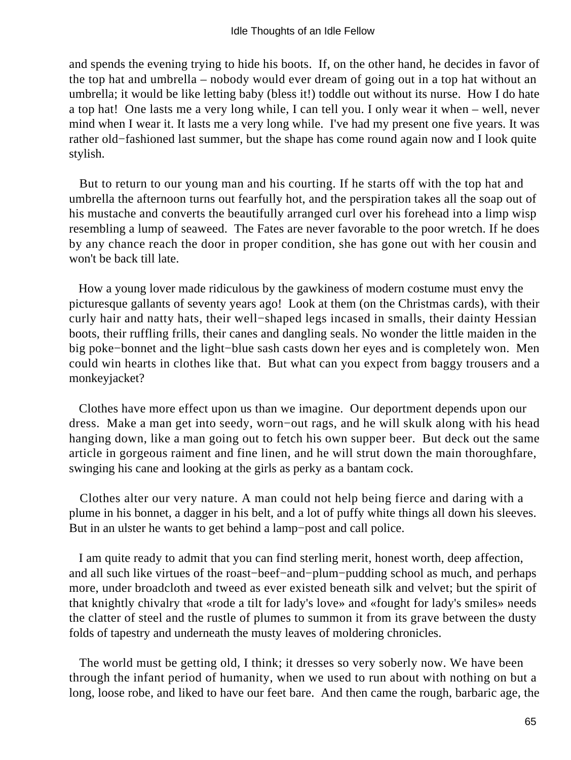and spends the evening trying to hide his boots. If, on the other hand, he decides in favor of the top hat and umbrella – nobody would ever dream of going out in a top hat without an umbrella; it would be like letting baby (bless it!) toddle out without its nurse. How I do hate a top hat! One lasts me a very long while, I can tell you. I only wear it when – well, never mind when I wear it. It lasts me a very long while. I've had my present one five years. It was rather old−fashioned last summer, but the shape has come round again now and I look quite stylish.

But to return to our young man and his courting. If he starts off with the top hat and umbrella the afternoon turns out fearfully hot, and the perspiration takes all the soap out of his mustache and converts the beautifully arranged curl over his forehead into a limp wisp resembling a lump of seaweed. The Fates are never favorable to the poor wretch. If he does by any chance reach the door in proper condition, she has gone out with her cousin and won't be back till late.

How a young lover made ridiculous by the gawkiness of modern costume must envy the picturesque gallants of seventy years ago! Look at them (on the Christmas cards), with their curly hair and natty hats, their well−shaped legs incased in smalls, their dainty Hessian boots, their ruffling frills, their canes and dangling seals. No wonder the little maiden in the big poke−bonnet and the light−blue sash casts down her eyes and is completely won. Men could win hearts in clothes like that. But what can you expect from baggy trousers and a monkeyjacket?

Clothes have more effect upon us than we imagine. Our deportment depends upon our dress. Make a man get into seedy, worn−out rags, and he will skulk along with his head hanging down, like a man going out to fetch his own supper beer. But deck out the same article in gorgeous raiment and fine linen, and he will strut down the main thoroughfare, swinging his cane and looking at the girls as perky as a bantam cock.

Clothes alter our very nature. A man could not help being fierce and daring with a plume in his bonnet, a dagger in his belt, and a lot of puffy white things all down his sleeves. But in an ulster he wants to get behind a lamp−post and call police.

I am quite ready to admit that you can find sterling merit, honest worth, deep affection, and all such like virtues of the roast−beef−and−plum−pudding school as much, and perhaps more, under broadcloth and tweed as ever existed beneath silk and velvet; but the spirit of that knightly chivalry that «rode a tilt for lady's love» and «fought for lady's smiles» needs the clatter of steel and the rustle of plumes to summon it from its grave between the dusty folds of tapestry and underneath the musty leaves of moldering chronicles.

The world must be getting old, I think; it dresses so very soberly now. We have been through the infant period of humanity, when we used to run about with nothing on but a long, loose robe, and liked to have our feet bare. And then came the rough, barbaric age, the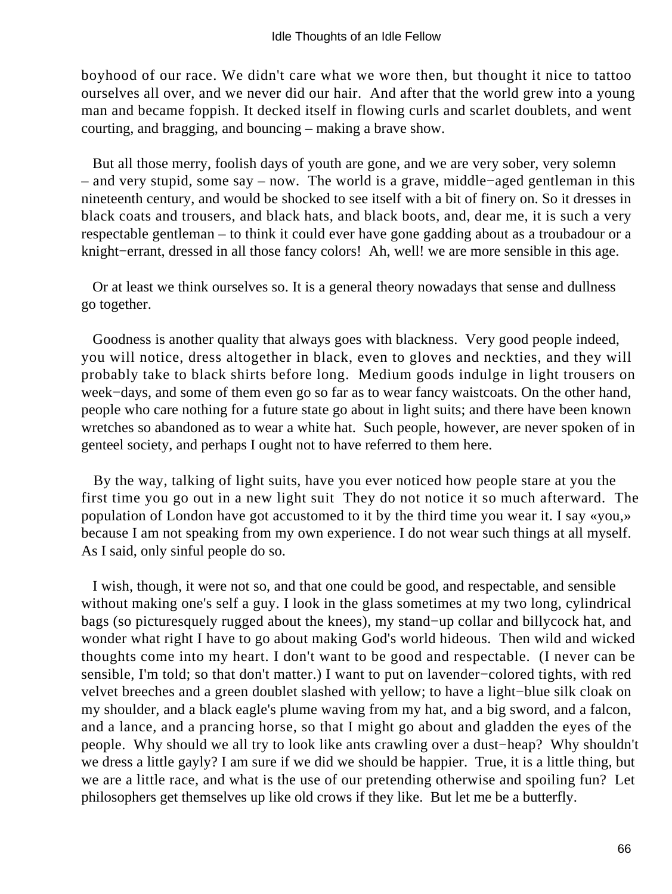boyhood of our race. We didn't care what we wore then, but thought it nice to tattoo ourselves all over, and we never did our hair. And after that the world grew into a young man and became foppish. It decked itself in flowing curls and scarlet doublets, and went courting, and bragging, and bouncing – making a brave show.

But all those merry, foolish days of youth are gone, and we are very sober, very solemn – and very stupid, some say – now. The world is a grave, middle−aged gentleman in this nineteenth century, and would be shocked to see itself with a bit of finery on. So it dresses in black coats and trousers, and black hats, and black boots, and, dear me, it is such a very respectable gentleman – to think it could ever have gone gadding about as a troubadour or a knight−errant, dressed in all those fancy colors! Ah, well! we are more sensible in this age.

Or at least we think ourselves so. It is a general theory nowadays that sense and dullness go together.

Goodness is another quality that always goes with blackness. Very good people indeed, you will notice, dress altogether in black, even to gloves and neckties, and they will probably take to black shirts before long. Medium goods indulge in light trousers on week−days, and some of them even go so far as to wear fancy waistcoats. On the other hand, people who care nothing for a future state go about in light suits; and there have been known wretches so abandoned as to wear a white hat. Such people, however, are never spoken of in genteel society, and perhaps I ought not to have referred to them here.

By the way, talking of light suits, have you ever noticed how people stare at you the first time you go out in a new light suit They do not notice it so much afterward. The population of London have got accustomed to it by the third time you wear it. I say «you,» because I am not speaking from my own experience. I do not wear such things at all myself. As I said, only sinful people do so.

I wish, though, it were not so, and that one could be good, and respectable, and sensible without making one's self a guy. I look in the glass sometimes at my two long, cylindrical bags (so picturesquely rugged about the knees), my stand−up collar and billycock hat, and wonder what right I have to go about making God's world hideous. Then wild and wicked thoughts come into my heart. I don't want to be good and respectable. (I never can be sensible, I'm told; so that don't matter.) I want to put on lavender−colored tights, with red velvet breeches and a green doublet slashed with yellow; to have a light−blue silk cloak on my shoulder, and a black eagle's plume waving from my hat, and a big sword, and a falcon, and a lance, and a prancing horse, so that I might go about and gladden the eyes of the people. Why should we all try to look like ants crawling over a dust−heap? Why shouldn't we dress a little gayly? I am sure if we did we should be happier. True, it is a little thing, but we are a little race, and what is the use of our pretending otherwise and spoiling fun? Let philosophers get themselves up like old crows if they like. But let me be a butterfly.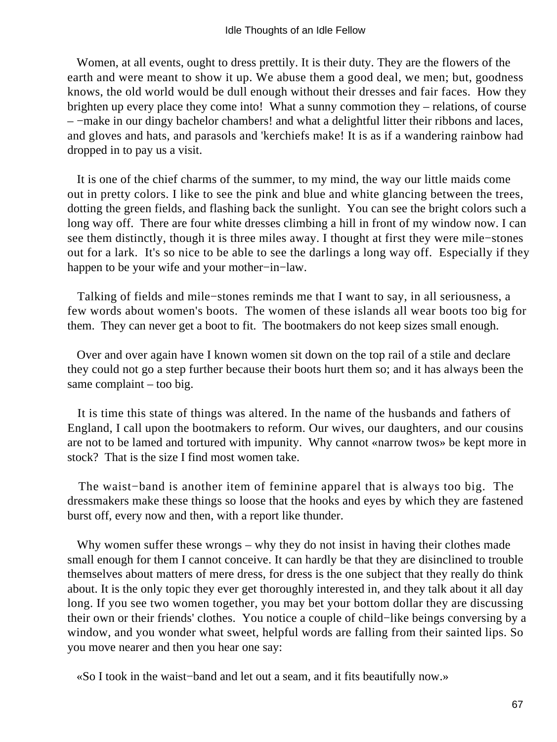Women, at all events, ought to dress prettily. It is their duty. They are the flowers of the earth and were meant to show it up. We abuse them a good deal, we men; but, goodness knows, the old world would be dull enough without their dresses and fair faces. How they brighten up every place they come into! What a sunny commotion they – relations, of course – −make in our dingy bachelor chambers! and what a delightful litter their ribbons and laces, and gloves and hats, and parasols and 'kerchiefs make! It is as if a wandering rainbow had dropped in to pay us a visit.

It is one of the chief charms of the summer, to my mind, the way our little maids come out in pretty colors. I like to see the pink and blue and white glancing between the trees, dotting the green fields, and flashing back the sunlight. You can see the bright colors such a long way off. There are four white dresses climbing a hill in front of my window now. I can see them distinctly, though it is three miles away. I thought at first they were mile−stones out for a lark. It's so nice to be able to see the darlings a long way off. Especially if they happen to be your wife and your mother−in−law.

Talking of fields and mile−stones reminds me that I want to say, in all seriousness, a few words about women's boots. The women of these islands all wear boots too big for them. They can never get a boot to fit. The bootmakers do not keep sizes small enough.

Over and over again have I known women sit down on the top rail of a stile and declare they could not go a step further because their boots hurt them so; and it has always been the same complaint – too big.

It is time this state of things was altered. In the name of the husbands and fathers of England, I call upon the bootmakers to reform. Our wives, our daughters, and our cousins are not to be lamed and tortured with impunity. Why cannot «narrow twos» be kept more in stock? That is the size I find most women take.

The waist−band is another item of feminine apparel that is always too big. The dressmakers make these things so loose that the hooks and eyes by which they are fastened burst off, every now and then, with a report like thunder.

Why women suffer these wrongs – why they do not insist in having their clothes made small enough for them I cannot conceive. It can hardly be that they are disinclined to trouble themselves about matters of mere dress, for dress is the one subject that they really do think about. It is the only topic they ever get thoroughly interested in, and they talk about it all day long. If you see two women together, you may bet your bottom dollar they are discussing their own or their friends' clothes. You notice a couple of child−like beings conversing by a window, and you wonder what sweet, helpful words are falling from their sainted lips. So you move nearer and then you hear one say:

«So I took in the waist−band and let out a seam, and it fits beautifully now.»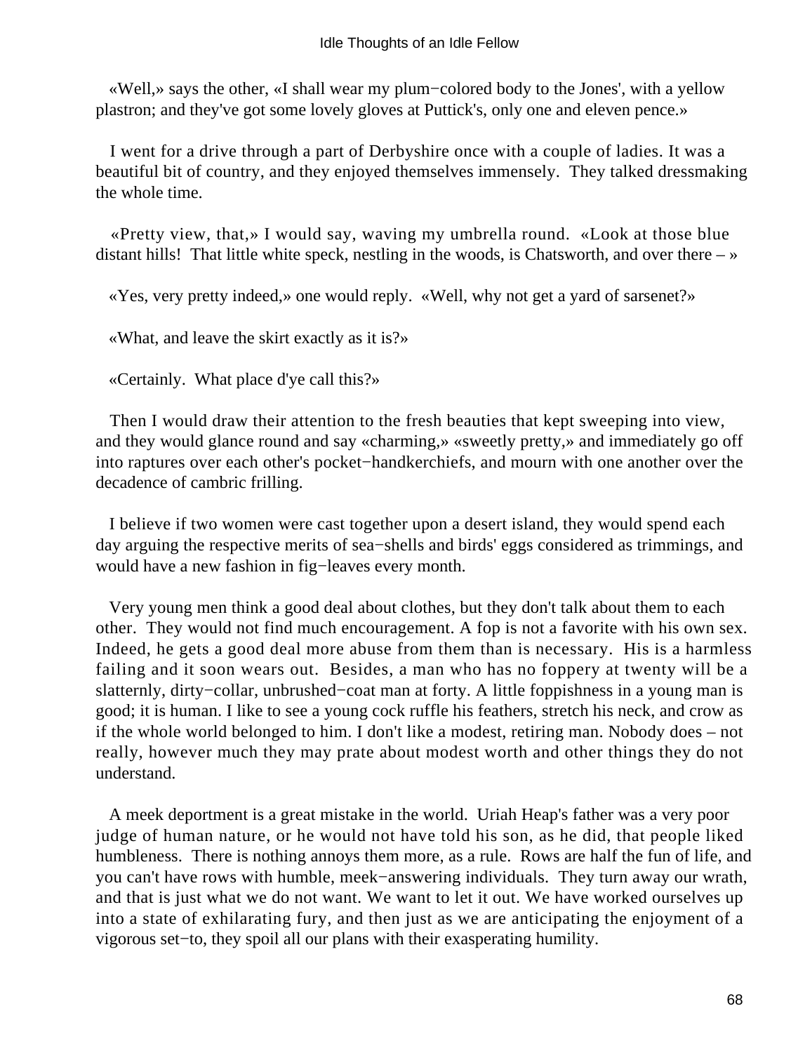«Well,» says the other, «I shall wear my plum−colored body to the Jones', with a yellow plastron; and they've got some lovely gloves at Puttick's, only one and eleven pence.»

I went for a drive through a part of Derbyshire once with a couple of ladies. It was a beautiful bit of country, and they enjoyed themselves immensely. They talked dressmaking the whole time.

«Pretty view, that,» I would say, waving my umbrella round. «Look at those blue distant hills! That little white speck, nestling in the woods, is Chatsworth, and over there – »

«Yes, very pretty indeed,» one would reply. «Well, why not get a yard of sarsenet?»

«What, and leave the skirt exactly as it is?»

«Certainly. What place d'ye call this?»

Then I would draw their attention to the fresh beauties that kept sweeping into view, and they would glance round and say «charming,» «sweetly pretty,» and immediately go off into raptures over each other's pocket−handkerchiefs, and mourn with one another over the decadence of cambric frilling.

I believe if two women were cast together upon a desert island, they would spend each day arguing the respective merits of sea−shells and birds' eggs considered as trimmings, and would have a new fashion in fig−leaves every month.

Very young men think a good deal about clothes, but they don't talk about them to each other. They would not find much encouragement. A fop is not a favorite with his own sex. Indeed, he gets a good deal more abuse from them than is necessary. His is a harmless failing and it soon wears out. Besides, a man who has no foppery at twenty will be a slatternly, dirty−collar, unbrushed−coat man at forty. A little foppishness in a young man is good; it is human. I like to see a young cock ruffle his feathers, stretch his neck, and crow as if the whole world belonged to him. I don't like a modest, retiring man. Nobody does – not really, however much they may prate about modest worth and other things they do not understand.

A meek deportment is a great mistake in the world. Uriah Heap's father was a very poor judge of human nature, or he would not have told his son, as he did, that people liked humbleness. There is nothing annoys them more, as a rule. Rows are half the fun of life, and you can't have rows with humble, meek−answering individuals. They turn away our wrath, and that is just what we do not want. We want to let it out. We have worked ourselves up into a state of exhilarating fury, and then just as we are anticipating the enjoyment of a vigorous set−to, they spoil all our plans with their exasperating humility.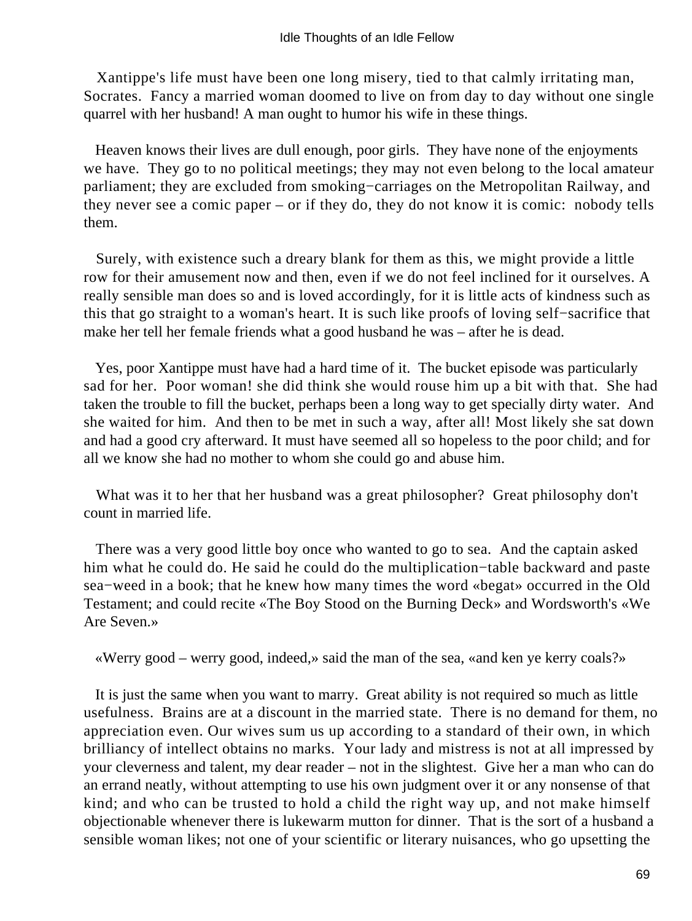Xantippe's life must have been one long misery, tied to that calmly irritating man, Socrates. Fancy a married woman doomed to live on from day to day without one single quarrel with her husband! A man ought to humor his wife in these things.

Heaven knows their lives are dull enough, poor girls. They have none of the enjoyments we have. They go to no political meetings; they may not even belong to the local amateur parliament; they are excluded from smoking−carriages on the Metropolitan Railway, and they never see a comic paper – or if they do, they do not know it is comic: nobody tells them.

Surely, with existence such a dreary blank for them as this, we might provide a little row for their amusement now and then, even if we do not feel inclined for it ourselves. A really sensible man does so and is loved accordingly, for it is little acts of kindness such as this that go straight to a woman's heart. It is such like proofs of loving self−sacrifice that make her tell her female friends what a good husband he was – after he is dead.

Yes, poor Xantippe must have had a hard time of it. The bucket episode was particularly sad for her. Poor woman! she did think she would rouse him up a bit with that. She had taken the trouble to fill the bucket, perhaps been a long way to get specially dirty water. And she waited for him. And then to be met in such a way, after all! Most likely she sat down and had a good cry afterward. It must have seemed all so hopeless to the poor child; and for all we know she had no mother to whom she could go and abuse him.

What was it to her that her husband was a great philosopher? Great philosophy don't count in married life.

There was a very good little boy once who wanted to go to sea. And the captain asked him what he could do. He said he could do the multiplication−table backward and paste sea−weed in a book; that he knew how many times the word «begat» occurred in the Old Testament; and could recite «The Boy Stood on the Burning Deck» and Wordsworth's «We Are Seven.»

«Werry good – werry good, indeed,» said the man of the sea, «and ken ye kerry coals?»

It is just the same when you want to marry. Great ability is not required so much as little usefulness. Brains are at a discount in the married state. There is no demand for them, no appreciation even. Our wives sum us up according to a standard of their own, in which brilliancy of intellect obtains no marks. Your lady and mistress is not at all impressed by your cleverness and talent, my dear reader – not in the slightest. Give her a man who can do an errand neatly, without attempting to use his own judgment over it or any nonsense of that kind; and who can be trusted to hold a child the right way up, and not make himself objectionable whenever there is lukewarm mutton for dinner. That is the sort of a husband a sensible woman likes; not one of your scientific or literary nuisances, who go upsetting the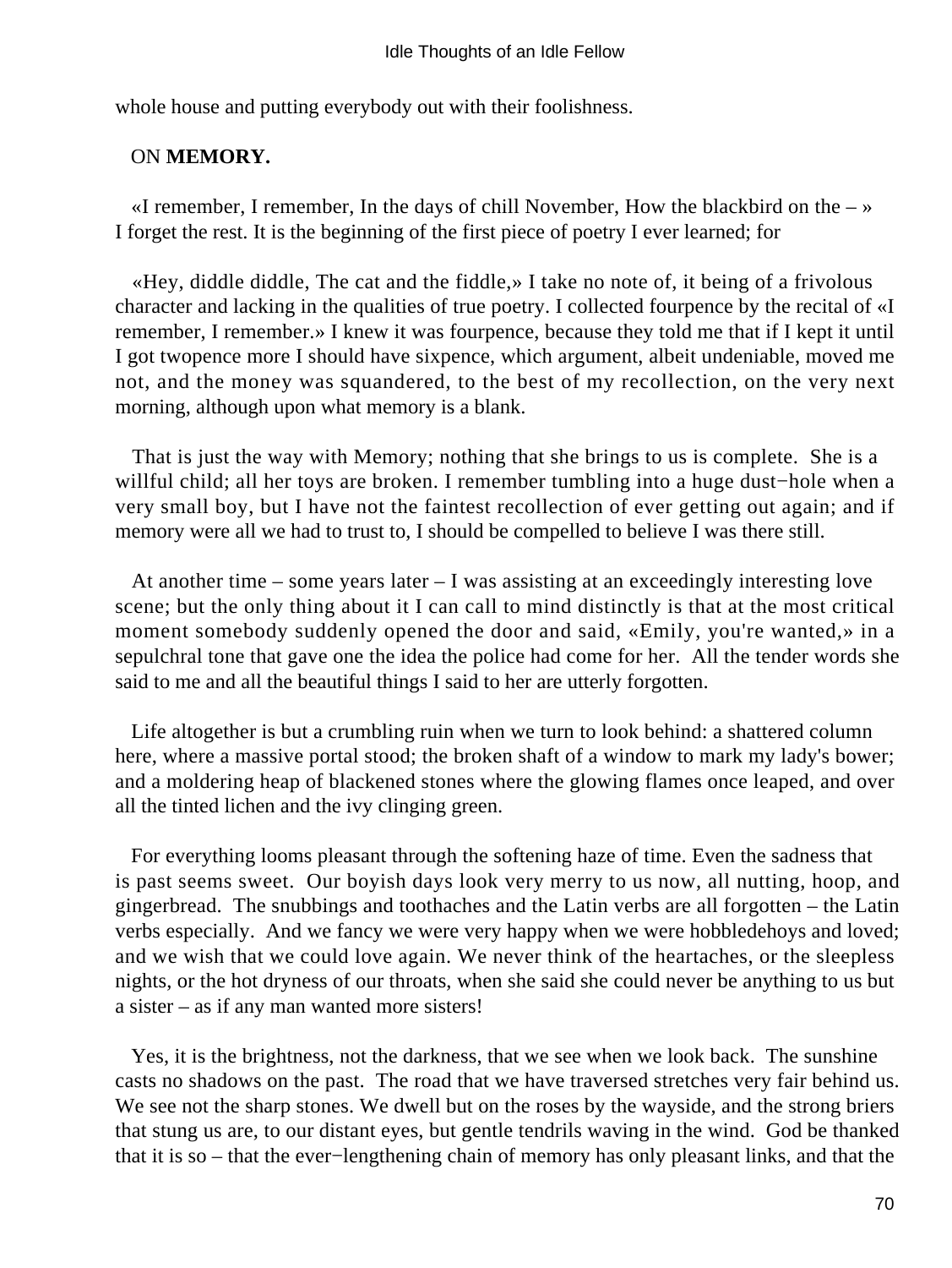whole house and putting everybody out with their foolishness.

## ON **MEMORY.**

«I remember, I remember, In the days of chill November, How the blackbird on the – » I forget the rest. It is the beginning of the first piece of poetry I ever learned; for

«Hey, diddle diddle, The cat and the fiddle,» I take no note of, it being of a frivolous character and lacking in the qualities of true poetry. I collected fourpence by the recital of «I remember, I remember.» I knew it was fourpence, because they told me that if I kept it until I got twopence more I should have sixpence, which argument, albeit undeniable, moved me not, and the money was squandered, to the best of my recollection, on the very next morning, although upon what memory is a blank.

That is just the way with Memory; nothing that she brings to us is complete. She is a willful child; all her toys are broken. I remember tumbling into a huge dust−hole when a very small boy, but I have not the faintest recollection of ever getting out again; and if memory were all we had to trust to, I should be compelled to believe I was there still.

At another time – some years later – I was assisting at an exceedingly interesting love scene; but the only thing about it I can call to mind distinctly is that at the most critical moment somebody suddenly opened the door and said, «Emily, you're wanted,» in a sepulchral tone that gave one the idea the police had come for her. All the tender words she said to me and all the beautiful things I said to her are utterly forgotten.

Life altogether is but a crumbling ruin when we turn to look behind: a shattered column here, where a massive portal stood; the broken shaft of a window to mark my lady's bower; and a moldering heap of blackened stones where the glowing flames once leaped, and over all the tinted lichen and the ivy clinging green.

For everything looms pleasant through the softening haze of time. Even the sadness that is past seems sweet. Our boyish days look very merry to us now, all nutting, hoop, and gingerbread. The snubbings and toothaches and the Latin verbs are all forgotten – the Latin verbs especially. And we fancy we were very happy when we were hobbledehoys and loved; and we wish that we could love again. We never think of the heartaches, or the sleepless nights, or the hot dryness of our throats, when she said she could never be anything to us but a sister – as if any man wanted more sisters!

Yes, it is the brightness, not the darkness, that we see when we look back. The sunshine casts no shadows on the past. The road that we have traversed stretches very fair behind us. We see not the sharp stones. We dwell but on the roses by the wayside, and the strong briers that stung us are, to our distant eyes, but gentle tendrils waving in the wind. God be thanked that it is so – that the ever−lengthening chain of memory has only pleasant links, and that the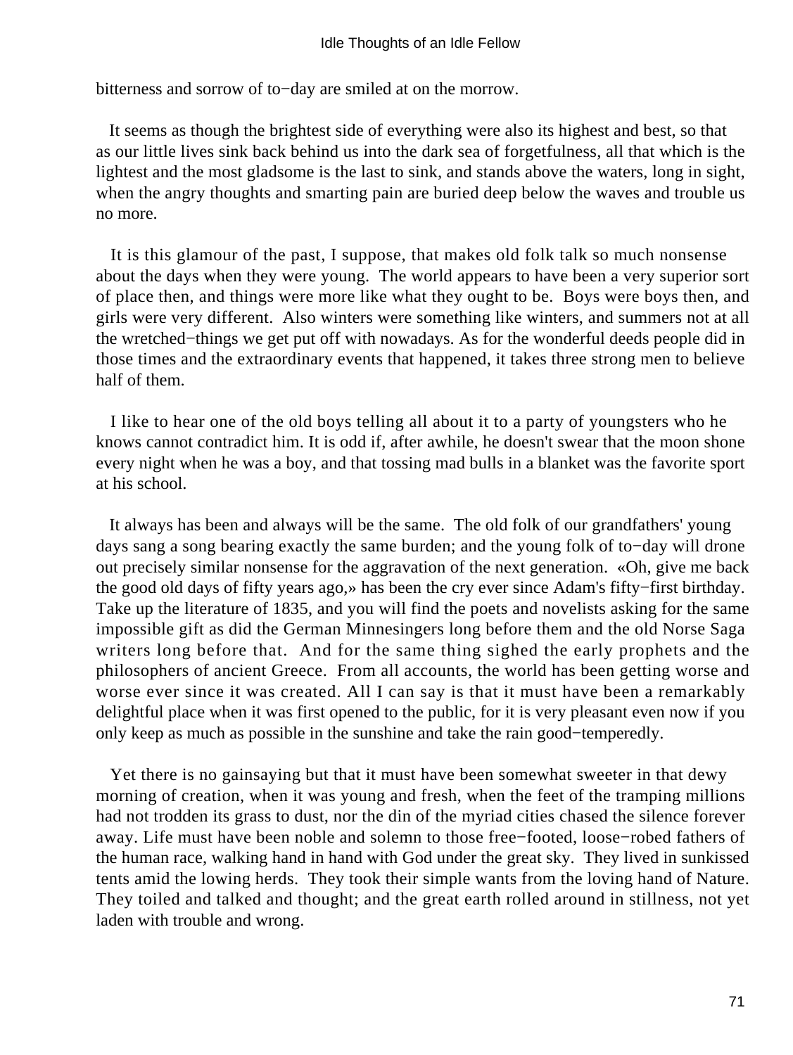bitterness and sorrow of to−day are smiled at on the morrow.

It seems as though the brightest side of everything were also its highest and best, so that as our little lives sink back behind us into the dark sea of forgetfulness, all that which is the lightest and the most gladsome is the last to sink, and stands above the waters, long in sight, when the angry thoughts and smarting pain are buried deep below the waves and trouble us no more.

It is this glamour of the past, I suppose, that makes old folk talk so much nonsense about the days when they were young. The world appears to have been a very superior sort of place then, and things were more like what they ought to be. Boys were boys then, and girls were very different. Also winters were something like winters, and summers not at all the wretched−things we get put off with nowadays. As for the wonderful deeds people did in those times and the extraordinary events that happened, it takes three strong men to believe half of them.

I like to hear one of the old boys telling all about it to a party of youngsters who he knows cannot contradict him. It is odd if, after awhile, he doesn't swear that the moon shone every night when he was a boy, and that tossing mad bulls in a blanket was the favorite sport at his school.

It always has been and always will be the same. The old folk of our grandfathers' young days sang a song bearing exactly the same burden; and the young folk of to−day will drone out precisely similar nonsense for the aggravation of the next generation. «Oh, give me back the good old days of fifty years ago,» has been the cry ever since Adam's fifty−first birthday. Take up the literature of 1835, and you will find the poets and novelists asking for the same impossible gift as did the German Minnesingers long before them and the old Norse Saga writers long before that. And for the same thing sighed the early prophets and the philosophers of ancient Greece. From all accounts, the world has been getting worse and worse ever since it was created. All I can say is that it must have been a remarkably delightful place when it was first opened to the public, for it is very pleasant even now if you only keep as much as possible in the sunshine and take the rain good−temperedly.

Yet there is no gainsaying but that it must have been somewhat sweeter in that dewy morning of creation, when it was young and fresh, when the feet of the tramping millions had not trodden its grass to dust, nor the din of the myriad cities chased the silence forever away. Life must have been noble and solemn to those free−footed, loose−robed fathers of the human race, walking hand in hand with God under the great sky. They lived in sunkissed tents amid the lowing herds. They took their simple wants from the loving hand of Nature. They toiled and talked and thought; and the great earth rolled around in stillness, not yet laden with trouble and wrong.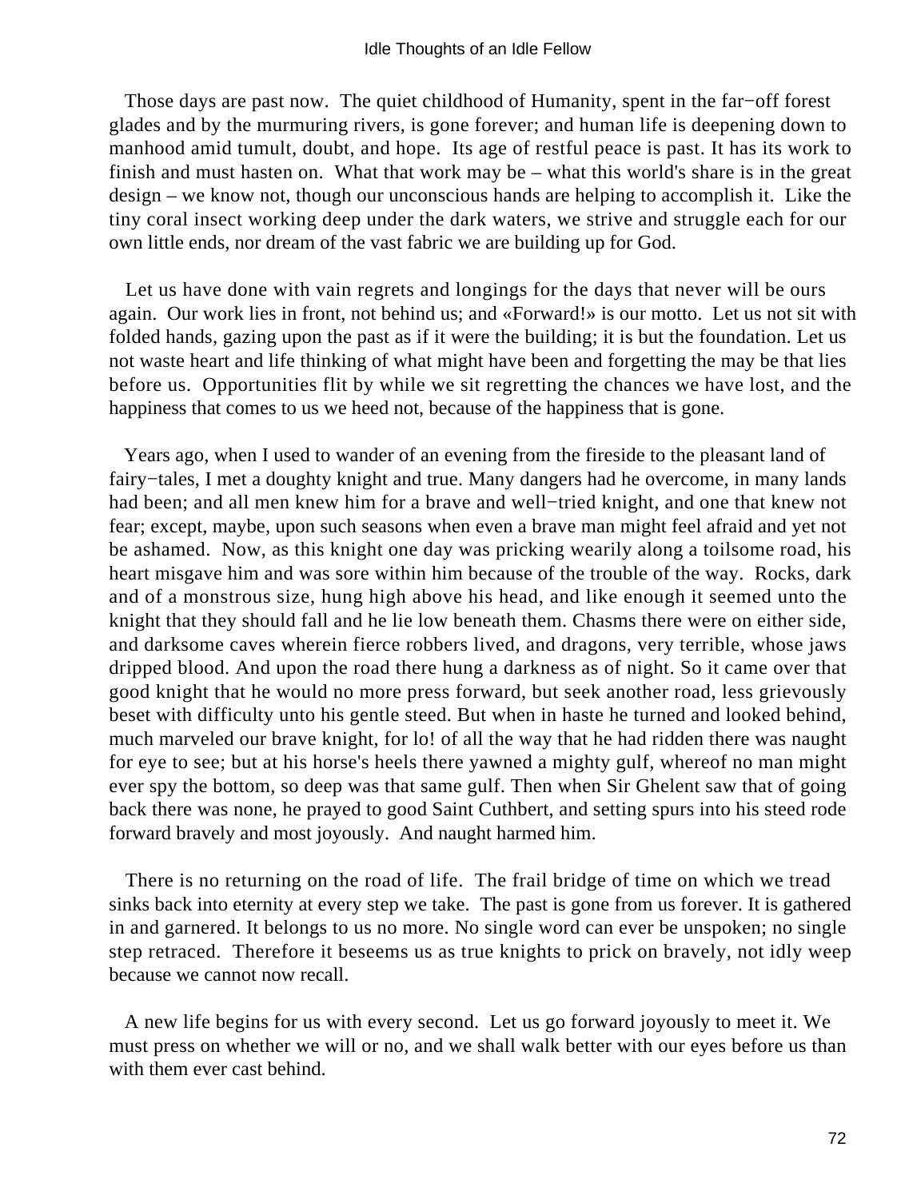Those days are past now. The quiet childhood of Humanity, spent in the far−off forest glades and by the murmuring rivers, is gone forever; and human life is deepening down to manhood amid tumult, doubt, and hope. Its age of restful peace is past. It has its work to finish and must hasten on. What that work may be – what this world's share is in the great design – we know not, though our unconscious hands are helping to accomplish it. Like the tiny coral insect working deep under the dark waters, we strive and struggle each for our own little ends, nor dream of the vast fabric we are building up for God.

Let us have done with vain regrets and longings for the days that never will be ours again. Our work lies in front, not behind us; and «Forward!» is our motto. Let us not sit with folded hands, gazing upon the past as if it were the building; it is but the foundation. Let us not waste heart and life thinking of what might have been and forgetting the may be that lies before us. Opportunities flit by while we sit regretting the chances we have lost, and the happiness that comes to us we heed not, because of the happiness that is gone.

Years ago, when I used to wander of an evening from the fireside to the pleasant land of fairy−tales, I met a doughty knight and true. Many dangers had he overcome, in many lands had been; and all men knew him for a brave and well−tried knight, and one that knew not fear; except, maybe, upon such seasons when even a brave man might feel afraid and yet not be ashamed. Now, as this knight one day was pricking wearily along a toilsome road, his heart misgave him and was sore within him because of the trouble of the way. Rocks, dark and of a monstrous size, hung high above his head, and like enough it seemed unto the knight that they should fall and he lie low beneath them. Chasms there were on either side, and darksome caves wherein fierce robbers lived, and dragons, very terrible, whose jaws dripped blood. And upon the road there hung a darkness as of night. So it came over that good knight that he would no more press forward, but seek another road, less grievously beset with difficulty unto his gentle steed. But when in haste he turned and looked behind, much marveled our brave knight, for lo! of all the way that he had ridden there was naught for eye to see; but at his horse's heels there yawned a mighty gulf, whereof no man might ever spy the bottom, so deep was that same gulf. Then when Sir Ghelent saw that of going back there was none, he prayed to good Saint Cuthbert, and setting spurs into his steed rode forward bravely and most joyously. And naught harmed him.

There is no returning on the road of life. The frail bridge of time on which we tread sinks back into eternity at every step we take. The past is gone from us forever. It is gathered in and garnered. It belongs to us no more. No single word can ever be unspoken; no single step retraced. Therefore it beseems us as true knights to prick on bravely, not idly weep because we cannot now recall.

A new life begins for us with every second. Let us go forward joyously to meet it. We must press on whether we will or no, and we shall walk better with our eyes before us than with them ever cast behind.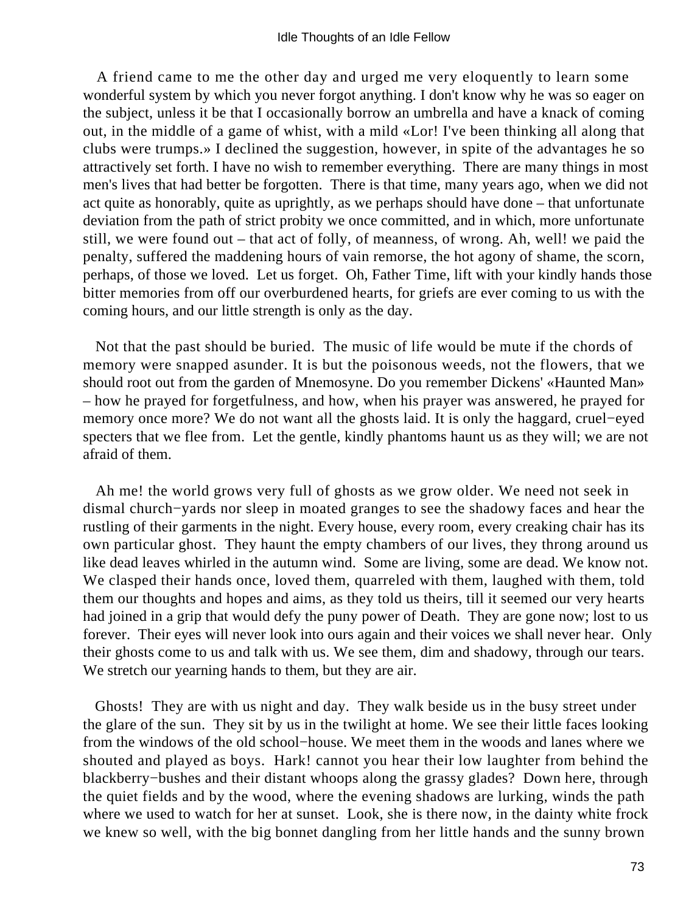A friend came to me the other day and urged me very eloquently to learn some wonderful system by which you never forgot anything. I don't know why he was so eager on the subject, unless it be that I occasionally borrow an umbrella and have a knack of coming out, in the middle of a game of whist, with a mild «Lor! I've been thinking all along that clubs were trumps.» I declined the suggestion, however, in spite of the advantages he so attractively set forth. I have no wish to remember everything. There are many things in most men's lives that had better be forgotten. There is that time, many years ago, when we did not act quite as honorably, quite as uprightly, as we perhaps should have done – that unfortunate deviation from the path of strict probity we once committed, and in which, more unfortunate still, we were found out – that act of folly, of meanness, of wrong. Ah, well! we paid the penalty, suffered the maddening hours of vain remorse, the hot agony of shame, the scorn, perhaps, of those we loved. Let us forget. Oh, Father Time, lift with your kindly hands those bitter memories from off our overburdened hearts, for griefs are ever coming to us with the coming hours, and our little strength is only as the day.

Not that the past should be buried. The music of life would be mute if the chords of memory were snapped asunder. It is but the poisonous weeds, not the flowers, that we should root out from the garden of Mnemosyne. Do you remember Dickens' «Haunted Man» – how he prayed for forgetfulness, and how, when his prayer was answered, he prayed for memory once more? We do not want all the ghosts laid. It is only the haggard, cruel−eyed specters that we flee from. Let the gentle, kindly phantoms haunt us as they will; we are not afraid of them.

Ah me! the world grows very full of ghosts as we grow older. We need not seek in dismal church−yards nor sleep in moated granges to see the shadowy faces and hear the rustling of their garments in the night. Every house, every room, every creaking chair has its own particular ghost. They haunt the empty chambers of our lives, they throng around us like dead leaves whirled in the autumn wind. Some are living, some are dead. We know not. We clasped their hands once, loved them, quarreled with them, laughed with them, told them our thoughts and hopes and aims, as they told us theirs, till it seemed our very hearts had joined in a grip that would defy the puny power of Death. They are gone now; lost to us forever. Their eyes will never look into ours again and their voices we shall never hear. Only their ghosts come to us and talk with us. We see them, dim and shadowy, through our tears. We stretch our yearning hands to them, but they are air.

Ghosts! They are with us night and day. They walk beside us in the busy street under the glare of the sun. They sit by us in the twilight at home. We see their little faces looking from the windows of the old school−house. We meet them in the woods and lanes where we shouted and played as boys. Hark! cannot you hear their low laughter from behind the blackberry−bushes and their distant whoops along the grassy glades? Down here, through the quiet fields and by the wood, where the evening shadows are lurking, winds the path where we used to watch for her at sunset. Look, she is there now, in the dainty white frock we knew so well, with the big bonnet dangling from her little hands and the sunny brown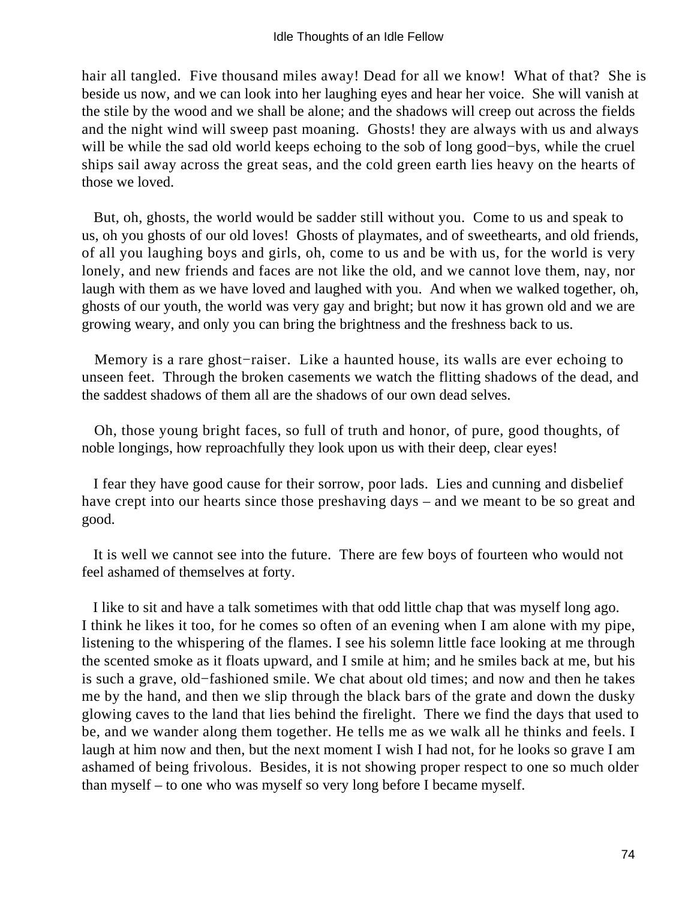hair all tangled. Five thousand miles away! Dead for all we know! What of that? She is beside us now, and we can look into her laughing eyes and hear her voice. She will vanish at the stile by the wood and we shall be alone; and the shadows will creep out across the fields and the night wind will sweep past moaning. Ghosts! they are always with us and always will be while the sad old world keeps echoing to the sob of long good−bys, while the cruel ships sail away across the great seas, and the cold green earth lies heavy on the hearts of those we loved.

But, oh, ghosts, the world would be sadder still without you. Come to us and speak to us, oh you ghosts of our old loves! Ghosts of playmates, and of sweethearts, and old friends, of all you laughing boys and girls, oh, come to us and be with us, for the world is very lonely, and new friends and faces are not like the old, and we cannot love them, nay, nor laugh with them as we have loved and laughed with you. And when we walked together, oh, ghosts of our youth, the world was very gay and bright; but now it has grown old and we are growing weary, and only you can bring the brightness and the freshness back to us.

Memory is a rare ghost−raiser. Like a haunted house, its walls are ever echoing to unseen feet. Through the broken casements we watch the flitting shadows of the dead, and the saddest shadows of them all are the shadows of our own dead selves.

Oh, those young bright faces, so full of truth and honor, of pure, good thoughts, of noble longings, how reproachfully they look upon us with their deep, clear eyes!

I fear they have good cause for their sorrow, poor lads. Lies and cunning and disbelief have crept into our hearts since those preshaving days – and we meant to be so great and good.

It is well we cannot see into the future. There are few boys of fourteen who would not feel ashamed of themselves at forty.

I like to sit and have a talk sometimes with that odd little chap that was myself long ago. I think he likes it too, for he comes so often of an evening when I am alone with my pipe, listening to the whispering of the flames. I see his solemn little face looking at me through the scented smoke as it floats upward, and I smile at him; and he smiles back at me, but his is such a grave, old−fashioned smile. We chat about old times; and now and then he takes me by the hand, and then we slip through the black bars of the grate and down the dusky glowing caves to the land that lies behind the firelight. There we find the days that used to be, and we wander along them together. He tells me as we walk all he thinks and feels. I laugh at him now and then, but the next moment I wish I had not, for he looks so grave I am ashamed of being frivolous. Besides, it is not showing proper respect to one so much older than myself – to one who was myself so very long before I became myself.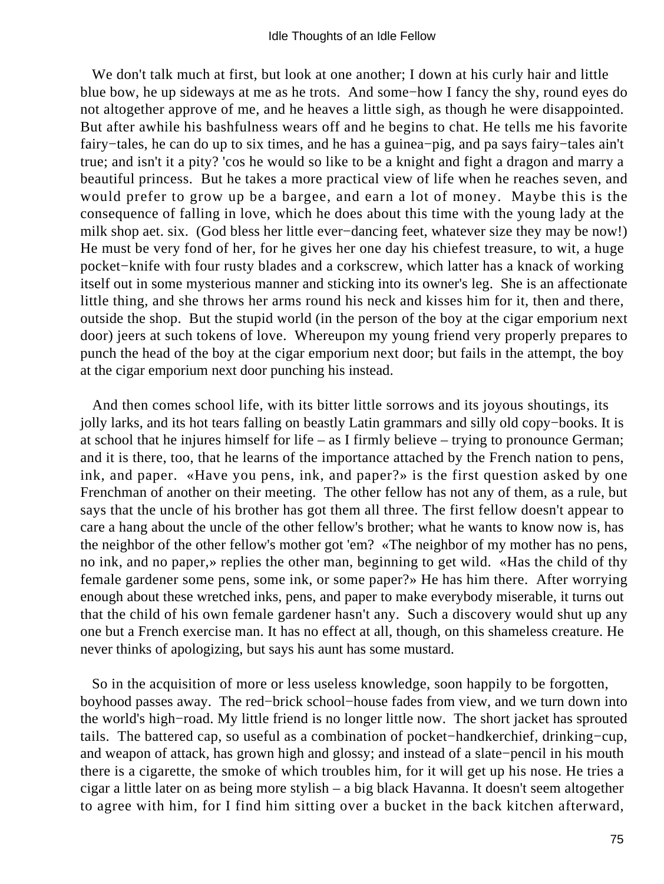We don't talk much at first, but look at one another; I down at his curly hair and little blue bow, he up sideways at me as he trots. And some−how I fancy the shy, round eyes do not altogether approve of me, and he heaves a little sigh, as though he were disappointed. But after awhile his bashfulness wears off and he begins to chat. He tells me his favorite fairy−tales, he can do up to six times, and he has a guinea−pig, and pa says fairy−tales ain't true; and isn't it a pity? 'cos he would so like to be a knight and fight a dragon and marry a beautiful princess. But he takes a more practical view of life when he reaches seven, and would prefer to grow up be a bargee, and earn a lot of money. Maybe this is the consequence of falling in love, which he does about this time with the young lady at the milk shop aet. six. (God bless her little ever−dancing feet, whatever size they may be now!) He must be very fond of her, for he gives her one day his chiefest treasure, to wit, a huge pocket−knife with four rusty blades and a corkscrew, which latter has a knack of working itself out in some mysterious manner and sticking into its owner's leg. She is an affectionate little thing, and she throws her arms round his neck and kisses him for it, then and there, outside the shop. But the stupid world (in the person of the boy at the cigar emporium next door) jeers at such tokens of love. Whereupon my young friend very properly prepares to punch the head of the boy at the cigar emporium next door; but fails in the attempt, the boy at the cigar emporium next door punching his instead.

And then comes school life, with its bitter little sorrows and its joyous shoutings, its jolly larks, and its hot tears falling on beastly Latin grammars and silly old copy−books. It is at school that he injures himself for life – as I firmly believe – trying to pronounce German; and it is there, too, that he learns of the importance attached by the French nation to pens, ink, and paper. «Have you pens, ink, and paper?» is the first question asked by one Frenchman of another on their meeting. The other fellow has not any of them, as a rule, but says that the uncle of his brother has got them all three. The first fellow doesn't appear to care a hang about the uncle of the other fellow's brother; what he wants to know now is, has the neighbor of the other fellow's mother got 'em? «The neighbor of my mother has no pens, no ink, and no paper,» replies the other man, beginning to get wild. «Has the child of thy female gardener some pens, some ink, or some paper?» He has him there. After worrying enough about these wretched inks, pens, and paper to make everybody miserable, it turns out that the child of his own female gardener hasn't any. Such a discovery would shut up any one but a French exercise man. It has no effect at all, though, on this shameless creature. He never thinks of apologizing, but says his aunt has some mustard.

So in the acquisition of more or less useless knowledge, soon happily to be forgotten, boyhood passes away. The red−brick school−house fades from view, and we turn down into the world's high−road. My little friend is no longer little now. The short jacket has sprouted tails. The battered cap, so useful as a combination of pocket−handkerchief, drinking−cup, and weapon of attack, has grown high and glossy; and instead of a slate−pencil in his mouth there is a cigarette, the smoke of which troubles him, for it will get up his nose. He tries a cigar a little later on as being more stylish – a big black Havanna. It doesn't seem altogether to agree with him, for I find him sitting over a bucket in the back kitchen afterward,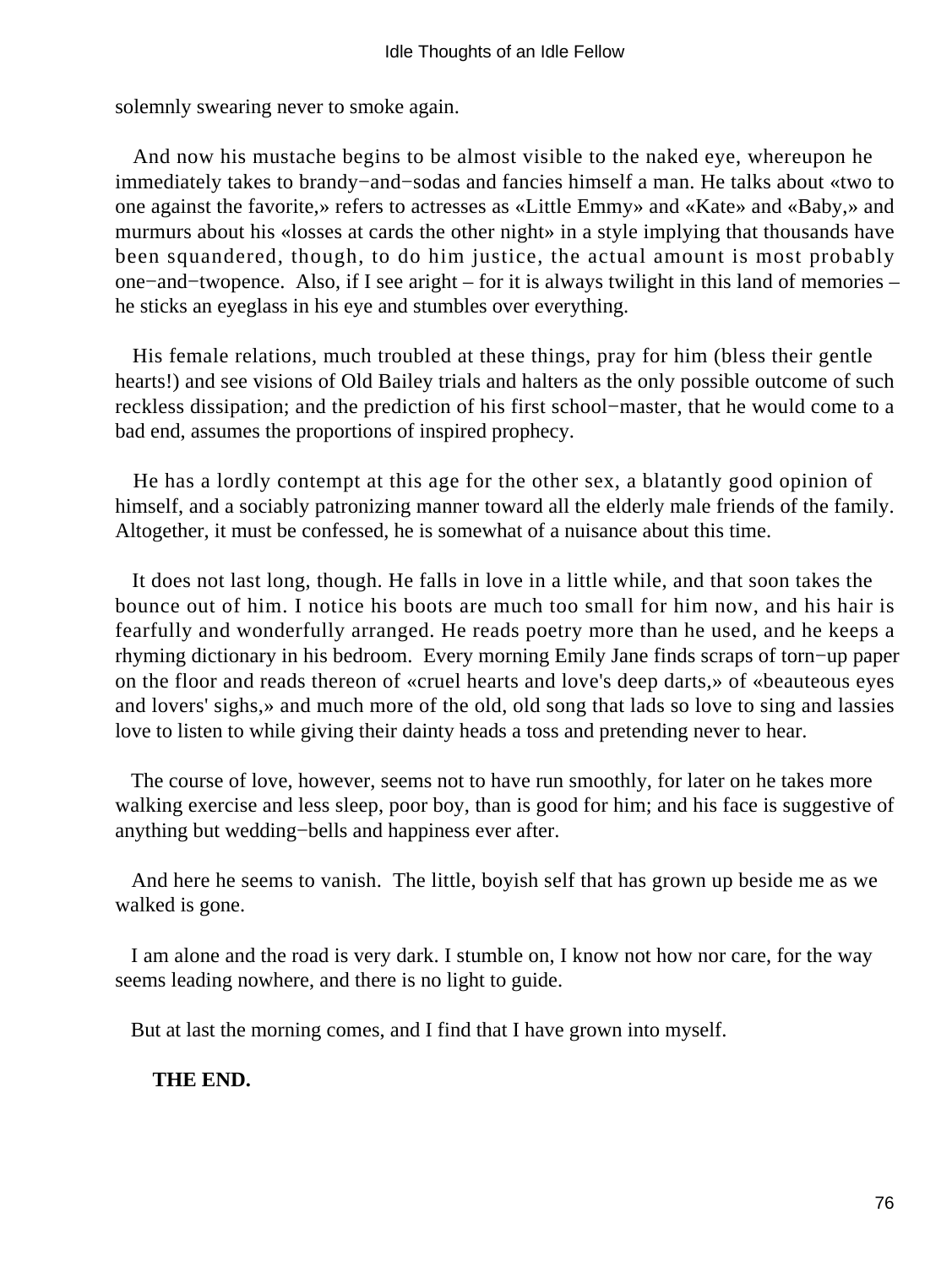solemnly swearing never to smoke again.

And now his mustache begins to be almost visible to the naked eye, whereupon he immediately takes to brandy−and−sodas and fancies himself a man. He talks about «two to one against the favorite,» refers to actresses as «Little Emmy» and «Kate» and «Baby,» and murmurs about his «losses at cards the other night» in a style implying that thousands have been squandered, though, to do him justice, the actual amount is most probably one−and−twopence. Also, if I see aright – for it is always twilight in this land of memories – he sticks an eyeglass in his eye and stumbles over everything.

His female relations, much troubled at these things, pray for him (bless their gentle hearts!) and see visions of Old Bailey trials and halters as the only possible outcome of such reckless dissipation; and the prediction of his first school−master, that he would come to a bad end, assumes the proportions of inspired prophecy.

He has a lordly contempt at this age for the other sex, a blatantly good opinion of himself, and a sociably patronizing manner toward all the elderly male friends of the family. Altogether, it must be confessed, he is somewhat of a nuisance about this time.

It does not last long, though. He falls in love in a little while, and that soon takes the bounce out of him. I notice his boots are much too small for him now, and his hair is fearfully and wonderfully arranged. He reads poetry more than he used, and he keeps a rhyming dictionary in his bedroom. Every morning Emily Jane finds scraps of torn−up paper on the floor and reads thereon of «cruel hearts and love's deep darts,» of «beauteous eyes and lovers' sighs,» and much more of the old, old song that lads so love to sing and lassies love to listen to while giving their dainty heads a toss and pretending never to hear.

The course of love, however, seems not to have run smoothly, for later on he takes more walking exercise and less sleep, poor boy, than is good for him; and his face is suggestive of anything but wedding−bells and happiness ever after.

And here he seems to vanish. The little, boyish self that has grown up beside me as we walked is gone.

I am alone and the road is very dark. I stumble on, I know not how nor care, for the way seems leading nowhere, and there is no light to guide.

But at last the morning comes, and I find that I have grown into myself.

**THE END.**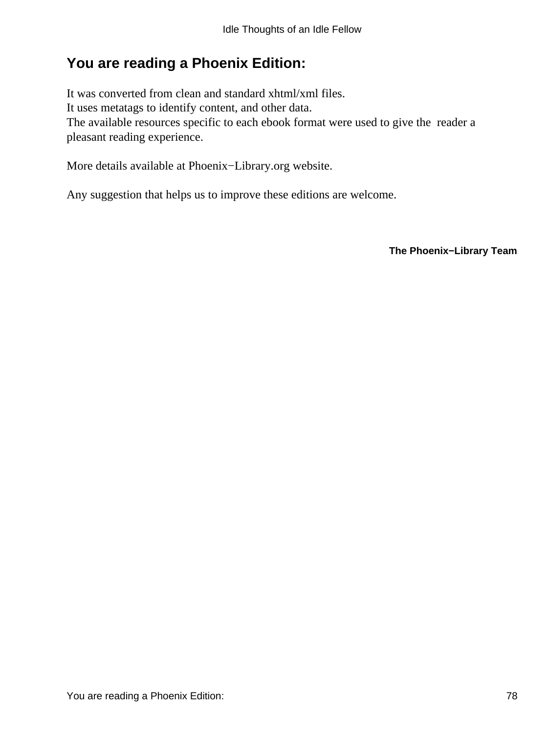## You are reading a Phoenix Edition:

It was converted from clean and standard xhtml/xml files.
It uses metatags to identify content, and other data.
The available resources specific to each ebook format were used to give the reader a pleasant reading experience.

More details available at Phoenix−Library.org website.

Any suggestion that helps us to improve these editions are welcome.

**The Phoenix−Library Team**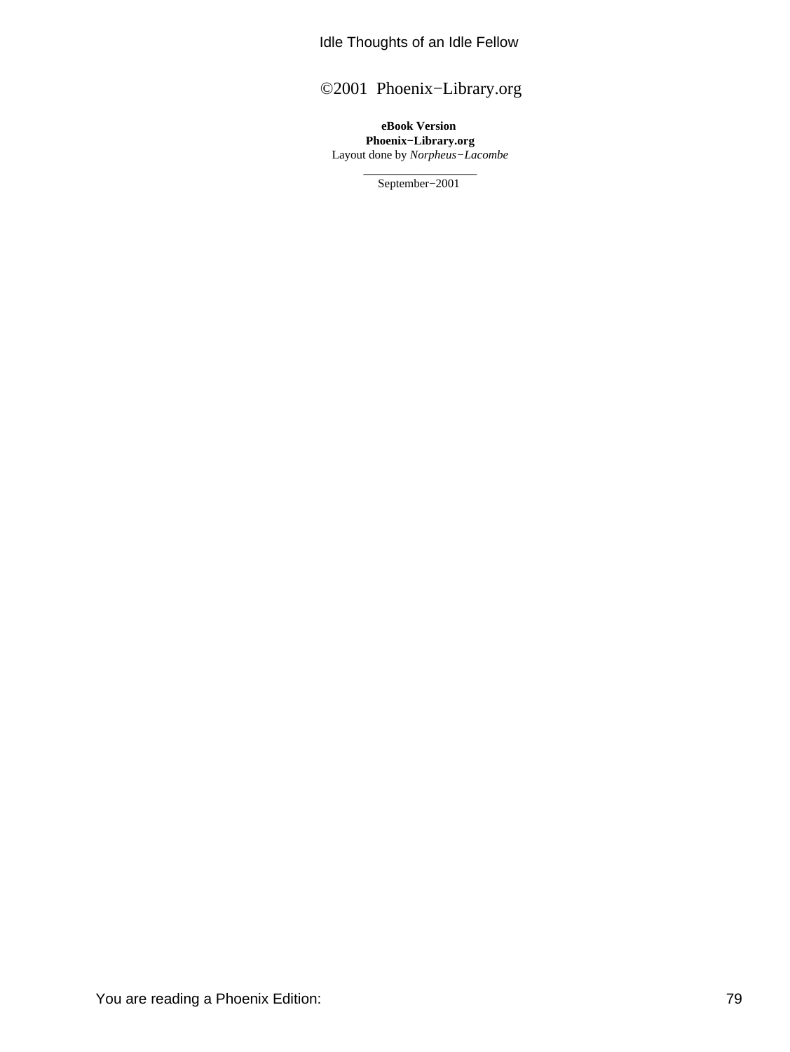©2001 Phoenix−Library.org

**eBook Version**
**Phoenix−Library.org**
Layout done by *Norpheus−Lacombe*

\_\_\_\_\_\_\_\_\_\_\_\_\_\_\_\_\_\_\_\_

September−2001